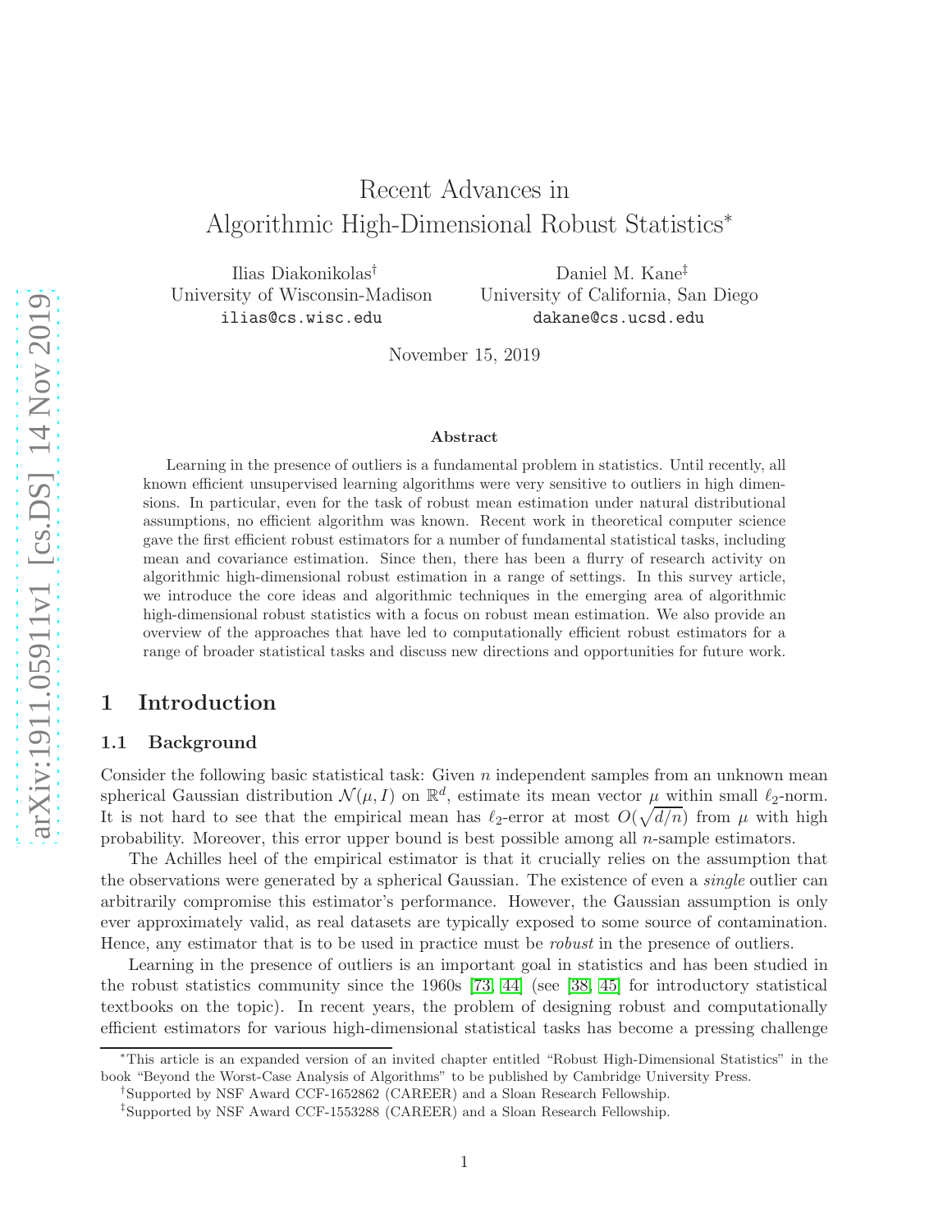# Recent Advances in Algorithmic High-Dimensional Robust Statistics*

Ilias Diakonikolas[†]
University of Wisconsin-Madison
ilias@cs.wisc.edu

Daniel M. Kane[‡]
University of California, San Diego
dakane@cs.ucsd.edu

November 15, 2019

**Abstract**

Learning in the presence of outliers is a fundamental problem in statistics. Until recently, all known efficient unsupervised learning algorithms were very sensitive to outliers in high dimensions. In particular, even for the task of robust mean estimation under natural distributional assumptions, no efficient algorithm was known. Recent work in theoretical computer science gave the first efficient robust estimators for a number of fundamental statistical tasks, including mean and covariance estimation. Since then, there has been a flurry of research activity on algorithmic high-dimensional robust estimation in a range of settings. In this survey article, we introduce the core ideas and algorithmic techniques in the emerging area of algorithmic high-dimensional robust statistics with a focus on robust mean estimation. We also provide an overview of the approaches that have led to computationally efficient robust estimators for a range of broader statistical tasks and discuss new directions and opportunities for future work.

## 1 Introduction

### 1.1 Background

Consider the following basic statistical task: Given $n$ independent samples from an unknown mean spherical Gaussian distribution $\mathcal{N}(\mu, I)$ on $\mathbb{R}^d$, estimate its mean vector $\mu$ within small $\ell_2$-norm. It is not hard to see that the empirical mean has $\ell_2$-error at most $O(\sqrt{d/n})$ from $\mu$ with high probability. Moreover, this error upper bound is best possible among all $n$-sample estimators.

The Achilles heel of the empirical estimator is that it crucially relies on the assumption that the observations were generated by a spherical Gaussian. The existence of even a *single* outlier can arbitrarily compromise this estimator's performance. However, the Gaussian assumption is only ever approximately valid, as real datasets are typically exposed to some source of contamination. Hence, any estimator that is to be used in practice must be *robust* in the presence of outliers.

Learning in the presence of outliers is an important goal in statistics and has been studied in the robust statistics community since the 1960s [73, 44] (see [38, 45] for introductory statistical textbooks on the topic). In recent years, the problem of designing robust and computationally efficient estimators for various high-dimensional statistical tasks has become a pressing challenge

---

*This article is an expanded version of an invited chapter entitled "Robust High-Dimensional Statistics" in the book "Beyond the Worst-Case Analysis of Algorithms" to be published by Cambridge University Press.

[†]Supported by NSF Award CCF-1652862 (CAREER) and a Sloan Research Fellowship.

[‡]Supported by NSF Award CCF-1553288 (CAREER) and a Sloan Research Fellowship.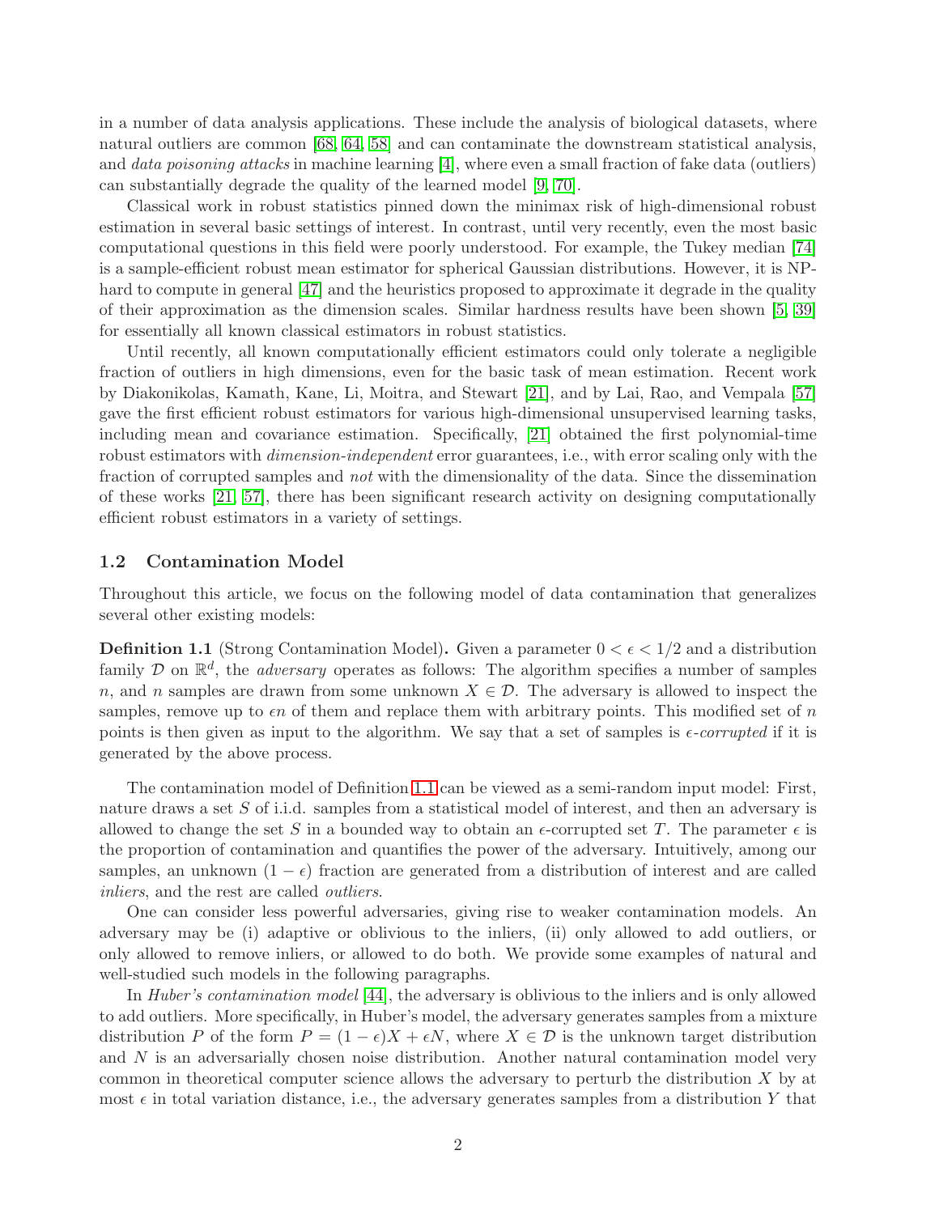in a number of data analysis applications. These include the analysis of biological datasets, where natural outliers are common [68, 64, 58] and can contaminate the downstream statistical analysis, and *data poisoning attacks* in machine learning [4], where even a small fraction of fake data (outliers) can substantially degrade the quality of the learned model [9, 70].

Classical work in robust statistics pinned down the minimax risk of high-dimensional robust estimation in several basic settings of interest. In contrast, until very recently, even the most basic computational questions in this field were poorly understood. For example, the Tukey median [74] is a sample-efficient robust mean estimator for spherical Gaussian distributions. However, it is NP-hard to compute in general [47] and the heuristics proposed to approximate it degrade in the quality of their approximation as the dimension scales. Similar hardness results have been shown [5, 39] for essentially all known classical estimators in robust statistics.

Until recently, all known computationally efficient estimators could only tolerate a negligible fraction of outliers in high dimensions, even for the basic task of mean estimation. Recent work by Diakonikolas, Kamath, Kane, Li, Moitra, and Stewart [21], and by Lai, Rao, and Vempala [57] gave the first efficient robust estimators for various high-dimensional unsupervised learning tasks, including mean and covariance estimation. Specifically, [21] obtained the first polynomial-time robust estimators with *dimension-independent* error guarantees, i.e., with error scaling only with the fraction of corrupted samples and *not* with the dimensionality of the data. Since the dissemination of these works [21, 57], there has been significant research activity on designing computationally efficient robust estimators in a variety of settings.

### 1.2 Contamination Model

Throughout this article, we focus on the following model of data contamination that generalizes several other existing models:

**Definition 1.1** (Strong Contamination Model)**.** Given a parameter $0 < \epsilon < 1/2$ and a distribution family $\mathcal{D}$ on $\mathbb{R}^d$, the *adversary* operates as follows: The algorithm specifies a number of samples $n$, and $n$ samples are drawn from some unknown $X \in \mathcal{D}$. The adversary is allowed to inspect the samples, remove up to $\epsilon n$ of them and replace them with arbitrary points. This modified set of $n$ points is then given as input to the algorithm. We say that a set of samples is *$\epsilon$-corrupted* if it is generated by the above process.

The contamination model of Definition 1.1 can be viewed as a semi-random input model: First, nature draws a set $S$ of i.i.d. samples from a statistical model of interest, and then an adversary is allowed to change the set $S$ in a bounded way to obtain an $\epsilon$-corrupted set $T$. The parameter $\epsilon$ is the proportion of contamination and quantifies the power of the adversary. Intuitively, among our samples, an unknown $(1 - \epsilon)$ fraction are generated from a distribution of interest and are called *inliers*, and the rest are called *outliers*.

One can consider less powerful adversaries, giving rise to weaker contamination models. An adversary may be (i) adaptive or oblivious to the inliers, (ii) only allowed to add outliers, or only allowed to remove inliers, or allowed to do both. We provide some examples of natural and well-studied such models in the following paragraphs.

In *Huber's contamination model* [44], the adversary is oblivious to the inliers and is only allowed to add outliers. More specifically, in Huber's model, the adversary generates samples from a mixture distribution $P$ of the form $P = (1 - \epsilon)X + \epsilon N$, where $X \in \mathcal{D}$ is the unknown target distribution and $N$ is an adversarially chosen noise distribution. Another natural contamination model very common in theoretical computer science allows the adversary to perturb the distribution $X$ by at most $\epsilon$ in total variation distance, i.e., the adversary generates samples from a distribution $Y$ that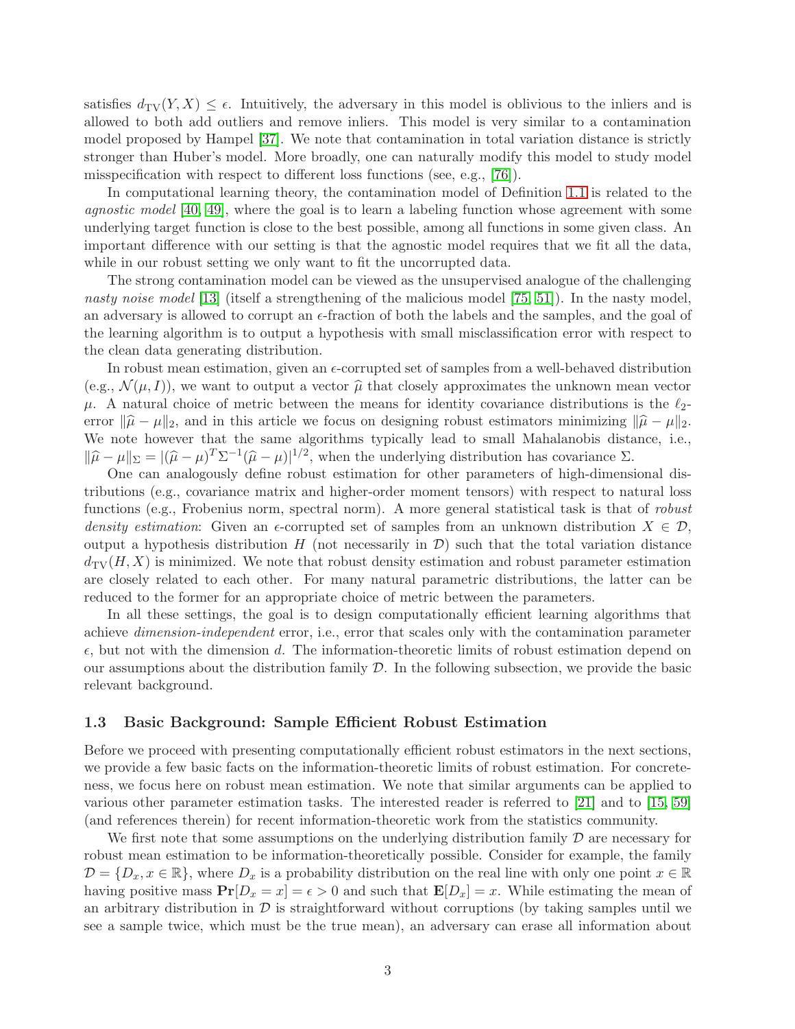satisfies $d_{\mathrm{TV}}(Y, X) \leq \epsilon$. Intuitively, the adversary in this model is oblivious to the inliers and is allowed to both add outliers and remove inliers. This model is very similar to a contamination model proposed by Hampel [37]. We note that contamination in total variation distance is strictly stronger than Huber's model. More broadly, one can naturally modify this model to study model misspecification with respect to different loss functions (see, e.g., [76]).

In computational learning theory, the contamination model of Definition 1.1 is related to the *agnostic model* [40, 49], where the goal is to learn a labeling function whose agreement with some underlying target function is close to the best possible, among all functions in some given class. An important difference with our setting is that the agnostic model requires that we fit all the data, while in our robust setting we only want to fit the uncorrupted data.

The strong contamination model can be viewed as the unsupervised analogue of the challenging *nasty noise model* [13] (itself a strengthening of the malicious model [75, 51]). In the nasty model, an adversary is allowed to corrupt an $\epsilon$-fraction of both the labels and the samples, and the goal of the learning algorithm is to output a hypothesis with small misclassification error with respect to the clean data generating distribution.

In robust mean estimation, given an $\epsilon$-corrupted set of samples from a well-behaved distribution (e.g., $\mathcal{N}(\mu, I)$), we want to output a vector $\widehat{\mu}$ that closely approximates the unknown mean vector $\mu$. A natural choice of metric between the means for identity covariance distributions is the $\ell_2$-error $\|\widehat{\mu} - \mu\|_2$, and in this article we focus on designing robust estimators minimizing $\|\widehat{\mu} - \mu\|_2$. We note however that the same algorithms typically lead to small Mahalanobis distance, i.e., $\|\widehat{\mu} - \mu\|_\Sigma = |(\widehat{\mu} - \mu)^T \Sigma^{-1} (\widehat{\mu} - \mu)|^{1/2}$, when the underlying distribution has covariance $\Sigma$.

One can analogously define robust estimation for other parameters of high-dimensional distributions (e.g., covariance matrix and higher-order moment tensors) with respect to natural loss functions (e.g., Frobenius norm, spectral norm). A more general statistical task is that of *robust density estimation*: Given an $\epsilon$-corrupted set of samples from an unknown distribution $X \in \mathcal{D}$, output a hypothesis distribution $H$ (not necessarily in $\mathcal{D}$) such that the total variation distance $d_{\mathrm{TV}}(H, X)$ is minimized. We note that robust density estimation and robust parameter estimation are closely related to each other. For many natural parametric distributions, the latter can be reduced to the former for an appropriate choice of metric between the parameters.

In all these settings, the goal is to design computationally efficient learning algorithms that achieve *dimension-independent* error, i.e., error that scales only with the contamination parameter $\epsilon$, but not with the dimension $d$. The information-theoretic limits of robust estimation depend on our assumptions about the distribution family $\mathcal{D}$. In the following subsection, we provide the basic relevant background.

### 1.3 Basic Background: Sample Efficient Robust Estimation

Before we proceed with presenting computationally efficient robust estimators in the next sections, we provide a few basic facts on the information-theoretic limits of robust estimation. For concreteness, we focus here on robust mean estimation. We note that similar arguments can be applied to various other parameter estimation tasks. The interested reader is referred to [21] and to [15, 59] (and references therein) for recent information-theoretic work from the statistics community.

We first note that some assumptions on the underlying distribution family $\mathcal{D}$ are necessary for robust mean estimation to be information-theoretically possible. Consider for example, the family $\mathcal{D} = \{D_x, x \in \mathbb{R}\}$, where $D_x$ is a probability distribution on the real line with only one point $x \in \mathbb{R}$ having positive mass $\mathbf{Pr}[D_x = x] = \epsilon > 0$ and such that $\mathbf{E}[D_x] = x$. While estimating the mean of an arbitrary distribution in $\mathcal{D}$ is straightforward without corruptions (by taking samples until we see a sample twice, which must be the true mean), an adversary can erase all information about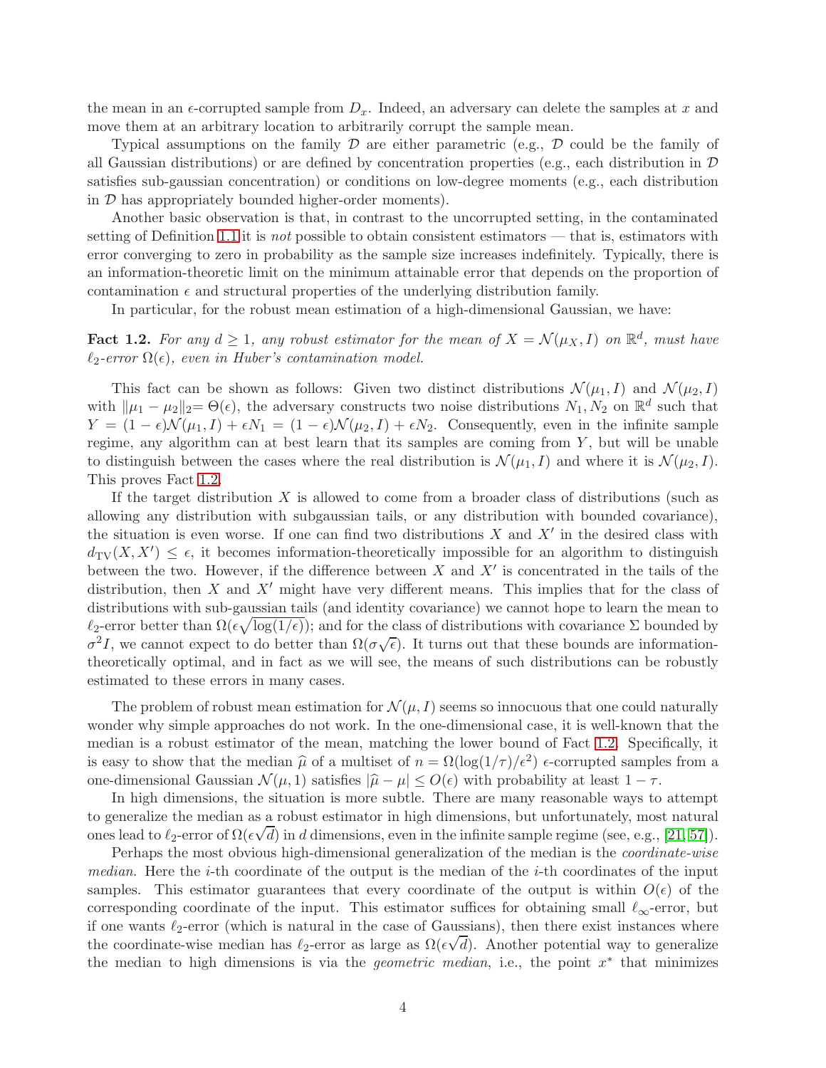the mean in an $\epsilon$-corrupted sample from $D_x$. Indeed, an adversary can delete the samples at $x$ and move them at an arbitrary location to arbitrarily corrupt the sample mean.

Typical assumptions on the family $\mathcal{D}$ are either parametric (e.g., $\mathcal{D}$ could be the family of all Gaussian distributions) or are defined by concentration properties (e.g., each distribution in $\mathcal{D}$ satisfies sub-gaussian concentration) or conditions on low-degree moments (e.g., each distribution in $\mathcal{D}$ has appropriately bounded higher-order moments).

Another basic observation is that, in contrast to the uncorrupted setting, in the contaminated setting of Definition 1.1 it is *not* possible to obtain consistent estimators — that is, estimators with error converging to zero in probability as the sample size increases indefinitely. Typically, there is an information-theoretic limit on the minimum attainable error that depends on the proportion of contamination $\epsilon$ and structural properties of the underlying distribution family.

In particular, for the robust mean estimation of a high-dimensional Gaussian, we have:

**Fact 1.2.** *For any $d \geq 1$, any robust estimator for the mean of $X = \mathcal{N}(\mu_X, I)$ on $\mathbb{R}^d$, must have $\ell_2$-error $\Omega(\epsilon)$, even in Huber's contamination model.*

This fact can be shown as follows: Given two distinct distributions $\mathcal{N}(\mu_1, I)$ and $\mathcal{N}(\mu_2, I)$ with $\|\mu_1 - \mu_2\|_2 = \Theta(\epsilon)$, the adversary constructs two noise distributions $N_1, N_2$ on $\mathbb{R}^d$ such that $Y = (1-\epsilon)\mathcal{N}(\mu_1, I) + \epsilon N_1 = (1-\epsilon)\mathcal{N}(\mu_2, I) + \epsilon N_2$. Consequently, even in the infinite sample regime, any algorithm can at best learn that its samples are coming from $Y$, but will be unable to distinguish between the cases where the real distribution is $\mathcal{N}(\mu_1, I)$ and where it is $\mathcal{N}(\mu_2, I)$. This proves Fact 1.2.

If the target distribution $X$ is allowed to come from a broader class of distributions (such as allowing any distribution with subgaussian tails, or any distribution with bounded covariance), the situation is even worse. If one can find two distributions $X$ and $X'$ in the desired class with $d_{\mathrm{TV}}(X, X') \leq \epsilon$, it becomes information-theoretically impossible for an algorithm to distinguish between the two. However, if the difference between $X$ and $X'$ is concentrated in the tails of the distribution, then $X$ and $X'$ might have very different means. This implies that for the class of distributions with sub-gaussian tails (and identity covariance) we cannot hope to learn the mean to $\ell_2$-error better than $\Omega(\epsilon\sqrt{\log(1/\epsilon)})$; and for the class of distributions with covariance $\Sigma$ bounded by $\sigma^2 I$, we cannot expect to do better than $\Omega(\sigma\sqrt{\epsilon})$. It turns out that these bounds are information-theoretically optimal, and in fact as we will see, the means of such distributions can be robustly estimated to these errors in many cases.

The problem of robust mean estimation for $\mathcal{N}(\mu, I)$ seems so innocuous that one could naturally wonder why simple approaches do not work. In the one-dimensional case, it is well-known that the median is a robust estimator of the mean, matching the lower bound of Fact 1.2. Specifically, it is easy to show that the median $\widehat{\mu}$ of a multiset of $n = \Omega(\log(1/\tau)/\epsilon^2)$ $\epsilon$-corrupted samples from a one-dimensional Gaussian $\mathcal{N}(\mu, 1)$ satisfies $|\widehat{\mu} - \mu| \leq O(\epsilon)$ with probability at least $1 - \tau$.

In high dimensions, the situation is more subtle. There are many reasonable ways to attempt to generalize the median as a robust estimator in high dimensions, but unfortunately, most natural ones lead to $\ell_2$-error of $\Omega(\epsilon\sqrt{d})$ in $d$ dimensions, even in the infinite sample regime (see, e.g., [21, 57]).

Perhaps the most obvious high-dimensional generalization of the median is the *coordinate-wise median*. Here the $i$-th coordinate of the output is the median of the $i$-th coordinates of the input samples. This estimator guarantees that every coordinate of the output is within $O(\epsilon)$ of the corresponding coordinate of the input. This estimator suffices for obtaining small $\ell_\infty$-error, but if one wants $\ell_2$-error (which is natural in the case of Gaussians), then there exist instances where the coordinate-wise median has $\ell_2$-error as large as $\Omega(\epsilon\sqrt{d})$. Another potential way to generalize the median to high dimensions is via the *geometric median*, i.e., the point $x^*$ that minimizes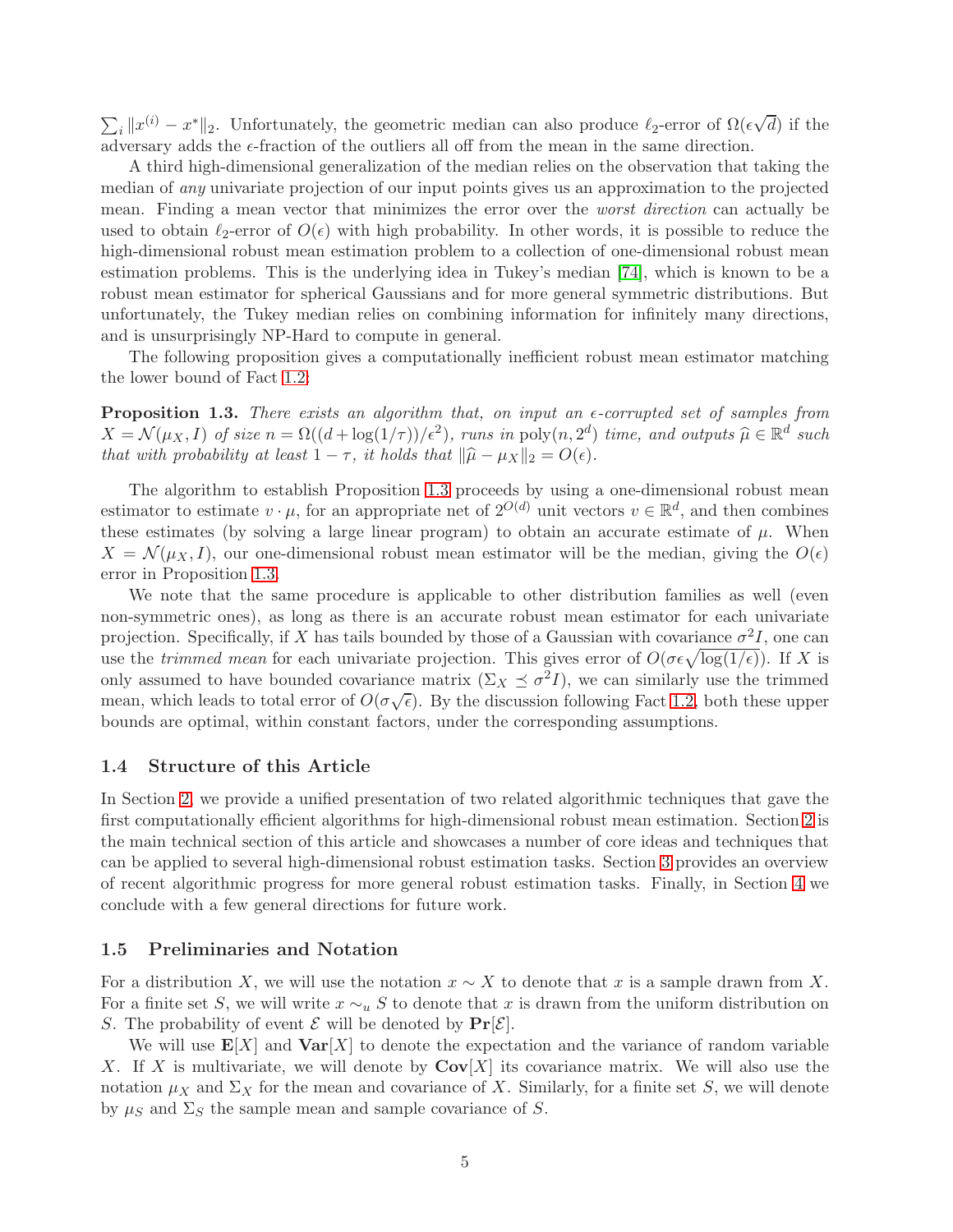$\sum_i \|x^{(i)} - x^*\|_2$. Unfortunately, the geometric median can also produce $\ell_2$-error of $\Omega(\epsilon\sqrt{d})$ if the adversary adds the $\epsilon$-fraction of the outliers all off from the mean in the same direction.

A third high-dimensional generalization of the median relies on the observation that taking the median of *any* univariate projection of our input points gives us an approximation to the projected mean. Finding a mean vector that minimizes the error over the *worst direction* can actually be used to obtain $\ell_2$-error of $O(\epsilon)$ with high probability. In other words, it is possible to reduce the high-dimensional robust mean estimation problem to a collection of one-dimensional robust mean estimation problems. This is the underlying idea in Tukey's median [74], which is known to be a robust mean estimator for spherical Gaussians and for more general symmetric distributions. But unfortunately, the Tukey median relies on combining information for infinitely many directions, and is unsurprisingly NP-Hard to compute in general.

The following proposition gives a computationally inefficient robust mean estimator matching the lower bound of Fact 1.2:

**Proposition 1.3.** *There exists an algorithm that, on input an $\epsilon$-corrupted set of samples from $X = \mathcal{N}(\mu_X, I)$ of size $n = \Omega((d + \log(1/\tau))/\epsilon^2)$, runs in $\mathrm{poly}(n, 2^d)$ time, and outputs $\widehat{\mu} \in \mathbb{R}^d$ such that with probability at least $1 - \tau$, it holds that $\|\widehat{\mu} - \mu_X\|_2 = O(\epsilon)$.*

The algorithm to establish Proposition 1.3 proceeds by using a one-dimensional robust mean estimator to estimate $v \cdot \mu$, for an appropriate net of $2^{O(d)}$ unit vectors $v \in \mathbb{R}^d$, and then combines these estimates (by solving a large linear program) to obtain an accurate estimate of $\mu$. When $X = \mathcal{N}(\mu_X, I)$, our one-dimensional robust mean estimator will be the median, giving the $O(\epsilon)$ error in Proposition 1.3.

We note that the same procedure is applicable to other distribution families as well (even non-symmetric ones), as long as there is an accurate robust mean estimator for each univariate projection. Specifically, if $X$ has tails bounded by those of a Gaussian with covariance $\sigma^2 I$, one can use the *trimmed mean* for each univariate projection. This gives error of $O(\sigma\epsilon\sqrt{\log(1/\epsilon)})$. If $X$ is only assumed to have bounded covariance matrix ($\Sigma_X \preceq \sigma^2 I$), we can similarly use the trimmed mean, which leads to total error of $O(\sigma\sqrt{\epsilon})$. By the discussion following Fact 1.2, both these upper bounds are optimal, within constant factors, under the corresponding assumptions.

### 1.4 Structure of this Article

In Section 2, we provide a unified presentation of two related algorithmic techniques that gave the first computationally efficient algorithms for high-dimensional robust mean estimation. Section 2 is the main technical section of this article and showcases a number of core ideas and techniques that can be applied to several high-dimensional robust estimation tasks. Section 3 provides an overview of recent algorithmic progress for more general robust estimation tasks. Finally, in Section 4 we conclude with a few general directions for future work.

### 1.5 Preliminaries and Notation

For a distribution $X$, we will use the notation $x \sim X$ to denote that $x$ is a sample drawn from $X$. For a finite set $S$, we will write $x \sim_u S$ to denote that $x$ is drawn from the uniform distribution on $S$. The probability of event $\mathcal{E}$ will be denoted by $\mathbf{Pr}[\mathcal{E}]$.

We will use $\mathbf{E}[X]$ and $\mathbf{Var}[X]$ to denote the expectation and the variance of random variable $X$. If $X$ is multivariate, we will denote by $\mathbf{Cov}[X]$ its covariance matrix. We will also use the notation $\mu_X$ and $\Sigma_X$ for the mean and covariance of $X$. Similarly, for a finite set $S$, we will denote by $\mu_S$ and $\Sigma_S$ the sample mean and sample covariance of $S$.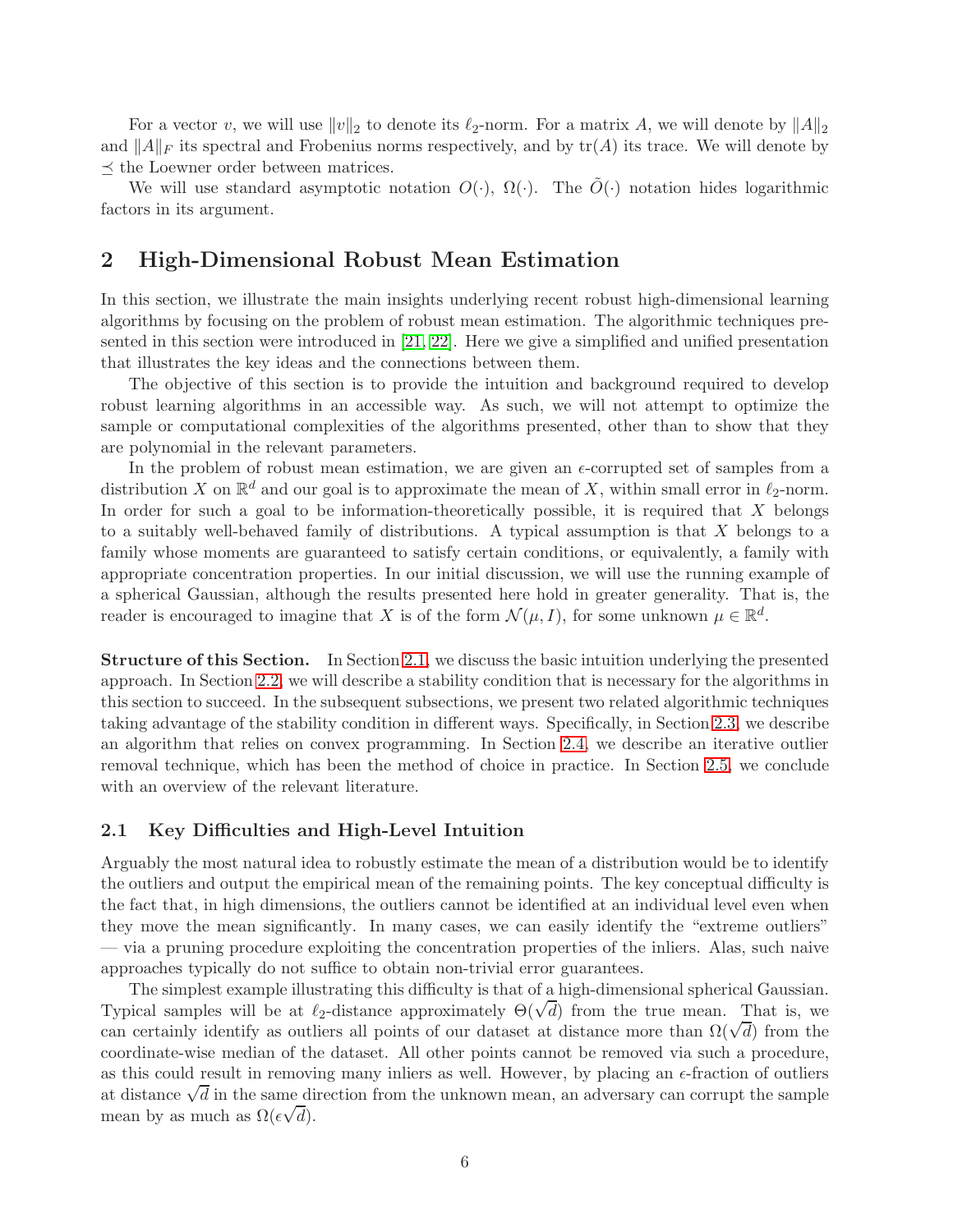For a vector $v$, we will use $\|v\|_2$ to denote its $\ell_2$-norm. For a matrix $A$, we will denote by $\|A\|_2$ and $\|A\|_F$ its spectral and Frobenius norms respectively, and by $\mathrm{tr}(A)$ its trace. We will denote by $\preceq$ the Loewner order between matrices.

We will use standard asymptotic notation $O(\cdot)$, $\Omega(\cdot)$. The $\tilde{O}(\cdot)$ notation hides logarithmic factors in its argument.

## 2 High-Dimensional Robust Mean Estimation

In this section, we illustrate the main insights underlying recent robust high-dimensional learning algorithms by focusing on the problem of robust mean estimation. The algorithmic techniques presented in this section were introduced in [21, 22]. Here we give a simplified and unified presentation that illustrates the key ideas and the connections between them.

The objective of this section is to provide the intuition and background required to develop robust learning algorithms in an accessible way. As such, we will not attempt to optimize the sample or computational complexities of the algorithms presented, other than to show that they are polynomial in the relevant parameters.

In the problem of robust mean estimation, we are given an $\epsilon$-corrupted set of samples from a distribution $X$ on $\mathbb{R}^d$ and our goal is to approximate the mean of $X$, within small error in $\ell_2$-norm. In order for such a goal to be information-theoretically possible, it is required that $X$ belongs to a suitably well-behaved family of distributions. A typical assumption is that $X$ belongs to a family whose moments are guaranteed to satisfy certain conditions, or equivalently, a family with appropriate concentration properties. In our initial discussion, we will use the running example of a spherical Gaussian, although the results presented here hold in greater generality. That is, the reader is encouraged to imagine that $X$ is of the form $\mathcal{N}(\mu, I)$, for some unknown $\mu \in \mathbb{R}^d$.

**Structure of this Section.** In Section 2.1, we discuss the basic intuition underlying the presented approach. In Section 2.2, we will describe a stability condition that is necessary for the algorithms in this section to succeed. In the subsequent subsections, we present two related algorithmic techniques taking advantage of the stability condition in different ways. Specifically, in Section 2.3, we describe an algorithm that relies on convex programming. In Section 2.4, we describe an iterative outlier removal technique, which has been the method of choice in practice. In Section 2.5, we conclude with an overview of the relevant literature.

### 2.1 Key Difficulties and High-Level Intuition

Arguably the most natural idea to robustly estimate the mean of a distribution would be to identify the outliers and output the empirical mean of the remaining points. The key conceptual difficulty is the fact that, in high dimensions, the outliers cannot be identified at an individual level even when they move the mean significantly. In many cases, we can easily identify the "extreme outliers" — via a pruning procedure exploiting the concentration properties of the inliers. Alas, such naive approaches typically do not suffice to obtain non-trivial error guarantees.

The simplest example illustrating this difficulty is that of a high-dimensional spherical Gaussian. Typical samples will be at $\ell_2$-distance approximately $\Theta(\sqrt{d})$ from the true mean. That is, we can certainly identify as outliers all points of our dataset at distance more than $\Omega(\sqrt{d})$ from the coordinate-wise median of the dataset. All other points cannot be removed via such a procedure, as this could result in removing many inliers as well. However, by placing an $\epsilon$-fraction of outliers at distance $\sqrt{d}$ in the same direction from the unknown mean, an adversary can corrupt the sample mean by as much as $\Omega(\epsilon\sqrt{d})$.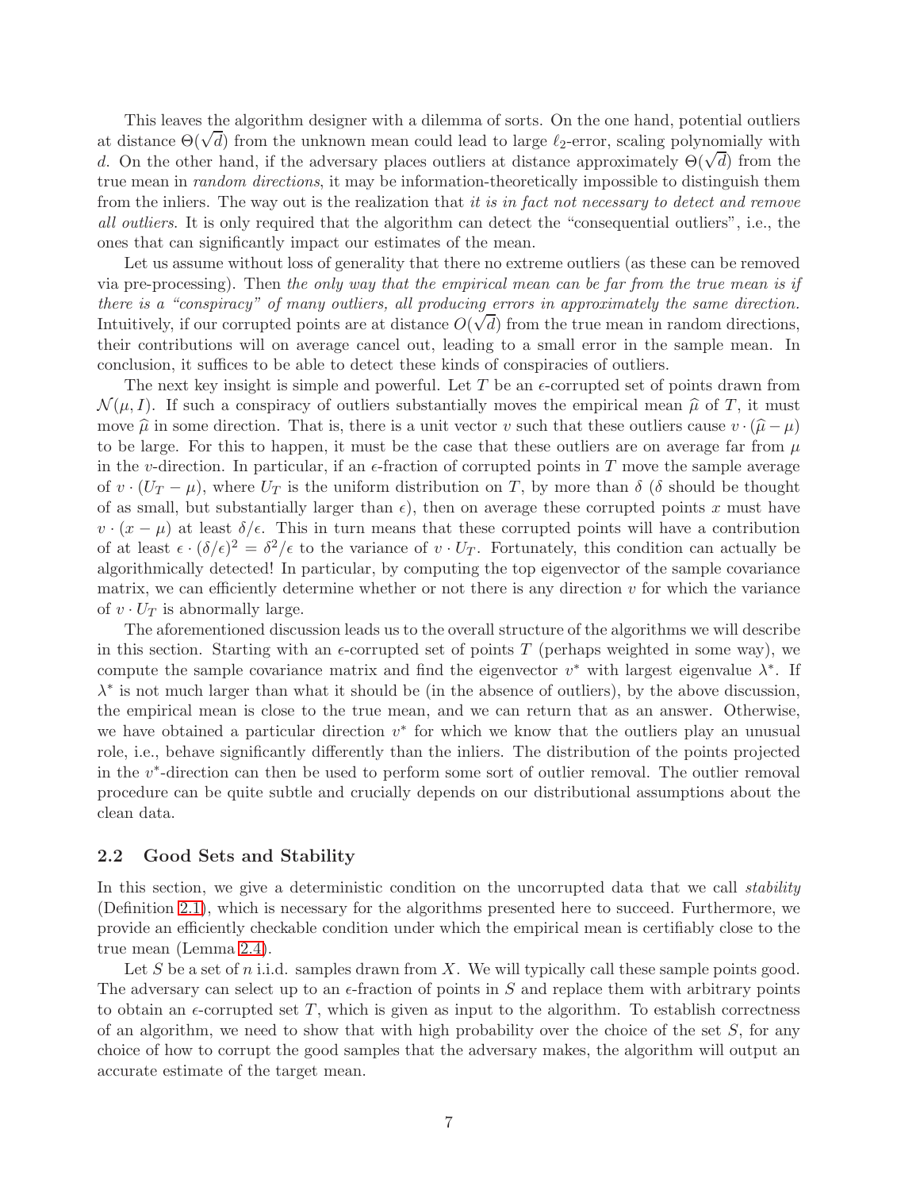This leaves the algorithm designer with a dilemma of sorts. On the one hand, potential outliers at distance $\Theta(\sqrt{d})$ from the unknown mean could lead to large $\ell_2$-error, scaling polynomially with $d$. On the other hand, if the adversary places outliers at distance approximately $\Theta(\sqrt{d})$ from the true mean in *random directions*, it may be information-theoretically impossible to distinguish them from the inliers. The way out is the realization that *it is in fact not necessary to detect and remove all outliers*. It is only required that the algorithm can detect the "consequential outliers", i.e., the ones that can significantly impact our estimates of the mean.

Let us assume without loss of generality that there no extreme outliers (as these can be removed via pre-processing). Then *the only way that the empirical mean can be far from the true mean is if there is a "conspiracy" of many outliers, all producing errors in approximately the same direction.* Intuitively, if our corrupted points are at distance $O(\sqrt{d})$ from the true mean in random directions, their contributions will on average cancel out, leading to a small error in the sample mean. In conclusion, it suffices to be able to detect these kinds of conspiracies of outliers.

The next key insight is simple and powerful. Let $T$ be an $\epsilon$-corrupted set of points drawn from $\mathcal{N}(\mu, I)$. If such a conspiracy of outliers substantially moves the empirical mean $\widehat{\mu}$ of $T$, it must move $\widehat{\mu}$ in some direction. That is, there is a unit vector $v$ such that these outliers cause $v \cdot (\widehat{\mu} - \mu)$ to be large. For this to happen, it must be the case that these outliers are on average far from $\mu$ in the $v$-direction. In particular, if an $\epsilon$-fraction of corrupted points in $T$ move the sample average of $v \cdot (U_T - \mu)$, where $U_T$ is the uniform distribution on $T$, by more than $\delta$ ($\delta$ should be thought of as small, but substantially larger than $\epsilon$), then on average these corrupted points $x$ must have $v \cdot (x - \mu)$ at least $\delta/\epsilon$. This in turn means that these corrupted points will have a contribution of at least $\epsilon \cdot (\delta/\epsilon)^2 = \delta^2/\epsilon$ to the variance of $v \cdot U_T$. Fortunately, this condition can actually be algorithmically detected! In particular, by computing the top eigenvector of the sample covariance matrix, we can efficiently determine whether or not there is any direction $v$ for which the variance of $v \cdot U_T$ is abnormally large.

The aforementioned discussion leads us to the overall structure of the algorithms we will describe in this section. Starting with an $\epsilon$-corrupted set of points $T$ (perhaps weighted in some way), we compute the sample covariance matrix and find the eigenvector $v^*$ with largest eigenvalue $\lambda^*$. If $\lambda^*$ is not much larger than what it should be (in the absence of outliers), by the above discussion, the empirical mean is close to the true mean, and we can return that as an answer. Otherwise, we have obtained a particular direction $v^*$ for which we know that the outliers play an unusual role, i.e., behave significantly differently than the inliers. The distribution of the points projected in the $v^*$-direction can then be used to perform some sort of outlier removal. The outlier removal procedure can be quite subtle and crucially depends on our distributional assumptions about the clean data.

### 2.2 Good Sets and Stability

In this section, we give a deterministic condition on the uncorrupted data that we call *stability* (Definition 2.1), which is necessary for the algorithms presented here to succeed. Furthermore, we provide an efficiently checkable condition under which the empirical mean is certifiably close to the true mean (Lemma 2.4).

Let $S$ be a set of $n$ i.i.d. samples drawn from $X$. We will typically call these sample points good. The adversary can select up to an $\epsilon$-fraction of points in $S$ and replace them with arbitrary points to obtain an $\epsilon$-corrupted set $T$, which is given as input to the algorithm. To establish correctness of an algorithm, we need to show that with high probability over the choice of the set $S$, for any choice of how to corrupt the good samples that the adversary makes, the algorithm will output an accurate estimate of the target mean.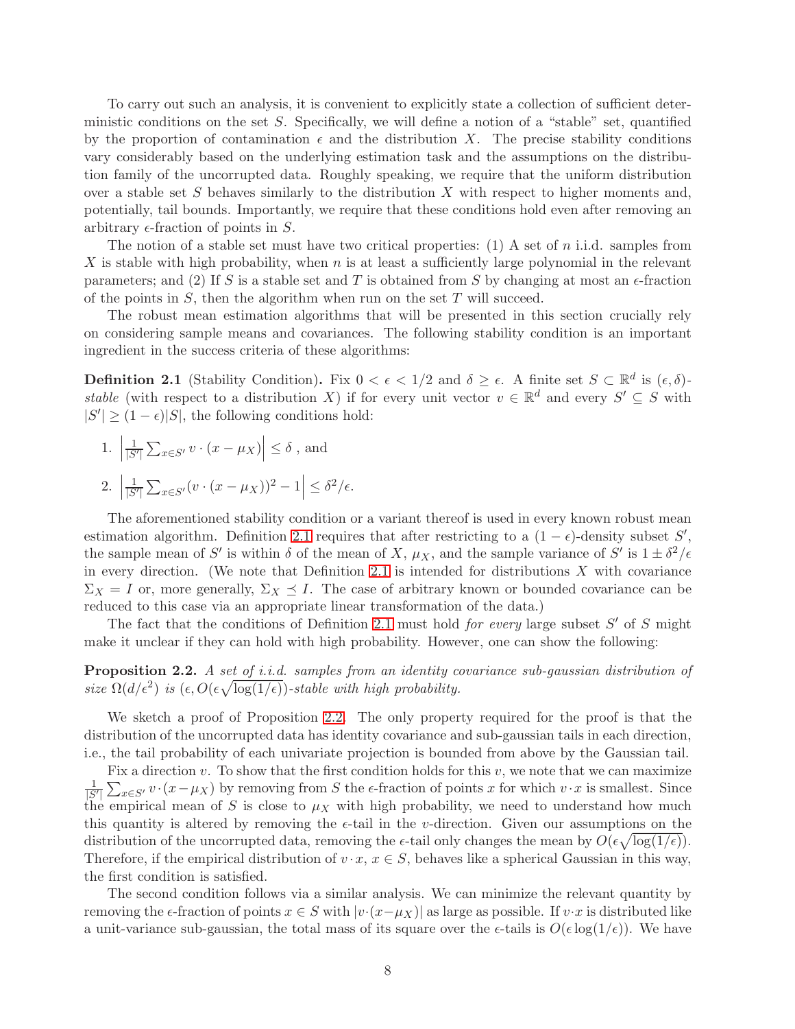To carry out such an analysis, it is convenient to explicitly state a collection of sufficient deterministic conditions on the set $S$. Specifically, we will define a notion of a "stable" set, quantified by the proportion of contamination $\epsilon$ and the distribution $X$. The precise stability conditions vary considerably based on the underlying estimation task and the assumptions on the distribution family of the uncorrupted data. Roughly speaking, we require that the uniform distribution over a stable set $S$ behaves similarly to the distribution $X$ with respect to higher moments and, potentially, tail bounds. Importantly, we require that these conditions hold even after removing an arbitrary $\epsilon$-fraction of points in $S$.

The notion of a stable set must have two critical properties: (1) A set of $n$ i.i.d. samples from $X$ is stable with high probability, when $n$ is at least a sufficiently large polynomial in the relevant parameters; and (2) If $S$ is a stable set and $T$ is obtained from $S$ by changing at most an $\epsilon$-fraction of the points in $S$, then the algorithm when run on the set $T$ will succeed.

The robust mean estimation algorithms that will be presented in this section crucially rely on considering sample means and covariances. The following stability condition is an important ingredient in the success criteria of these algorithms:

**Definition 2.1** (Stability Condition)**.** Fix $0 < \epsilon < 1/2$ and $\delta \geq \epsilon$. A finite set $S \subset \mathbb{R}^d$ is $(\epsilon, \delta)$-*stable* (with respect to a distribution $X$) if for every unit vector $v \in \mathbb{R}^d$ and every $S' \subseteq S$ with $|S'| \geq (1-\epsilon)|S|$, the following conditions hold:

1. $\left| \frac{1}{|S'|} \sum_{x \in S'} v \cdot (x - \mu_X) \right| \leq \delta$ , and
2. $\left| \frac{1}{|S'|} \sum_{x \in S'} (v \cdot (x - \mu_X))^2 - 1 \right| \leq \delta^2/\epsilon$.

The aforementioned stability condition or a variant thereof is used in every known robust mean estimation algorithm. Definition 2.1 requires that after restricting to a $(1-\epsilon)$-density subset $S'$, the sample mean of $S'$ is within $\delta$ of the mean of $X$, $\mu_X$, and the sample variance of $S'$ is $1 \pm \delta^2/\epsilon$ in every direction. (We note that Definition 2.1 is intended for distributions $X$ with covariance $\Sigma_X = I$ or, more generally, $\Sigma_X \preceq I$. The case of arbitrary known or bounded covariance can be reduced to this case via an appropriate linear transformation of the data.)

The fact that the conditions of Definition 2.1 must hold *for every* large subset $S'$ of $S$ might make it unclear if they can hold with high probability. However, one can show the following:

**Proposition 2.2.** *A set of i.i.d. samples from an identity covariance sub-gaussian distribution of size* $\Omega(d/\epsilon^2)$ *is* $(\epsilon, O(\epsilon\sqrt{\log(1/\epsilon)}))$*-stable with high probability.*

We sketch a proof of Proposition 2.2. The only property required for the proof is that the distribution of the uncorrupted data has identity covariance and sub-gaussian tails in each direction, i.e., the tail probability of each univariate projection is bounded from above by the Gaussian tail.

Fix a direction $v$. To show that the first condition holds for this $v$, we note that we can maximize $\frac{1}{|S'|} \sum_{x \in S'} v \cdot (x - \mu_X)$ by removing from $S$ the $\epsilon$-fraction of points $x$ for which $v \cdot x$ is smallest. Since the empirical mean of $S$ is close to $\mu_X$ with high probability, we need to understand how much this quantity is altered by removing the $\epsilon$-tail in the $v$-direction. Given our assumptions on the distribution of the uncorrupted data, removing the $\epsilon$-tail only changes the mean by $O(\epsilon\sqrt{\log(1/\epsilon)})$. Therefore, if the empirical distribution of $v \cdot x$, $x \in S$, behaves like a spherical Gaussian in this way, the first condition is satisfied.

The second condition follows via a similar analysis. We can minimize the relevant quantity by removing the $\epsilon$-fraction of points $x \in S$ with $|v \cdot (x - \mu_X)|$ as large as possible. If $v \cdot x$ is distributed like a unit-variance sub-gaussian, the total mass of its square over the $\epsilon$-tails is $O(\epsilon \log(1/\epsilon))$. We have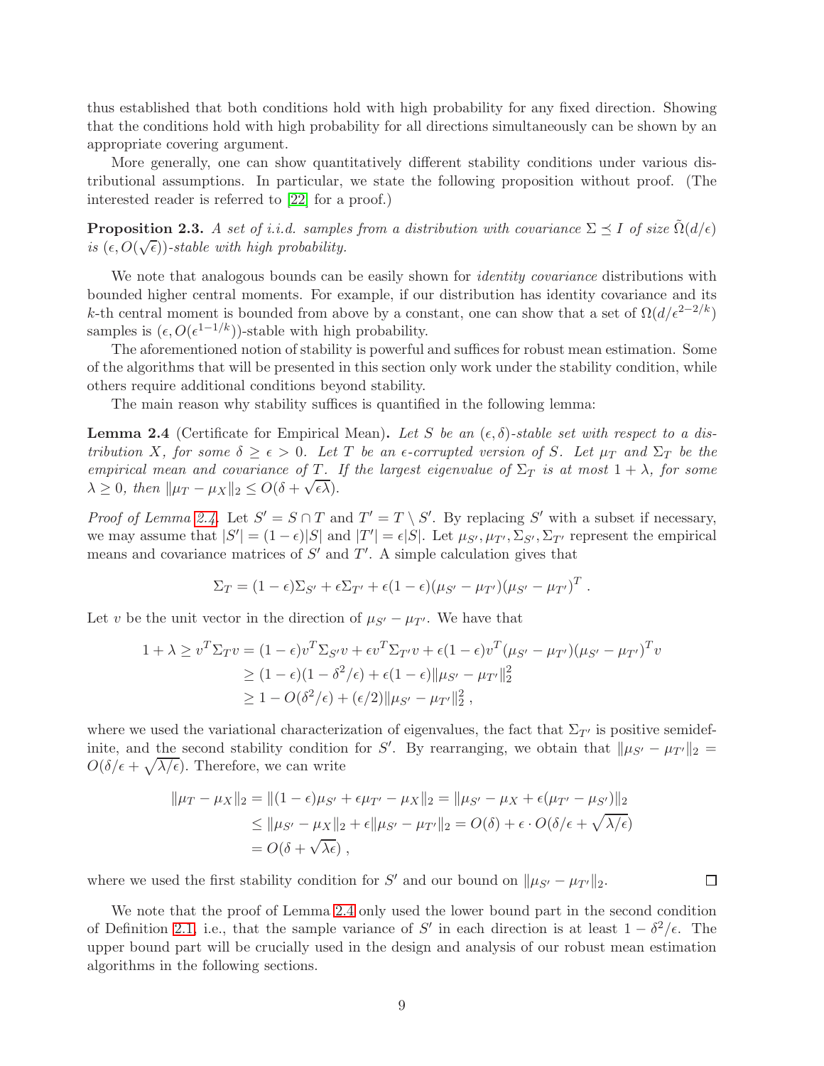thus established that both conditions hold with high probability for any fixed direction. Showing that the conditions hold with high probability for all directions simultaneously can be shown by an appropriate covering argument.

More generally, one can show quantitatively different stability conditions under various distributional assumptions. In particular, we state the following proposition without proof. (The interested reader is referred to [22] for a proof.)

**Proposition 2.3.** *A set of i.i.d. samples from a distribution with covariance $\Sigma \preceq I$ of size $\tilde{\Omega}(d/\epsilon)$ is $(\epsilon, O(\sqrt{\epsilon}))$-stable with high probability.*

We note that analogous bounds can be easily shown for *identity covariance* distributions with bounded higher central moments. For example, if our distribution has identity covariance and its $k$-th central moment is bounded from above by a constant, one can show that a set of $\Omega(d/\epsilon^{2-2/k})$ samples is $(\epsilon, O(\epsilon^{1-1/k}))$-stable with high probability.

The aforementioned notion of stability is powerful and suffices for robust mean estimation. Some of the algorithms that will be presented in this section only work under the stability condition, while others require additional conditions beyond stability.

The main reason why stability suffices is quantified in the following lemma:

**Lemma 2.4** (Certificate for Empirical Mean)**.** *Let $S$ be an $(\epsilon, \delta)$-stable set with respect to a distribution $X$, for some $\delta \geq \epsilon > 0$. Let $T$ be an $\epsilon$-corrupted version of $S$. Let $\mu_T$ and $\Sigma_T$ be the empirical mean and covariance of $T$. If the largest eigenvalue of $\Sigma_T$ is at most $1 + \lambda$, for some $\lambda \geq 0$, then $\|\mu_T - \mu_X\|_2 \leq O(\delta + \sqrt{\epsilon\lambda})$.*

*Proof of Lemma 2.4.* Let $S' = S \cap T$ and $T' = T \setminus S'$. By replacing $S'$ with a subset if necessary, we may assume that $|S'| = (1-\epsilon)|S|$ and $|T'| = \epsilon|S|$. Let $\mu_{S'}, \mu_{T'}, \Sigma_{S'}, \Sigma_{T'}$ represent the empirical means and covariance matrices of $S'$ and $T'$. A simple calculation gives that

$$\Sigma_T = (1-\epsilon)\Sigma_{S'} + \epsilon\Sigma_{T'} + \epsilon(1-\epsilon)(\mu_{S'} - \mu_{T'})(\mu_{S'} - \mu_{T'})^T .$$

Let $v$ be the unit vector in the direction of $\mu_{S'} - \mu_{T'}$. We have that

$$\begin{aligned}
1 + \lambda \geq v^T \Sigma_T v &= (1-\epsilon)v^T \Sigma_{S'} v + \epsilon v^T \Sigma_{T'} v + \epsilon(1-\epsilon) v^T (\mu_{S'} - \mu_{T'})(\mu_{S'} - \mu_{T'})^T v \\
&\geq (1-\epsilon)(1 - \delta^2/\epsilon) + \epsilon(1-\epsilon)\|\mu_{S'} - \mu_{T'}\|_2^2 \\
&\geq 1 - O(\delta^2/\epsilon) + (\epsilon/2)\|\mu_{S'} - \mu_{T'}\|_2^2 ,
\end{aligned}$$

where we used the variational characterization of eigenvalues, the fact that $\Sigma_{T'}$ is positive semidefinite, and the second stability condition for $S'$. By rearranging, we obtain that $\|\mu_{S'} - \mu_{T'}\|_2 = O(\delta/\epsilon + \sqrt{\lambda/\epsilon})$. Therefore, we can write

$$\begin{aligned}
\|\mu_T - \mu_X\|_2 &= \|(1-\epsilon)\mu_{S'} + \epsilon\mu_{T'} - \mu_X\|_2 = \|\mu_{S'} - \mu_X + \epsilon(\mu_{T'} - \mu_{S'})\|_2 \\
&\leq \|\mu_{S'} - \mu_X\|_2 + \epsilon\|\mu_{S'} - \mu_{T'}\|_2 = O(\delta) + \epsilon \cdot O(\delta/\epsilon + \sqrt{\lambda/\epsilon}) \\
&= O(\delta + \sqrt{\lambda\epsilon}) ,
\end{aligned}$$

where we used the first stability condition for $S'$ and our bound on $\|\mu_{S'} - \mu_{T'}\|_2$. $\square$

We note that the proof of Lemma 2.4 only used the lower bound part in the second condition of Definition 2.1, i.e., that the sample variance of $S'$ in each direction is at least $1 - \delta^2/\epsilon$. The upper bound part will be crucially used in the design and analysis of our robust mean estimation algorithms in the following sections.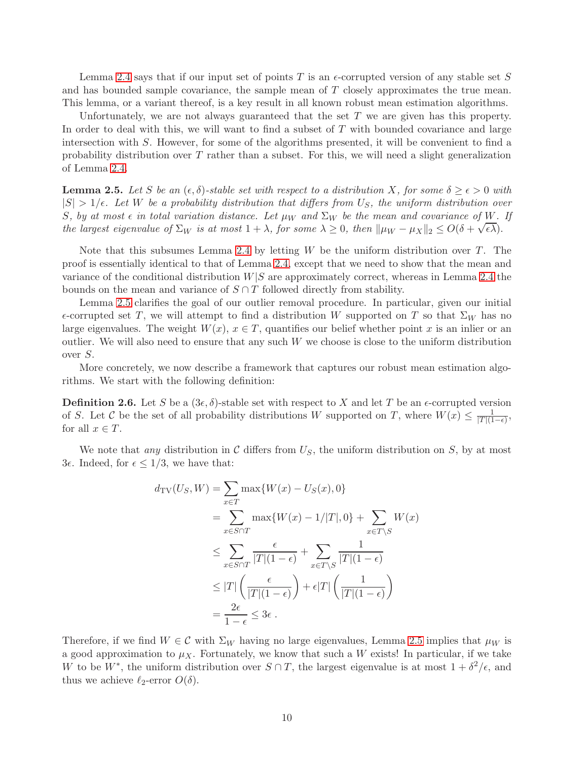Lemma 2.4 says that if our input set of points $T$ is an $\epsilon$-corrupted version of any stable set $S$ and has bounded sample covariance, the sample mean of $T$ closely approximates the true mean. This lemma, or a variant thereof, is a key result in all known robust mean estimation algorithms.

Unfortunately, we are not always guaranteed that the set $T$ we are given has this property. In order to deal with this, we will want to find a subset of $T$ with bounded covariance and large intersection with $S$. However, for some of the algorithms presented, it will be convenient to find a probability distribution over $T$ rather than a subset. For this, we will need a slight generalization of Lemma 2.4.

**Lemma 2.5.** *Let $S$ be an $(\epsilon, \delta)$-stable set with respect to a distribution $X$, for some $\delta \geq \epsilon > 0$ with $|S| > 1/\epsilon$. Let $W$ be a probability distribution that differs from $U_S$, the uniform distribution over $S$, by at most $\epsilon$ in total variation distance. Let $\mu_W$ and $\Sigma_W$ be the mean and covariance of $W$. If the largest eigenvalue of $\Sigma_W$ is at most $1 + \lambda$, for some $\lambda \geq 0$, then $\|\mu_W - \mu_X\|_2 \leq O(\delta + \sqrt{\epsilon\lambda})$.*

Note that this subsumes Lemma 2.4 by letting $W$ be the uniform distribution over $T$. The proof is essentially identical to that of Lemma 2.4, except that we need to show that the mean and variance of the conditional distribution $W|S$ are approximately correct, whereas in Lemma 2.4 the bounds on the mean and variance of $S \cap T$ followed directly from stability.

Lemma 2.5 clarifies the goal of our outlier removal procedure. In particular, given our initial $\epsilon$-corrupted set $T$, we will attempt to find a distribution $W$ supported on $T$ so that $\Sigma_W$ has no large eigenvalues. The weight $W(x)$, $x \in T$, quantifies our belief whether point $x$ is an inlier or an outlier. We will also need to ensure that any such $W$ we choose is close to the uniform distribution over $S$.

More concretely, we now describe a framework that captures our robust mean estimation algorithms. We start with the following definition:

**Definition 2.6.** Let $S$ be a $(3\epsilon, \delta)$-stable set with respect to $X$ and let $T$ be an $\epsilon$-corrupted version of $S$. Let $\mathcal{C}$ be the set of all probability distributions $W$ supported on $T$, where $W(x) \leq \frac{1}{|T|(1-\epsilon)}$, for all $x \in T$.

We note that *any* distribution in $\mathcal{C}$ differs from $U_S$, the uniform distribution on $S$, by at most $3\epsilon$. Indeed, for $\epsilon \leq 1/3$, we have that:

$$
\begin{aligned}
d_{\mathrm{TV}}(U_S, W) &= \sum_{x \in T} \max\{W(x) - U_S(x), 0\} \\
&= \sum_{x \in S \cap T} \max\{W(x) - 1/|T|, 0\} + \sum_{x \in T \setminus S} W(x) \\
&\leq \sum_{x \in S \cap T} \frac{\epsilon}{|T|(1-\epsilon)} + \sum_{x \in T \setminus S} \frac{1}{|T|(1-\epsilon)} \\
&\leq |T| \left( \frac{\epsilon}{|T|(1-\epsilon)} \right) + \epsilon |T| \left( \frac{1}{|T|(1-\epsilon)} \right) \\
&= \frac{2\epsilon}{1-\epsilon} \leq 3\epsilon \, .
\end{aligned}
$$

Therefore, if we find $W \in \mathcal{C}$ with $\Sigma_W$ having no large eigenvalues, Lemma 2.5 implies that $\mu_W$ is a good approximation to $\mu_X$. Fortunately, we know that such a $W$ exists! In particular, if we take $W$ to be $W^*$, the uniform distribution over $S \cap T$, the largest eigenvalue is at most $1 + \delta^2/\epsilon$, and thus we achieve $\ell_2$-error $O(\delta)$.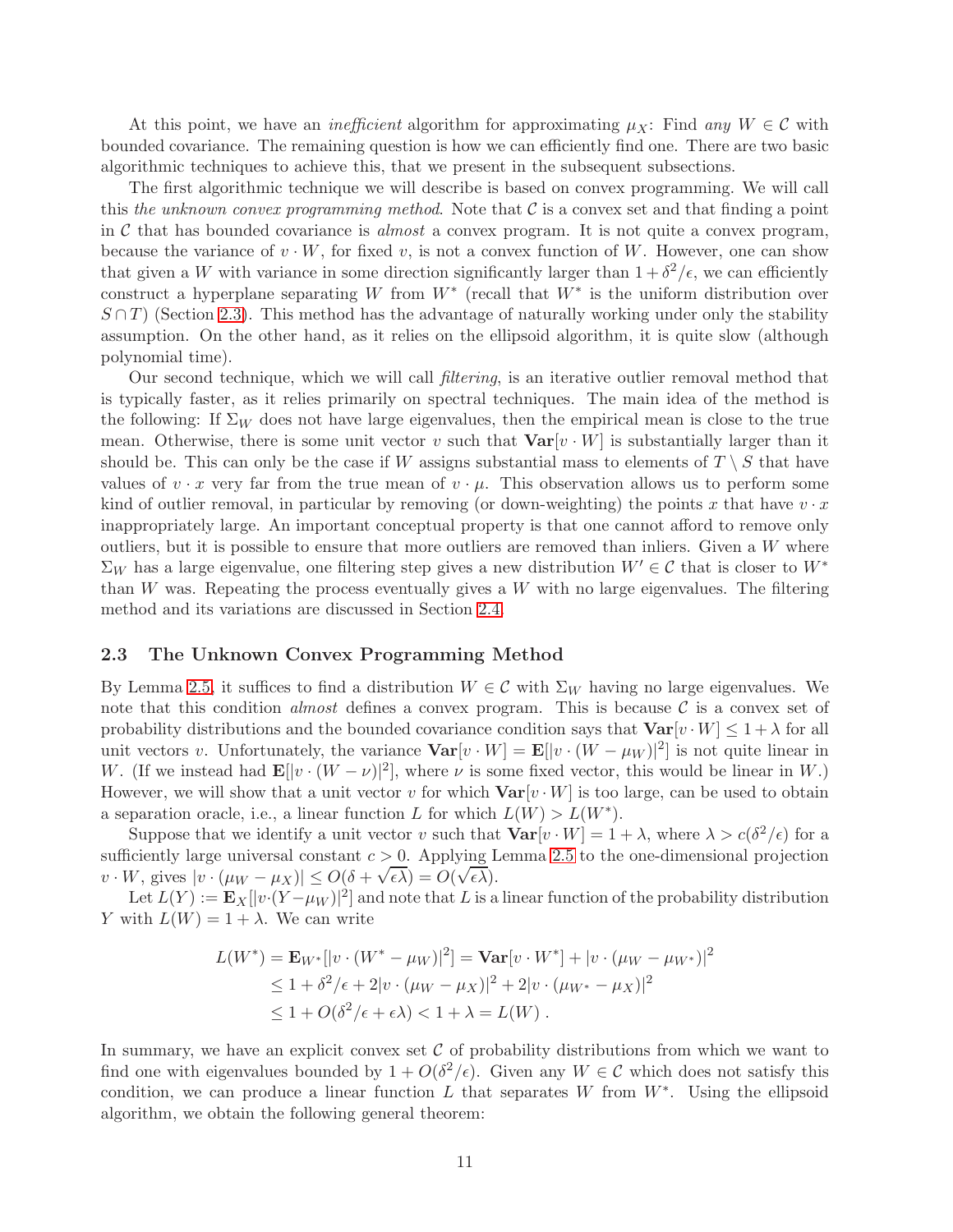At this point, we have an *inefficient* algorithm for approximating $\mu_X$: Find *any* $W \in \mathcal{C}$ with bounded covariance. The remaining question is how we can efficiently find one. There are two basic algorithmic techniques to achieve this, that we present in the subsequent subsections.

The first algorithmic technique we will describe is based on convex programming. We will call this *the unknown convex programming method*. Note that $\mathcal{C}$ is a convex set and that finding a point in $\mathcal{C}$ that has bounded covariance is *almost* a convex program. It is not quite a convex program, because the variance of $v \cdot W$, for fixed $v$, is not a convex function of $W$. However, one can show that given a $W$ with variance in some direction significantly larger than $1 + \delta^2/\epsilon$, we can efficiently construct a hyperplane separating $W$ from $W^*$ (recall that $W^*$ is the uniform distribution over $S \cap T$) (Section 2.3). This method has the advantage of naturally working under only the stability assumption. On the other hand, as it relies on the ellipsoid algorithm, it is quite slow (although polynomial time).

Our second technique, which we will call *filtering*, is an iterative outlier removal method that is typically faster, as it relies primarily on spectral techniques. The main idea of the method is the following: If $\Sigma_W$ does not have large eigenvalues, then the empirical mean is close to the true mean. Otherwise, there is some unit vector $v$ such that $\mathbf{Var}[v \cdot W]$ is substantially larger than it should be. This can only be the case if $W$ assigns substantial mass to elements of $T \setminus S$ that have values of $v \cdot x$ very far from the true mean of $v \cdot \mu$. This observation allows us to perform some kind of outlier removal, in particular by removing (or down-weighting) the points $x$ that have $v \cdot x$ inappropriately large. An important conceptual property is that one cannot afford to remove only outliers, but it is possible to ensure that more outliers are removed than inliers. Given a $W$ where $\Sigma_W$ has a large eigenvalue, one filtering step gives a new distribution $W' \in \mathcal{C}$ that is closer to $W^*$ than $W$ was. Repeating the process eventually gives a $W$ with no large eigenvalues. The filtering method and its variations are discussed in Section 2.4.

## 2.3 The Unknown Convex Programming Method

By Lemma 2.5, it suffices to find a distribution $W \in \mathcal{C}$ with $\Sigma_W$ having no large eigenvalues. We note that this condition *almost* defines a convex program. This is because $\mathcal{C}$ is a convex set of probability distributions and the bounded covariance condition says that $\mathbf{Var}[v \cdot W] \leq 1 + \lambda$ for all unit vectors $v$. Unfortunately, the variance $\mathbf{Var}[v \cdot W] = \mathbf{E}[|v \cdot (W - \mu_W)|^2]$ is not quite linear in $W$. (If we instead had $\mathbf{E}[|v \cdot (W - \nu)|^2]$, where $\nu$ is some fixed vector, this would be linear in $W$.) However, we will show that a unit vector $v$ for which $\mathbf{Var}[v \cdot W]$ is too large, can be used to obtain a separation oracle, i.e., a linear function $L$ for which $L(W) > L(W^*)$.

Suppose that we identify a unit vector $v$ such that $\mathbf{Var}[v \cdot W] = 1 + \lambda$, where $\lambda > c(\delta^2/\epsilon)$ for a sufficiently large universal constant $c > 0$. Applying Lemma 2.5 to the one-dimensional projection $v \cdot W$, gives $|v \cdot (\mu_W - \mu_X)| \leq O(\delta + \sqrt{\epsilon\lambda}) = O(\sqrt{\epsilon\lambda})$.

Let $L(Y) := \mathbf{E}_X[|v \cdot (Y - \mu_W)|^2]$ and note that $L$ is a linear function of the probability distribution $Y$ with $L(W) = 1 + \lambda$. We can write

$$
\begin{aligned}
L(W^*) &= \mathbf{E}_{W^*}[|v \cdot (W^* - \mu_W)|^2] = \mathbf{Var}[v \cdot W^*] + |v \cdot (\mu_W - \mu_{W^*})|^2 \\
&\leq 1 + \delta^2/\epsilon + 2|v \cdot (\mu_W - \mu_X)|^2 + 2|v \cdot (\mu_{W^*} - \mu_X)|^2 \\
&\leq 1 + O(\delta^2/\epsilon + \epsilon\lambda) < 1 + \lambda = L(W) \, .
\end{aligned}
$$

In summary, we have an explicit convex set $\mathcal{C}$ of probability distributions from which we want to find one with eigenvalues bounded by $1 + O(\delta^2/\epsilon)$. Given any $W \in \mathcal{C}$ which does not satisfy this condition, we can produce a linear function $L$ that separates $W$ from $W^*$. Using the ellipsoid algorithm, we obtain the following general theorem: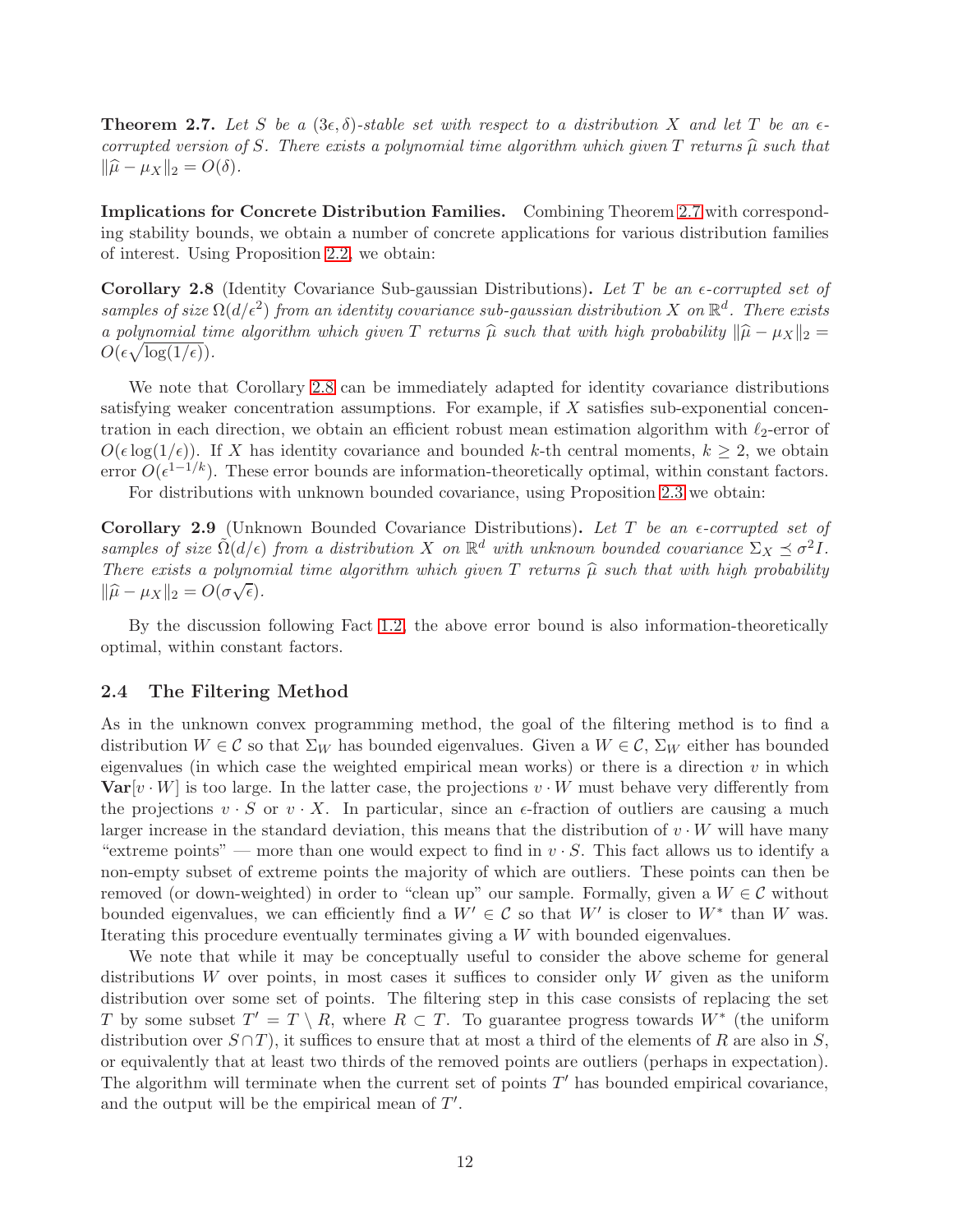**Theorem 2.7.** *Let $S$ be a $(3\epsilon, \delta)$-stable set with respect to a distribution $X$ and let $T$ be an $\epsilon$-corrupted version of $S$. There exists a polynomial time algorithm which given $T$ returns $\widehat{\mu}$ such that $\|\widehat{\mu} - \mu_X\|_2 = O(\delta)$.*

**Implications for Concrete Distribution Families.** Combining Theorem 2.7 with corresponding stability bounds, we obtain a number of concrete applications for various distribution families of interest. Using Proposition 2.2, we obtain:

**Corollary 2.8** (Identity Covariance Sub-gaussian Distributions)**.** *Let $T$ be an $\epsilon$-corrupted set of samples of size $\Omega(d/\epsilon^2)$ from an identity covariance sub-gaussian distribution $X$ on $\mathbb{R}^d$. There exists a polynomial time algorithm which given $T$ returns $\widehat{\mu}$ such that with high probability $\|\widehat{\mu} - \mu_X\|_2 = O(\epsilon\sqrt{\log(1/\epsilon)})$.*

We note that Corollary 2.8 can be immediately adapted for identity covariance distributions satisfying weaker concentration assumptions. For example, if $X$ satisfies sub-exponential concentration in each direction, we obtain an efficient robust mean estimation algorithm with $\ell_2$-error of $O(\epsilon \log(1/\epsilon))$. If $X$ has identity covariance and bounded $k$-th central moments, $k \geq 2$, we obtain error $O(\epsilon^{1-1/k})$. These error bounds are information-theoretically optimal, within constant factors.

For distributions with unknown bounded covariance, using Proposition 2.3 we obtain:

**Corollary 2.9** (Unknown Bounded Covariance Distributions)**.** *Let $T$ be an $\epsilon$-corrupted set of samples of size $\tilde{\Omega}(d/\epsilon)$ from a distribution $X$ on $\mathbb{R}^d$ with unknown bounded covariance $\Sigma_X \preceq \sigma^2 I$. There exists a polynomial time algorithm which given $T$ returns $\widehat{\mu}$ such that with high probability $\|\widehat{\mu} - \mu_X\|_2 = O(\sigma\sqrt{\epsilon})$.*

By the discussion following Fact 1.2, the above error bound is also information-theoretically optimal, within constant factors.

### 2.4 The Filtering Method

As in the unknown convex programming method, the goal of the filtering method is to find a distribution $W \in \mathcal{C}$ so that $\Sigma_W$ has bounded eigenvalues. Given a $W \in \mathcal{C}$, $\Sigma_W$ either has bounded eigenvalues (in which case the weighted empirical mean works) or there is a direction $v$ in which $\mathbf{Var}[v \cdot W]$ is too large. In the latter case, the projections $v \cdot W$ must behave very differently from the projections $v \cdot S$ or $v \cdot X$. In particular, since an $\epsilon$-fraction of outliers are causing a much larger increase in the standard deviation, this means that the distribution of $v \cdot W$ will have many "extreme points" — more than one would expect to find in $v \cdot S$. This fact allows us to identify a non-empty subset of extreme points the majority of which are outliers. These points can then be removed (or down-weighted) in order to "clean up" our sample. Formally, given a $W \in \mathcal{C}$ without bounded eigenvalues, we can efficiently find a $W' \in \mathcal{C}$ so that $W'$ is closer to $W^*$ than $W$ was. Iterating this procedure eventually terminates giving a $W$ with bounded eigenvalues.

We note that while it may be conceptually useful to consider the above scheme for general distributions $W$ over points, in most cases it suffices to consider only $W$ given as the uniform distribution over some set of points. The filtering step in this case consists of replacing the set $T$ by some subset $T' = T \setminus R$, where $R \subset T$. To guarantee progress towards $W^*$ (the uniform distribution over $S \cap T$), it suffices to ensure that at most a third of the elements of $R$ are also in $S$, or equivalently that at least two thirds of the removed points are outliers (perhaps in expectation). The algorithm will terminate when the current set of points $T'$ has bounded empirical covariance, and the output will be the empirical mean of $T'$.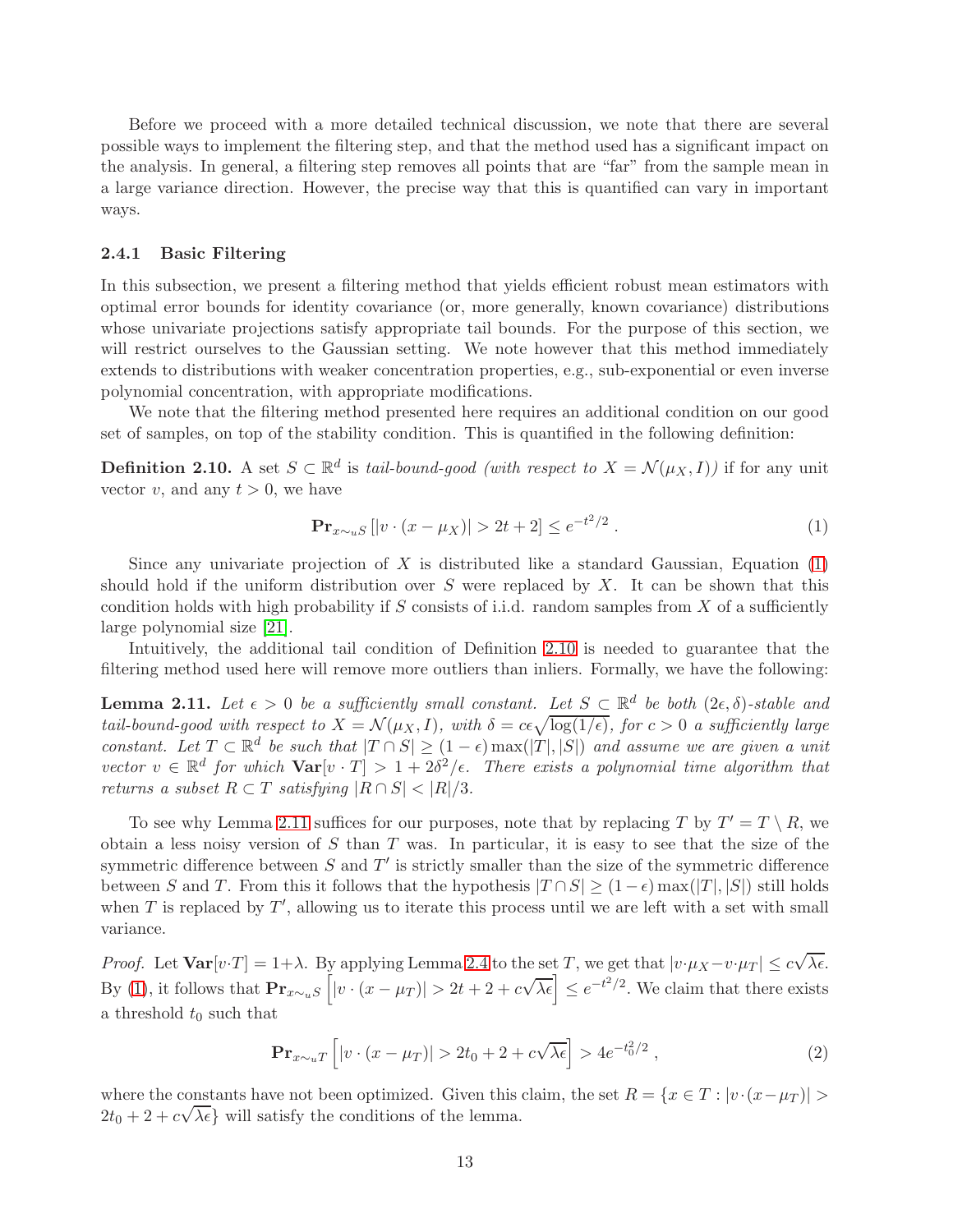Before we proceed with a more detailed technical discussion, we note that there are several possible ways to implement the filtering step, and that the method used has a significant impact on the analysis. In general, a filtering step removes all points that are "far" from the sample mean in a large variance direction. However, the precise way that this is quantified can vary in important ways.

### 2.4.1 Basic Filtering

In this subsection, we present a filtering method that yields efficient robust mean estimators with optimal error bounds for identity covariance (or, more generally, known covariance) distributions whose univariate projections satisfy appropriate tail bounds. For the purpose of this section, we will restrict ourselves to the Gaussian setting. We note however that this method immediately extends to distributions with weaker concentration properties, e.g., sub-exponential or even inverse polynomial concentration, with appropriate modifications.

We note that the filtering method presented here requires an additional condition on our good set of samples, on top of the stability condition. This is quantified in the following definition:

**Definition 2.10.** A set $S \subset \mathbb{R}^d$ is *tail-bound-good (with respect to $X = \mathcal{N}(\mu_X, I)$)* if for any unit vector $v$, and any $t > 0$, we have

$$\mathbf{Pr}_{x \sim_u S}\left[|v \cdot (x - \mu_X)| > 2t + 2\right] \leq e^{-t^2/2} . \tag{1}$$

Since any univariate projection of $X$ is distributed like a standard Gaussian, Equation (1) should hold if the uniform distribution over $S$ were replaced by $X$. It can be shown that this condition holds with high probability if $S$ consists of i.i.d. random samples from $X$ of a sufficiently large polynomial size [21].

Intuitively, the additional tail condition of Definition 2.10 is needed to guarantee that the filtering method used here will remove more outliers than inliers. Formally, we have the following:

**Lemma 2.11.** *Let $\epsilon > 0$ be a sufficiently small constant. Let $S \subset \mathbb{R}^d$ be both $(2\epsilon, \delta)$-stable and tail-bound-good with respect to $X = \mathcal{N}(\mu_X, I)$, with $\delta = c\epsilon\sqrt{\log(1/\epsilon)}$, for $c > 0$ a sufficiently large constant. Let $T \subset \mathbb{R}^d$ be such that $|T \cap S| \geq (1 - \epsilon)\max(|T|, |S|)$ and assume we are given a unit vector $v \in \mathbb{R}^d$ for which $\mathbf{Var}[v \cdot T] > 1 + 2\delta^2/\epsilon$. There exists a polynomial time algorithm that returns a subset $R \subset T$ satisfying $|R \cap S| < |R|/3$.*

To see why Lemma 2.11 suffices for our purposes, note that by replacing $T$ by $T' = T \setminus R$, we obtain a less noisy version of $S$ than $T$ was. In particular, it is easy to see that the size of the symmetric difference between $S$ and $T'$ is strictly smaller than the size of the symmetric difference between $S$ and $T$. From this it follows that the hypothesis $|T \cap S| \geq (1 - \epsilon)\max(|T|, |S|)$ still holds when $T$ is replaced by $T'$, allowing us to iterate this process until we are left with a set with small variance.

*Proof.* Let $\mathbf{Var}[v \cdot T] = 1 + \lambda$. By applying Lemma 2.4 to the set $T$, we get that $|v \cdot \mu_X - v \cdot \mu_T| \leq c\sqrt{\lambda\epsilon}$. By (1), it follows that $\mathbf{Pr}_{x \sim_u S}\left[|v \cdot (x - \mu_T)| > 2t + 2 + c\sqrt{\lambda\epsilon}\right] \leq e^{-t^2/2}$. We claim that there exists a threshold $t_0$ such that

$$\mathbf{Pr}_{x \sim_u T}\left[|v \cdot (x - \mu_T)| > 2t_0 + 2 + c\sqrt{\lambda\epsilon}\right] > 4e^{-t_0^2/2} , \tag{2}$$

where the constants have not been optimized. Given this claim, the set $R = \{x \in T : |v \cdot (x - \mu_T)| > 2t_0 + 2 + c\sqrt{\lambda\epsilon}\}$ will satisfy the conditions of the lemma.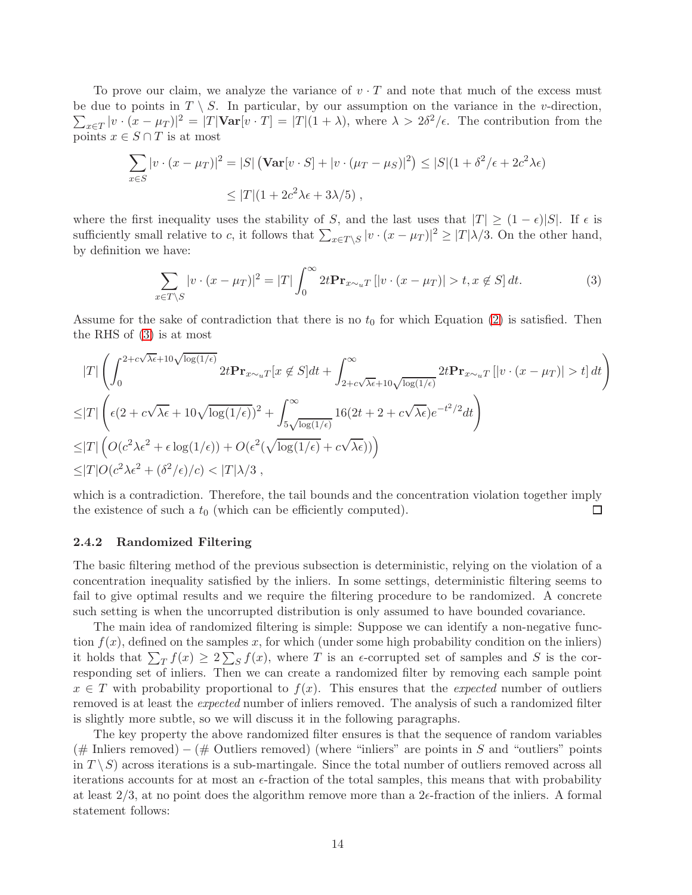To prove our claim, we analyze the variance of $v \cdot T$ and note that much of the excess must be due to points in $T \setminus S$. In particular, by our assumption on the variance in the $v$-direction, $\sum_{x \in T} |v \cdot (x - \mu_T)|^2 = |T| \mathbf{Var}[v \cdot T] = |T|(1 + \lambda)$, where $\lambda > 2\delta^2/\epsilon$. The contribution from the points $x \in S \cap T$ is at most

$$
\begin{aligned}
\sum_{x \in S} |v \cdot (x - \mu_T)|^2 = |S| \left( \mathbf{Var}[v \cdot S] + |v \cdot (\mu_T - \mu_S)|^2 \right) &\leq |S|(1 + \delta^2/\epsilon + 2c^2 \lambda \epsilon) \\
&\leq |T|(1 + 2c^2 \lambda \epsilon + 3\lambda/5) ,
\end{aligned}
$$

where the first inequality uses the stability of $S$, and the last uses that $|T| \geq (1 - \epsilon)|S|$. If $\epsilon$ is sufficiently small relative to $c$, it follows that $\sum_{x \in T \setminus S} |v \cdot (x - \mu_T)|^2 \geq |T|\lambda/3$. On the other hand, by definition we have:

$$
\sum_{x \in T \setminus S} |v \cdot (x - \mu_T)|^2 = |T| \int_0^\infty 2t \mathbf{Pr}_{x \sim_u T} \left[ |v \cdot (x - \mu_T)| > t, x \notin S \right] dt. \tag{3}
$$

Assume for the sake of contradiction that there is no $t_0$ for which Equation (2) is satisfied. Then the RHS of (3) is at most

$$
\begin{aligned}
&|T| \left( \int_0^{2 + c\sqrt{\lambda\epsilon} + 10\sqrt{\log(1/\epsilon)}} 2t \mathbf{Pr}_{x \sim_u T}[x \notin S] dt + \int_{2 + c\sqrt{\lambda\epsilon} + 10\sqrt{\log(1/\epsilon)}}^\infty 2t \mathbf{Pr}_{x \sim_u T} \left[ |v \cdot (x - \mu_T)| > t \right] dt \right) \\
\leq &|T| \left( \epsilon (2 + c\sqrt{\lambda\epsilon} + 10\sqrt{\log(1/\epsilon)})^2 + \int_{5\sqrt{\log(1/\epsilon)}}^\infty 16(2t + 2 + c\sqrt{\lambda\epsilon}) e^{-t^2/2} dt \right) \\
\leq &|T| \left( O(c^2 \lambda \epsilon^2 + \epsilon \log(1/\epsilon)) + O(\epsilon^2 (\sqrt{\log(1/\epsilon)} + c\sqrt{\lambda\epsilon})) \right) \\
\leq &|T| O(c^2 \lambda \epsilon^2 + (\delta^2/\epsilon)/c) < |T|\lambda/3 ,
\end{aligned}
$$

which is a contradiction. Therefore, the tail bounds and the concentration violation together imply the existence of such a $t_0$ (which can be efficiently computed). □

### 2.4.2 Randomized Filtering

The basic filtering method of the previous subsection is deterministic, relying on the violation of a concentration inequality satisfied by the inliers. In some settings, deterministic filtering seems to fail to give optimal results and we require the filtering procedure to be randomized. A concrete such setting is when the uncorrupted distribution is only assumed to have bounded covariance.

The main idea of randomized filtering is simple: Suppose we can identify a non-negative function $f(x)$, defined on the samples $x$, for which (under some high probability condition on the inliers) it holds that $\sum_T f(x) \geq 2 \sum_S f(x)$, where $T$ is an $\epsilon$-corrupted set of samples and $S$ is the corresponding set of inliers. Then we can create a randomized filter by removing each sample point $x \in T$ with probability proportional to $f(x)$. This ensures that the *expected* number of outliers removed is at least the *expected* number of inliers removed. The analysis of such a randomized filter is slightly more subtle, so we will discuss it in the following paragraphs.

The key property the above randomized filter ensures is that the sequence of random variables (# Inliers removed) − (# Outliers removed) (where "inliers" are points in $S$ and "outliers" points in $T \setminus S$) across iterations is a sub-martingale. Since the total number of outliers removed across all iterations accounts for at most an $\epsilon$-fraction of the total samples, this means that with probability at least $2/3$, at no point does the algorithm remove more than a $2\epsilon$-fraction of the inliers. A formal statement follows: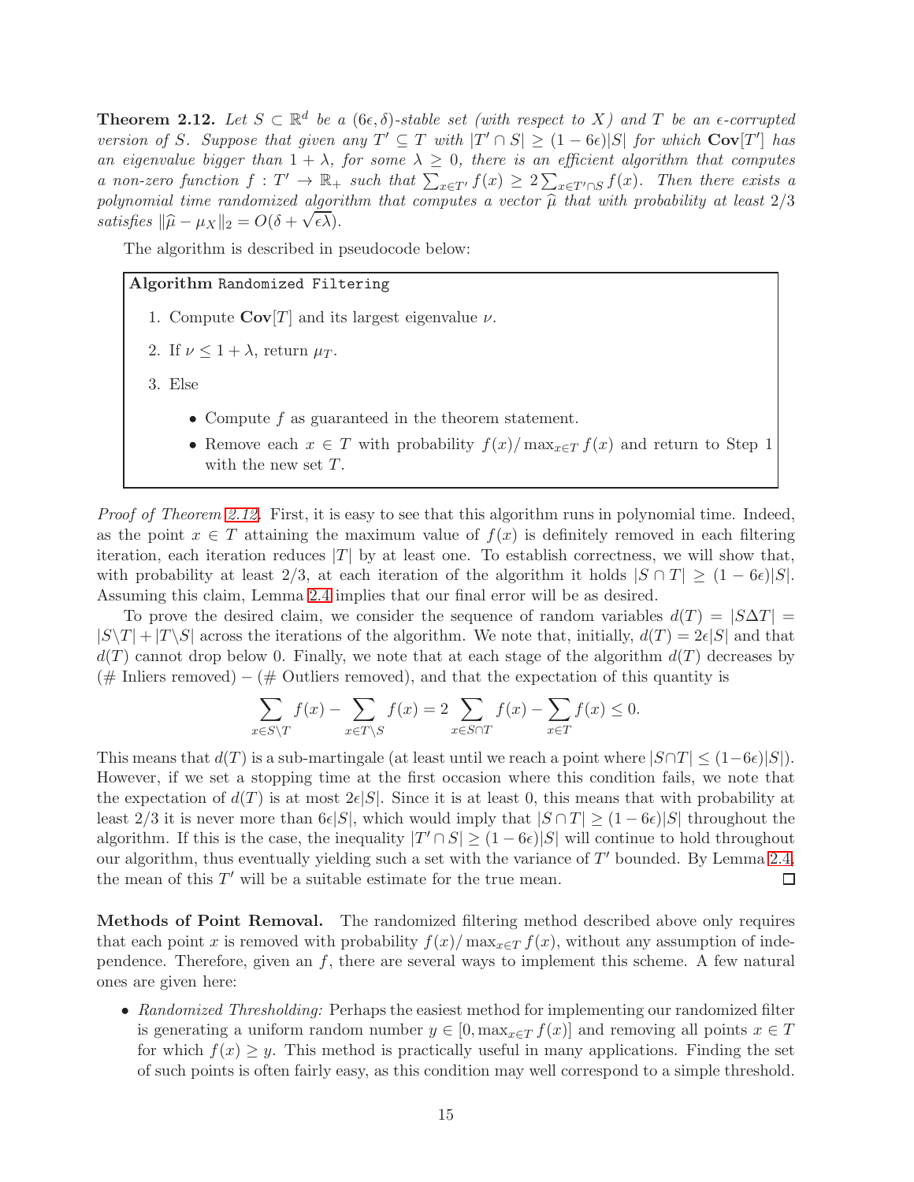**Theorem 2.12.** *Let $S \subset \mathbb{R}^d$ be a $(6\epsilon, \delta)$-stable set (with respect to $X$) and $T$ be an $\epsilon$-corrupted version of $S$. Suppose that given any $T' \subseteq T$ with $|T' \cap S| \geq (1-6\epsilon)|S|$ for which $\mathbf{Cov}[T']$ has an eigenvalue bigger than $1+\lambda$, for some $\lambda \geq 0$, there is an efficient algorithm that computes a non-zero function $f : T' \to \mathbb{R}_+$ such that $\sum_{x \in T'} f(x) \geq 2 \sum_{x \in T' \cap S} f(x)$. Then there exists a polynomial time randomized algorithm that computes a vector $\widehat{\mu}$ that with probability at least 2/3 satisfies $\|\widehat{\mu} - \mu_X\|_2 = O(\delta + \sqrt{\epsilon\lambda})$.*

The algorithm is described in pseudocode below:

**Algorithm** `Randomized Filtering`

1. Compute $\mathbf{Cov}[T]$ and its largest eigenvalue $\nu$.
2. If $\nu \leq 1 + \lambda$, return $\mu_T$.
3. Else
   - Compute $f$ as guaranteed in the theorem statement.
   - Remove each $x \in T$ with probability $f(x)/\max_{x \in T} f(x)$ and return to Step 1 with the new set $T$.

*Proof of Theorem 2.12.* First, it is easy to see that this algorithm runs in polynomial time. Indeed, as the point $x \in T$ attaining the maximum value of $f(x)$ is definitely removed in each filtering iteration, each iteration reduces $|T|$ by at least one. To establish correctness, we will show that, with probability at least 2/3, at each iteration of the algorithm it holds $|S \cap T| \geq (1-6\epsilon)|S|$. Assuming this claim, Lemma 2.4 implies that our final error will be as desired.

To prove the desired claim, we consider the sequence of random variables $d(T) = |S \Delta T| = |S \setminus T| + |T \setminus S|$ across the iterations of the algorithm. We note that, initially, $d(T) = 2\epsilon|S|$ and that $d(T)$ cannot drop below 0. Finally, we note that at each stage of the algorithm $d(T)$ decreases by (# Inliers removed) − (# Outliers removed), and that the expectation of this quantity is

$$\sum_{x \in S \setminus T} f(x) - \sum_{x \in T \setminus S} f(x) = 2 \sum_{x \in S \cap T} f(x) - \sum_{x \in T} f(x) \leq 0.$$

This means that $d(T)$ is a sub-martingale (at least until we reach a point where $|S \cap T| \leq (1-6\epsilon)|S|$). However, if we set a stopping time at the first occasion where this condition fails, we note that the expectation of $d(T)$ is at most $2\epsilon|S|$. Since it is at least 0, this means that with probability at least 2/3 it is never more than $6\epsilon|S|$, which would imply that $|S \cap T| \geq (1-6\epsilon)|S|$ throughout the algorithm. If this is the case, the inequality $|T' \cap S| \geq (1-6\epsilon)|S|$ will continue to hold throughout our algorithm, thus eventually yielding such a set with the variance of $T'$ bounded. By Lemma 2.4, the mean of this $T'$ will be a suitable estimate for the true mean. $\square$

**Methods of Point Removal.** The randomized filtering method described above only requires that each point $x$ is removed with probability $f(x)/\max_{x \in T} f(x)$, without any assumption of independence. Therefore, given an $f$, there are several ways to implement this scheme. A few natural ones are given here:

- *Randomized Thresholding:* Perhaps the easiest method for implementing our randomized filter is generating a uniform random number $y \in [0, \max_{x \in T} f(x)]$ and removing all points $x \in T$ for which $f(x) \geq y$. This method is practically useful in many applications. Finding the set of such points is often fairly easy, as this condition may well correspond to a simple threshold.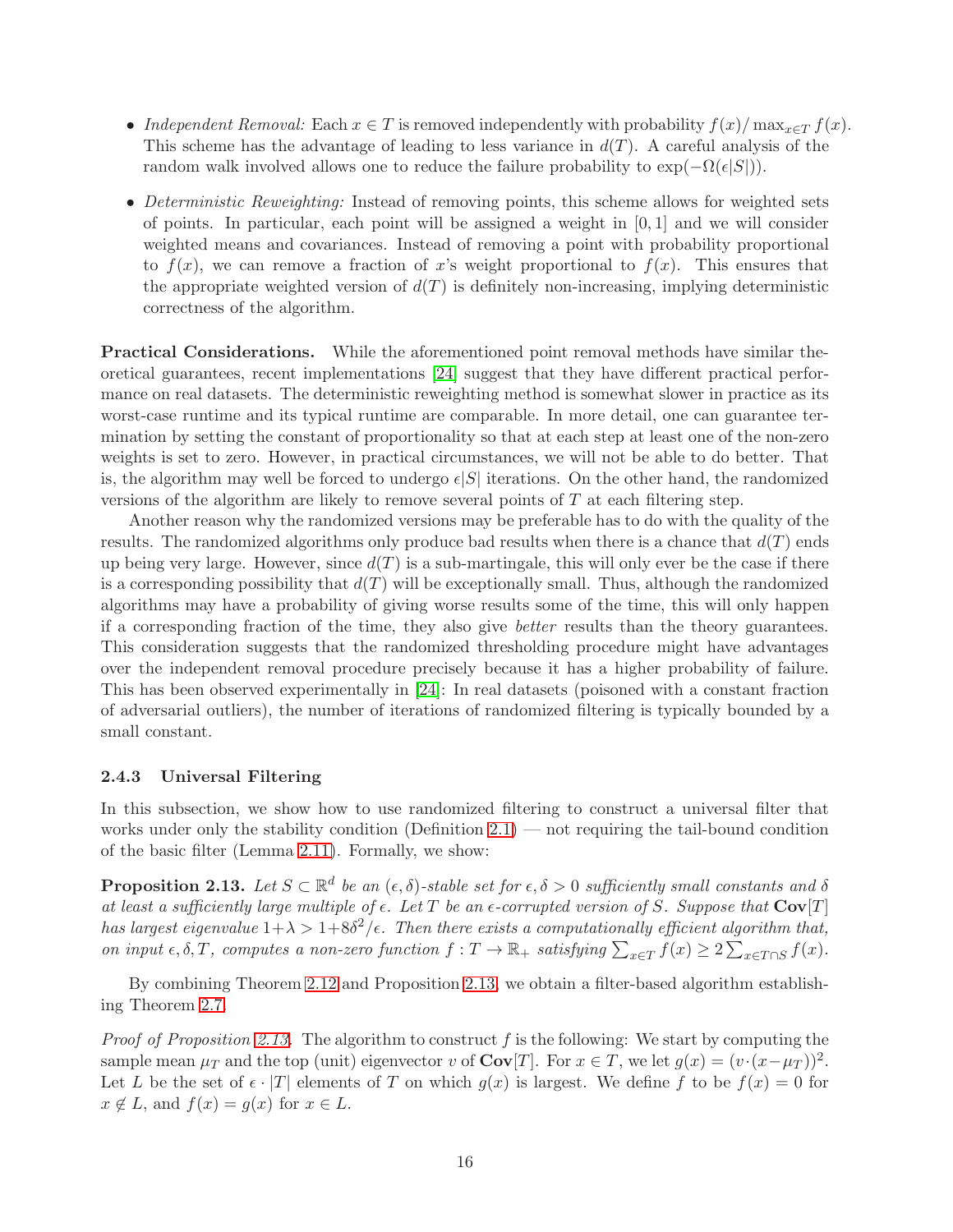- *Independent Removal:* Each $x \in T$ is removed independently with probability $f(x)/\max_{x \in T} f(x)$. This scheme has the advantage of leading to less variance in $d(T)$. A careful analysis of the random walk involved allows one to reduce the failure probability to $\exp(-\Omega(\epsilon|S|))$.
- *Deterministic Reweighting:* Instead of removing points, this scheme allows for weighted sets of points. In particular, each point will be assigned a weight in $[0, 1]$ and we will consider weighted means and covariances. Instead of removing a point with probability proportional to $f(x)$, we can remove a fraction of $x$'s weight proportional to $f(x)$. This ensures that the appropriate weighted version of $d(T)$ is definitely non-increasing, implying deterministic correctness of the algorithm.

**Practical Considerations.** While the aforementioned point removal methods have similar theoretical guarantees, recent implementations [24] suggest that they have different practical performance on real datasets. The deterministic reweighting method is somewhat slower in practice as its worst-case runtime and its typical runtime are comparable. In more detail, one can guarantee termination by setting the constant of proportionality so that at each step at least one of the non-zero weights is set to zero. However, in practical circumstances, we will not be able to do better. That is, the algorithm may well be forced to undergo $\epsilon|S|$ iterations. On the other hand, the randomized versions of the algorithm are likely to remove several points of $T$ at each filtering step.

Another reason why the randomized versions may be preferable has to do with the quality of the results. The randomized algorithms only produce bad results when there is a chance that $d(T)$ ends up being very large. However, since $d(T)$ is a sub-martingale, this will only ever be the case if there is a corresponding possibility that $d(T)$ will be exceptionally small. Thus, although the randomized algorithms may have a probability of giving worse results some of the time, this will only happen if a corresponding fraction of the time, they also give *better* results than the theory guarantees. This consideration suggests that the randomized thresholding procedure might have advantages over the independent removal procedure precisely because it has a higher probability of failure. This has been observed experimentally in [24]: In real datasets (poisoned with a constant fraction of adversarial outliers), the number of iterations of randomized filtering is typically bounded by a small constant.

### 2.4.3 Universal Filtering

In this subsection, we show how to use randomized filtering to construct a universal filter that works under only the stability condition (Definition 2.1) — not requiring the tail-bound condition of the basic filter (Lemma 2.11). Formally, we show:

**Proposition 2.13.** *Let $S \subset \mathbb{R}^d$ be an $(\epsilon, \delta)$-stable set for $\epsilon, \delta > 0$ sufficiently small constants and $\delta$ at least a sufficiently large multiple of $\epsilon$. Let $T$ be an $\epsilon$-corrupted version of $S$. Suppose that $\mathbf{Cov}[T]$ has largest eigenvalue $1+\lambda > 1+8\delta^2/\epsilon$. Then there exists a computationally efficient algorithm that, on input $\epsilon, \delta, T$, computes a non-zero function $f : T \to \mathbb{R}_+$ satisfying $\sum_{x \in T} f(x) \geq 2 \sum_{x \in T \cap S} f(x)$.*

By combining Theorem 2.12 and Proposition 2.13, we obtain a filter-based algorithm establishing Theorem 2.7.

*Proof of Proposition 2.13.* The algorithm to construct $f$ is the following: We start by computing the sample mean $\mu_T$ and the top (unit) eigenvector $v$ of $\mathbf{Cov}[T]$. For $x \in T$, we let $g(x) = (v \cdot (x - \mu_T))^2$. Let $L$ be the set of $\epsilon \cdot |T|$ elements of $T$ on which $g(x)$ is largest. We define $f$ to be $f(x) = 0$ for $x \notin L$, and $f(x) = g(x)$ for $x \in L$.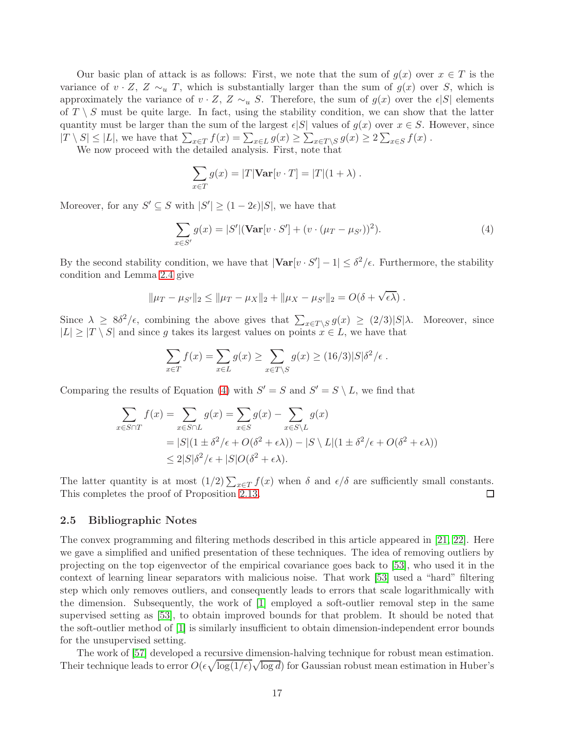Our basic plan of attack is as follows: First, we note that the sum of $g(x)$ over $x \in T$ is the variance of $v \cdot Z$, $Z \sim_u T$, which is substantially larger than the sum of $g(x)$ over $S$, which is approximately the variance of $v \cdot Z$, $Z \sim_u S$. Therefore, the sum of $g(x)$ over the $\epsilon|S|$ elements of $T \setminus S$ must be quite large. In fact, using the stability condition, we can show that the latter quantity must be larger than the sum of the largest $\epsilon|S|$ values of $g(x)$ over $x \in S$. However, since $|T \setminus S| \leq |L|$, we have that $\sum_{x \in T} f(x) = \sum_{x \in L} g(x) \geq \sum_{x \in T \setminus S} g(x) \geq 2 \sum_{x \in S} f(x)$.

We now proceed with the detailed analysis. First, note that

$$\sum_{x \in T} g(x) = |T| \mathbf{Var}[v \cdot T] = |T|(1 + \lambda) .$$

Moreover, for any $S' \subseteq S$ with $|S'| \geq (1 - 2\epsilon)|S|$, we have that

$$\sum_{x \in S'} g(x) = |S'|(\mathbf{Var}[v \cdot S'] + (v \cdot (\mu_T - \mu_{S'}))^2). \tag{4}$$

By the second stability condition, we have that $|\mathbf{Var}[v \cdot S'] - 1| \leq \delta^2/\epsilon$. Furthermore, the stability condition and Lemma 2.4 give

$$\|\mu_T - \mu_{S'}\|_2 \leq \|\mu_T - \mu_X\|_2 + \|\mu_X - \mu_{S'}\|_2 = O(\delta + \sqrt{\epsilon \lambda}) .$$

Since $\lambda \geq 8\delta^2/\epsilon$, combining the above gives that $\sum_{x \in T \setminus S} g(x) \geq (2/3)|S|\lambda$. Moreover, since $|L| \geq |T \setminus S|$ and since $g$ takes its largest values on points $x \in L$, we have that

$$\sum_{x \in T} f(x) = \sum_{x \in L} g(x) \geq \sum_{x \in T \setminus S} g(x) \geq (16/3)|S|\delta^2/\epsilon .$$

Comparing the results of Equation (4) with $S' = S$ and $S' = S \setminus L$, we find that

$$\begin{aligned}
\sum_{x \in S \cap T} f(x) = \sum_{x \in S \cap L} g(x) &= \sum_{x \in S} g(x) - \sum_{x \in S \setminus L} g(x) \\
&= |S|(1 \pm \delta^2/\epsilon + O(\delta^2 + \epsilon\lambda)) - |S \setminus L|(1 \pm \delta^2/\epsilon + O(\delta^2 + \epsilon\lambda)) \\
&\leq 2|S|\delta^2/\epsilon + |S|O(\delta^2 + \epsilon\lambda).
\end{aligned}$$

The latter quantity is at most $(1/2)\sum_{x \in T} f(x)$ when $\delta$ and $\epsilon/\delta$ are sufficiently small constants. This completes the proof of Proposition 2.13. $\square$

### 2.5 Bibliographic Notes

The convex programming and filtering methods described in this article appeared in [21, 22]. Here we gave a simplified and unified presentation of these techniques. The idea of removing outliers by projecting on the top eigenvector of the empirical covariance goes back to [53], who used it in the context of learning linear separators with malicious noise. That work [53] used a "hard" filtering step which only removes outliers, and consequently leads to errors that scale logarithmically with the dimension. Subsequently, the work of [1] employed a soft-outlier removal step in the same supervised setting as [53], to obtain improved bounds for that problem. It should be noted that the soft-outlier method of [1] is similarly insufficient to obtain dimension-independent error bounds for the unsupervised setting.

The work of [57] developed a recursive dimension-halving technique for robust mean estimation. Their technique leads to error $O(\epsilon\sqrt{\log(1/\epsilon)}\sqrt{\log d})$ for Gaussian robust mean estimation in Huber's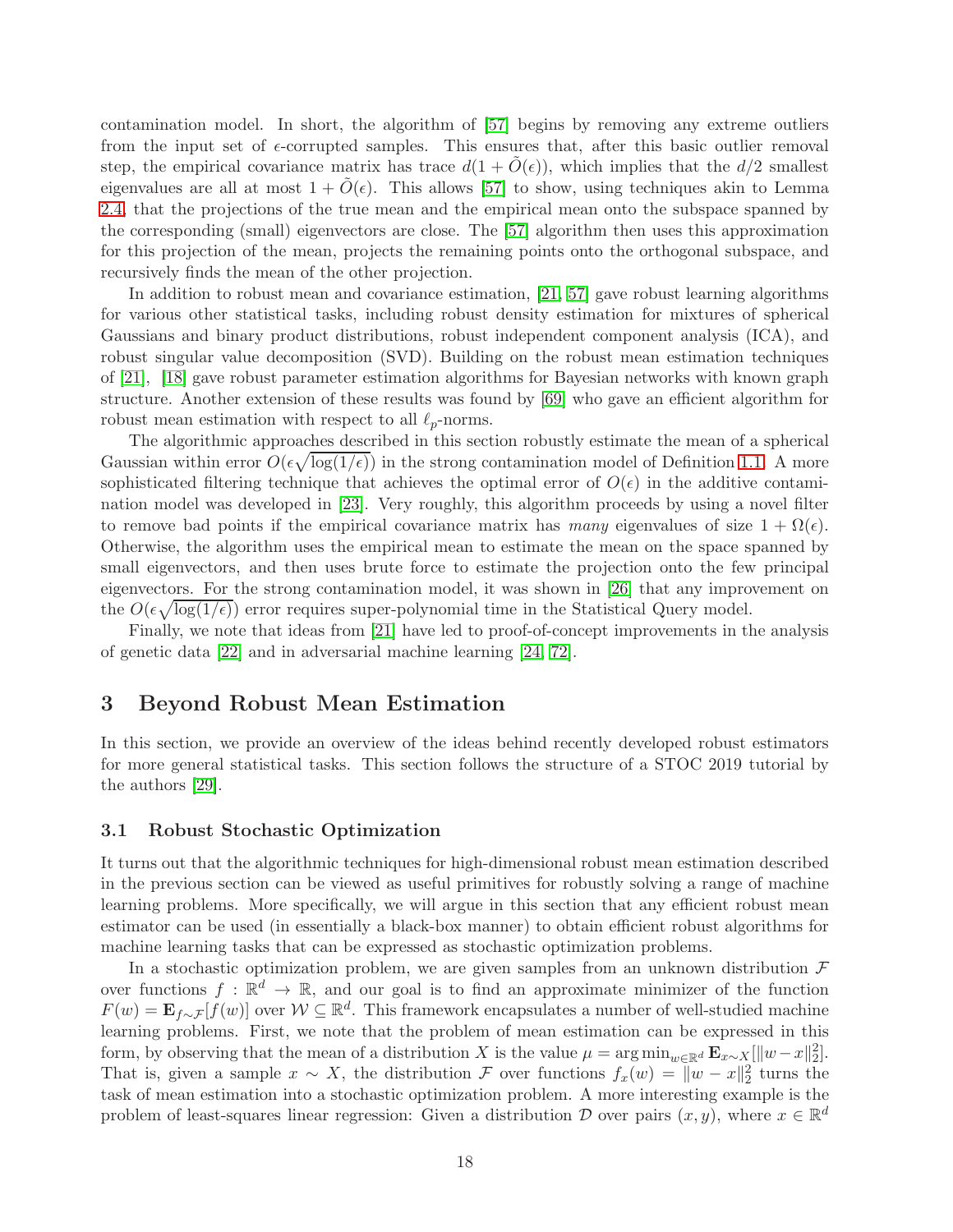contamination model. In short, the algorithm of [57] begins by removing any extreme outliers from the input set of $\epsilon$-corrupted samples. This ensures that, after this basic outlier removal step, the empirical covariance matrix has trace $d(1 + \tilde{O}(\epsilon))$, which implies that the $d/2$ smallest eigenvalues are all at most $1 + \tilde{O}(\epsilon)$. This allows [57] to show, using techniques akin to Lemma 2.4, that the projections of the true mean and the empirical mean onto the subspace spanned by the corresponding (small) eigenvectors are close. The [57] algorithm then uses this approximation for this projection of the mean, projects the remaining points onto the orthogonal subspace, and recursively finds the mean of the other projection.

In addition to robust mean and covariance estimation, [21, 57] gave robust learning algorithms for various other statistical tasks, including robust density estimation for mixtures of spherical Gaussians and binary product distributions, robust independent component analysis (ICA), and robust singular value decomposition (SVD). Building on the robust mean estimation techniques of [21], [18] gave robust parameter estimation algorithms for Bayesian networks with known graph structure. Another extension of these results was found by [69] who gave an efficient algorithm for robust mean estimation with respect to all $\ell_p$-norms.

The algorithmic approaches described in this section robustly estimate the mean of a spherical Gaussian within error $O(\epsilon\sqrt{\log(1/\epsilon)})$ in the strong contamination model of Definition 1.1. A more sophisticated filtering technique that achieves the optimal error of $O(\epsilon)$ in the additive contamination model was developed in [23]. Very roughly, this algorithm proceeds by using a novel filter to remove bad points if the empirical covariance matrix has *many* eigenvalues of size $1 + \Omega(\epsilon)$. Otherwise, the algorithm uses the empirical mean to estimate the mean on the space spanned by small eigenvectors, and then uses brute force to estimate the projection onto the few principal eigenvectors. For the strong contamination model, it was shown in [26] that any improvement on the $O(\epsilon\sqrt{\log(1/\epsilon)})$ error requires super-polynomial time in the Statistical Query model.

Finally, we note that ideas from [21] have led to proof-of-concept improvements in the analysis of genetic data [22] and in adversarial machine learning [24, 72].

# 3 Beyond Robust Mean Estimation

In this section, we provide an overview of the ideas behind recently developed robust estimators for more general statistical tasks. This section follows the structure of a STOC 2019 tutorial by the authors [29].

## 3.1 Robust Stochastic Optimization

It turns out that the algorithmic techniques for high-dimensional robust mean estimation described in the previous section can be viewed as useful primitives for robustly solving a range of machine learning problems. More specifically, we will argue in this section that any efficient robust mean estimator can be used (in essentially a black-box manner) to obtain efficient robust algorithms for machine learning tasks that can be expressed as stochastic optimization problems.

In a stochastic optimization problem, we are given samples from an unknown distribution $\mathcal{F}$ over functions $f : \mathbb{R}^d \to \mathbb{R}$, and our goal is to find an approximate minimizer of the function $F(w) = \mathbf{E}_{f\sim\mathcal{F}}[f(w)]$ over $\mathcal{W} \subseteq \mathbb{R}^d$. This framework encapsulates a number of well-studied machine learning problems. First, we note that the problem of mean estimation can be expressed in this form, by observing that the mean of a distribution $X$ is the value $\mu = \arg\min_{w\in\mathbb{R}^d} \mathbf{E}_{x\sim X}[\|w - x\|_2^2]$. That is, given a sample $x \sim X$, the distribution $\mathcal{F}$ over functions $f_x(w) = \|w - x\|_2^2$ turns the task of mean estimation into a stochastic optimization problem. A more interesting example is the problem of least-squares linear regression: Given a distribution $\mathcal{D}$ over pairs $(x, y)$, where $x \in \mathbb{R}^d$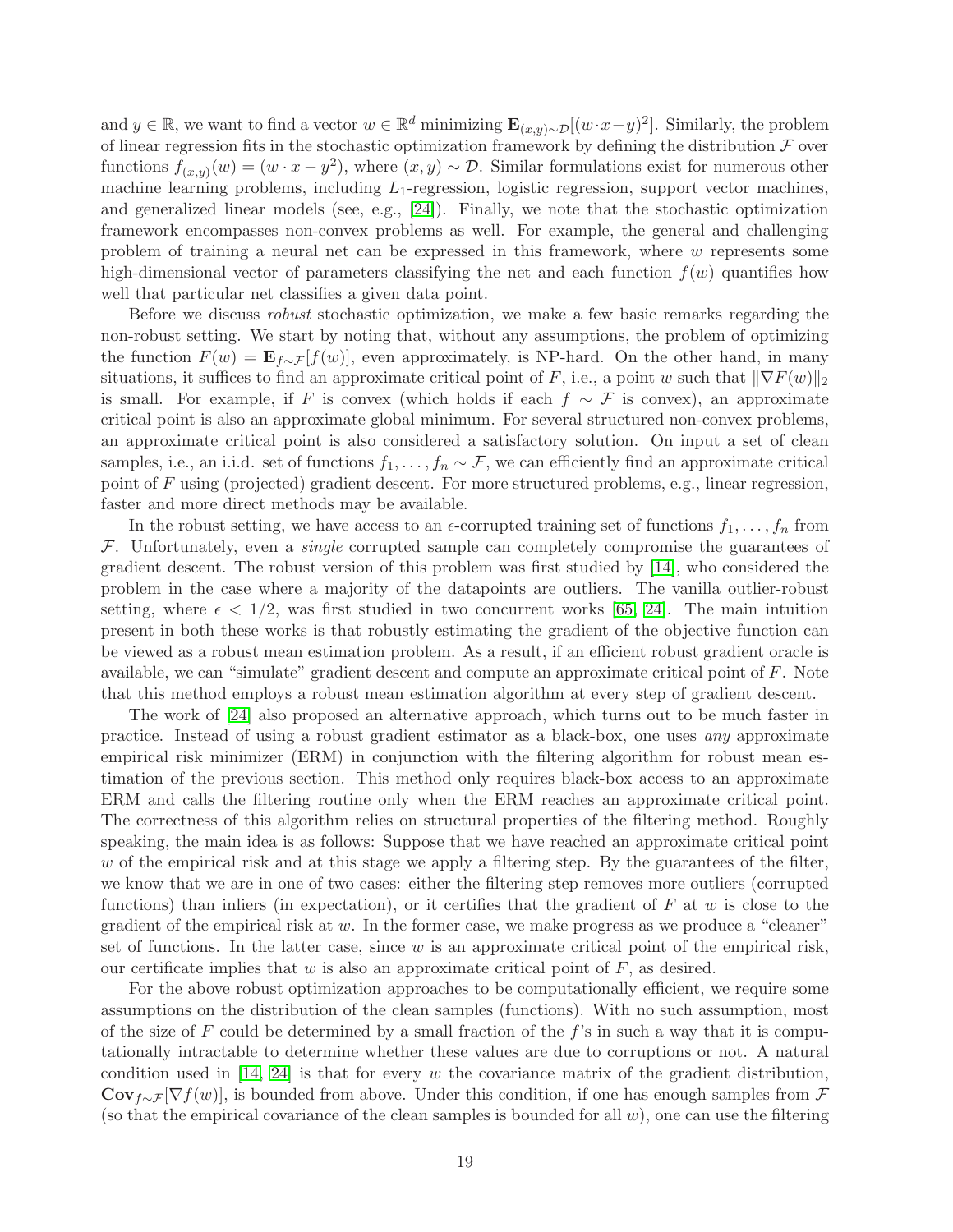and $y \in \mathbb{R}$, we want to find a vector $w \in \mathbb{R}^d$ minimizing $\mathbf{E}_{(x,y)\sim\mathcal{D}}[(w \cdot x - y)^2]$. Similarly, the problem of linear regression fits in the stochastic optimization framework by defining the distribution $\mathcal{F}$ over functions $f_{(x,y)}(w) = (w \cdot x - y^2)$, where $(x, y) \sim \mathcal{D}$. Similar formulations exist for numerous other machine learning problems, including $L_1$-regression, logistic regression, support vector machines, and generalized linear models (see, e.g., [24]). Finally, we note that the stochastic optimization framework encompasses non-convex problems as well. For example, the general and challenging problem of training a neural net can be expressed in this framework, where $w$ represents some high-dimensional vector of parameters classifying the net and each function $f(w)$ quantifies how well that particular net classifies a given data point.

Before we discuss *robust* stochastic optimization, we make a few basic remarks regarding the non-robust setting. We start by noting that, without any assumptions, the problem of optimizing the function $F(w) = \mathbf{E}_{f\sim\mathcal{F}}[f(w)]$, even approximately, is NP-hard. On the other hand, in many situations, it suffices to find an approximate critical point of $F$, i.e., a point $w$ such that $\|\nabla F(w)\|_2$ is small. For example, if $F$ is convex (which holds if each $f \sim \mathcal{F}$ is convex), an approximate critical point is also an approximate global minimum. For several structured non-convex problems, an approximate critical point is also considered a satisfactory solution. On input a set of clean samples, i.e., an i.i.d. set of functions $f_1, \ldots, f_n \sim \mathcal{F}$, we can efficiently find an approximate critical point of $F$ using (projected) gradient descent. For more structured problems, e.g., linear regression, faster and more direct methods may be available.

In the robust setting, we have access to an $\epsilon$-corrupted training set of functions $f_1, \ldots, f_n$ from $\mathcal{F}$. Unfortunately, even a *single* corrupted sample can completely compromise the guarantees of gradient descent. The robust version of this problem was first studied by [14], who considered the problem in the case where a majority of the datapoints are outliers. The vanilla outlier-robust setting, where $\epsilon < 1/2$, was first studied in two concurrent works [65, 24]. The main intuition present in both these works is that robustly estimating the gradient of the objective function can be viewed as a robust mean estimation problem. As a result, if an efficient robust gradient oracle is available, we can "simulate" gradient descent and compute an approximate critical point of $F$. Note that this method employs a robust mean estimation algorithm at every step of gradient descent.

The work of [24] also proposed an alternative approach, which turns out to be much faster in practice. Instead of using a robust gradient estimator as a black-box, one uses *any* approximate empirical risk minimizer (ERM) in conjunction with the filtering algorithm for robust mean estimation of the previous section. This method only requires black-box access to an approximate ERM and calls the filtering routine only when the ERM reaches an approximate critical point. The correctness of this algorithm relies on structural properties of the filtering method. Roughly speaking, the main idea is as follows: Suppose that we have reached an approximate critical point $w$ of the empirical risk and at this stage we apply a filtering step. By the guarantees of the filter, we know that we are in one of two cases: either the filtering step removes more outliers (corrupted functions) than inliers (in expectation), or it certifies that the gradient of $F$ at $w$ is close to the gradient of the empirical risk at $w$. In the former case, we make progress as we produce a "cleaner" set of functions. In the latter case, since $w$ is an approximate critical point of the empirical risk, our certificate implies that $w$ is also an approximate critical point of $F$, as desired.

For the above robust optimization approaches to be computationally efficient, we require some assumptions on the distribution of the clean samples (functions). With no such assumption, most of the size of $F$ could be determined by a small fraction of the $f$'s in such a way that it is computationally intractable to determine whether these values are due to corruptions or not. A natural condition used in [14, 24] is that for every $w$ the covariance matrix of the gradient distribution, $\mathbf{Cov}_{f\sim\mathcal{F}}[\nabla f(w)]$, is bounded from above. Under this condition, if one has enough samples from $\mathcal{F}$ (so that the empirical covariance of the clean samples is bounded for all $w$), one can use the filtering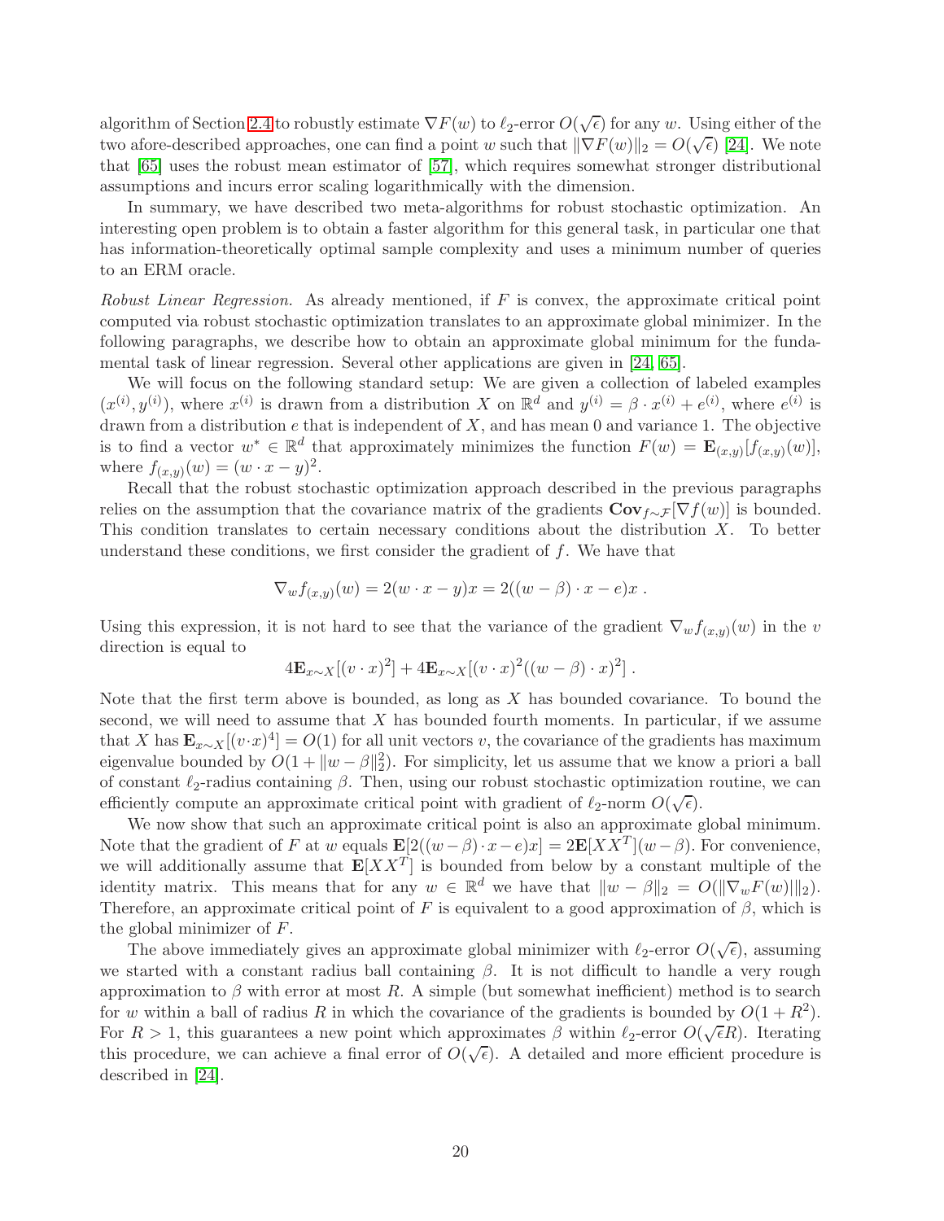algorithm of Section 2.4 to robustly estimate $\nabla F(w)$ to $\ell_2$-error $O(\sqrt{\epsilon})$ for any $w$. Using either of the two afore-described approaches, one can find a point $w$ such that $\|\nabla F(w)\|_2 = O(\sqrt{\epsilon})$ [24]. We note that [65] uses the robust mean estimator of [57], which requires somewhat stronger distributional assumptions and incurs error scaling logarithmically with the dimension.

In summary, we have described two meta-algorithms for robust stochastic optimization. An interesting open problem is to obtain a faster algorithm for this general task, in particular one that has information-theoretically optimal sample complexity and uses a minimum number of queries to an ERM oracle.

*Robust Linear Regression.* As already mentioned, if $F$ is convex, the approximate critical point computed via robust stochastic optimization translates to an approximate global minimizer. In the following paragraphs, we describe how to obtain an approximate global minimum for the fundamental task of linear regression. Several other applications are given in [24, 65].

We will focus on the following standard setup: We are given a collection of labeled examples $(x^{(i)}, y^{(i)})$, where $x^{(i)}$ is drawn from a distribution $X$ on $\mathbb{R}^d$ and $y^{(i)} = \beta \cdot x^{(i)} + e^{(i)}$, where $e^{(i)}$ is drawn from a distribution $e$ that is independent of $X$, and has mean 0 and variance 1. The objective is to find a vector $w^* \in \mathbb{R}^d$ that approximately minimizes the function $F(w) = \mathbf{E}_{(x,y)}[f_{(x,y)}(w)]$, where $f_{(x,y)}(w) = (w \cdot x - y)^2$.

Recall that the robust stochastic optimization approach described in the previous paragraphs relies on the assumption that the covariance matrix of the gradients $\mathbf{Cov}_{f\sim\mathcal{F}}[\nabla f(w)]$ is bounded. This condition translates to certain necessary conditions about the distribution $X$. To better understand these conditions, we first consider the gradient of $f$. We have that

$$\nabla_w f_{(x,y)}(w) = 2(w \cdot x - y)x = 2((w - \beta) \cdot x - e)x \ .$$

Using this expression, it is not hard to see that the variance of the gradient $\nabla_w f_{(x,y)}(w)$ in the $v$ direction is equal to

$$4\mathbf{E}_{x\sim X}[(v \cdot x)^2] + 4\mathbf{E}_{x\sim X}[(v \cdot x)^2((w - \beta) \cdot x)^2] \ .$$

Note that the first term above is bounded, as long as $X$ has bounded covariance. To bound the second, we will need to assume that $X$ has bounded fourth moments. In particular, if we assume that $X$ has $\mathbf{E}_{x\sim X}[(v \cdot x)^4] = O(1)$ for all unit vectors $v$, the covariance of the gradients has maximum eigenvalue bounded by $O(1 + \|w - \beta\|_2^2)$. For simplicity, let us assume that we know a priori a ball of constant $\ell_2$-radius containing $\beta$. Then, using our robust stochastic optimization routine, we can efficiently compute an approximate critical point with gradient of $\ell_2$-norm $O(\sqrt{\epsilon})$.

We now show that such an approximate critical point is also an approximate global minimum. Note that the gradient of $F$ at $w$ equals $\mathbf{E}[2((w-\beta) \cdot x - e)x] = 2\mathbf{E}[XX^T](w - \beta)$. For convenience, we will additionally assume that $\mathbf{E}[XX^T]$ is bounded from below by a constant multiple of the identity matrix. This means that for any $w \in \mathbb{R}^d$ we have that $\|w - \beta\|_2 = O(\|\nabla_w F(w)\|_2)$. Therefore, an approximate critical point of $F$ is equivalent to a good approximation of $\beta$, which is the global minimizer of $F$.

The above immediately gives an approximate global minimizer with $\ell_2$-error $O(\sqrt{\epsilon})$, assuming we started with a constant radius ball containing $\beta$. It is not difficult to handle a very rough approximation to $\beta$ with error at most $R$. A simple (but somewhat inefficient) method is to search for $w$ within a ball of radius $R$ in which the covariance of the gradients is bounded by $O(1 + R^2)$. For $R > 1$, this guarantees a new point which approximates $\beta$ within $\ell_2$-error $O(\sqrt{\epsilon}R)$. Iterating this procedure, we can achieve a final error of $O(\sqrt{\epsilon})$. A detailed and more efficient procedure is described in [24].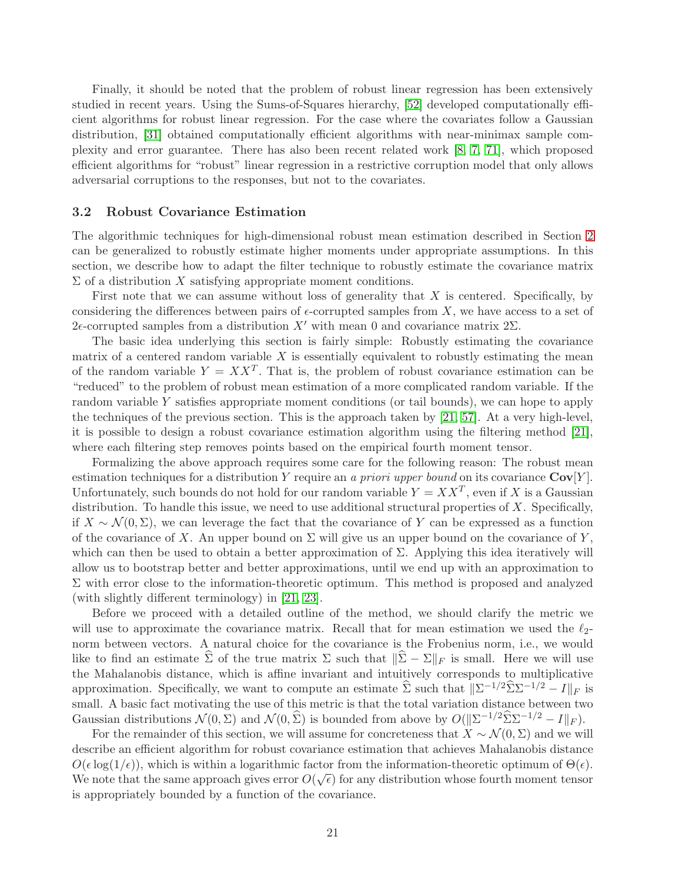Finally, it should be noted that the problem of robust linear regression has been extensively studied in recent years. Using the Sums-of-Squares hierarchy, [52] developed computationally efficient algorithms for robust linear regression. For the case where the covariates follow a Gaussian distribution, [31] obtained computationally efficient algorithms with near-minimax sample complexity and error guarantee. There has also been recent related work [8, 7, 71], which proposed efficient algorithms for "robust" linear regression in a restrictive corruption model that only allows adversarial corruptions to the responses, but not to the covariates.

### 3.2 Robust Covariance Estimation

The algorithmic techniques for high-dimensional robust mean estimation described in Section 2 can be generalized to robustly estimate higher moments under appropriate assumptions. In this section, we describe how to adapt the filter technique to robustly estimate the covariance matrix $\Sigma$ of a distribution $X$ satisfying appropriate moment conditions.

First note that we can assume without loss of generality that $X$ is centered. Specifically, by considering the differences between pairs of $\epsilon$-corrupted samples from $X$, we have access to a set of $2\epsilon$-corrupted samples from a distribution $X'$ with mean 0 and covariance matrix $2\Sigma$.

The basic idea underlying this section is fairly simple: Robustly estimating the covariance matrix of a centered random variable $X$ is essentially equivalent to robustly estimating the mean of the random variable $Y = XX^T$. That is, the problem of robust covariance estimation can be "reduced" to the problem of robust mean estimation of a more complicated random variable. If the random variable $Y$ satisfies appropriate moment conditions (or tail bounds), we can hope to apply the techniques of the previous section. This is the approach taken by [21, 57]. At a very high-level, it is possible to design a robust covariance estimation algorithm using the filtering method [21], where each filtering step removes points based on the empirical fourth moment tensor.

Formalizing the above approach requires some care for the following reason: The robust mean estimation techniques for a distribution $Y$ require an *a priori upper bound* on its covariance $\mathbf{Cov}[Y]$. Unfortunately, such bounds do not hold for our random variable $Y = XX^T$, even if $X$ is a Gaussian distribution. To handle this issue, we need to use additional structural properties of $X$. Specifically, if $X \sim \mathcal{N}(0, \Sigma)$, we can leverage the fact that the covariance of $Y$ can be expressed as a function of the covariance of $X$. An upper bound on $\Sigma$ will give us an upper bound on the covariance of $Y$, which can then be used to obtain a better approximation of $\Sigma$. Applying this idea iteratively will allow us to bootstrap better and better approximations, until we end up with an approximation to $\Sigma$ with error close to the information-theoretic optimum. This method is proposed and analyzed (with slightly different terminology) in [21, 23].

Before we proceed with a detailed outline of the method, we should clarify the metric we will use to approximate the covariance matrix. Recall that for mean estimation we used the $\ell_2$-norm between vectors. A natural choice for the covariance is the Frobenius norm, i.e., we would like to find an estimate $\widehat{\Sigma}$ of the true matrix $\Sigma$ such that $\|\widehat{\Sigma} - \Sigma\|_F$ is small. Here we will use the Mahalanobis distance, which is affine invariant and intuitively corresponds to multiplicative approximation. Specifically, we want to compute an estimate $\widehat{\Sigma}$ such that $\|\Sigma^{-1/2}\widehat{\Sigma}\Sigma^{-1/2} - I\|_F$ is small. A basic fact motivating the use of this metric is that the total variation distance between two Gaussian distributions $\mathcal{N}(0, \Sigma)$ and $\mathcal{N}(0, \widehat{\Sigma})$ is bounded from above by $O(\|\Sigma^{-1/2}\widehat{\Sigma}\Sigma^{-1/2} - I\|_F)$.

For the remainder of this section, we will assume for concreteness that $X \sim \mathcal{N}(0, \Sigma)$ and we will describe an efficient algorithm for robust covariance estimation that achieves Mahalanobis distance $O(\epsilon \log(1/\epsilon))$, which is within a logarithmic factor from the information-theoretic optimum of $\Theta(\epsilon)$. We note that the same approach gives error $O(\sqrt{\epsilon})$ for any distribution whose fourth moment tensor is appropriately bounded by a function of the covariance.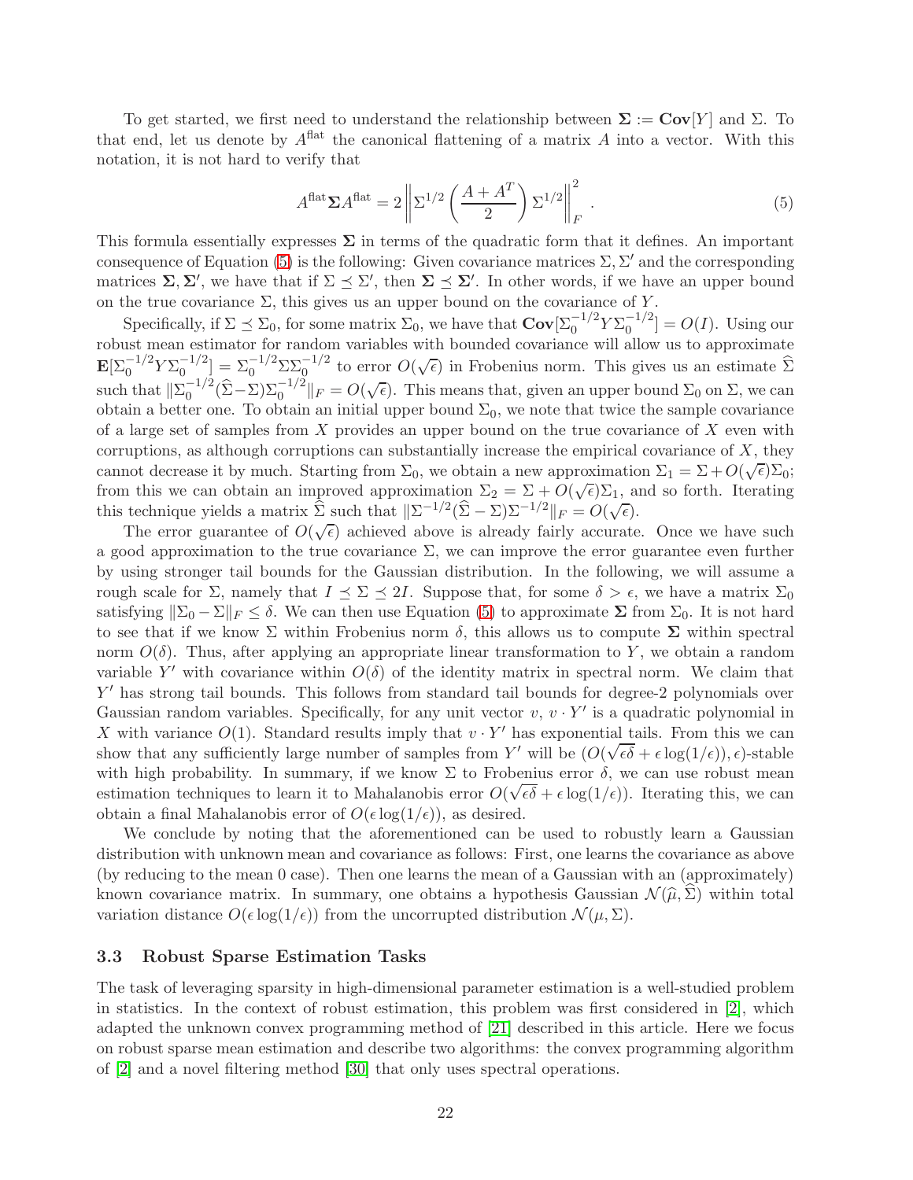To get started, we first need to understand the relationship between $\mathbf{\Sigma} := \mathbf{Cov}[Y]$ and $\Sigma$. To that end, let us denote by $A^{\text{flat}}$ the canonical flattening of a matrix $A$ into a vector. With this notation, it is not hard to verify that

$$A^{\text{flat}} \mathbf{\Sigma} A^{\text{flat}} = 2 \left\| \Sigma^{1/2} \left( \frac{A + A^T}{2} \right) \Sigma^{1/2} \right\|_F^2 . \tag{5}$$

This formula essentially expresses $\mathbf{\Sigma}$ in terms of the quadratic form that it defines. An important consequence of Equation (5) is the following: Given covariance matrices $\Sigma, \Sigma'$ and the corresponding matrices $\mathbf{\Sigma}, \mathbf{\Sigma}'$, we have that if $\Sigma \preceq \Sigma'$, then $\mathbf{\Sigma} \preceq \mathbf{\Sigma}'$. In other words, if we have an upper bound on the true covariance $\Sigma$, this gives us an upper bound on the covariance of $Y$.

Specifically, if $\Sigma \preceq \Sigma_0$, for some matrix $\Sigma_0$, we have that $\mathbf{Cov}[\Sigma_0^{-1/2} Y \Sigma_0^{-1/2}] = O(I)$. Using our robust mean estimator for random variables with bounded covariance will allow us to approximate $\mathbf{E}[\Sigma_0^{-1/2} Y \Sigma_0^{-1/2}] = \Sigma_0^{-1/2} \Sigma \Sigma_0^{-1/2}$ to error $O(\sqrt{\epsilon})$ in Frobenius norm. This gives us an estimate $\widehat{\Sigma}$ such that $\|\Sigma_0^{-1/2}(\widehat{\Sigma} - \Sigma)\Sigma_0^{-1/2}\|_F = O(\sqrt{\epsilon})$. This means that, given an upper bound $\Sigma_0$ on $\Sigma$, we can obtain a better one. To obtain an initial upper bound $\Sigma_0$, we note that twice the sample covariance of a large set of samples from $X$ provides an upper bound on the true covariance of $X$ even with corruptions, as although corruptions can substantially increase the empirical covariance of $X$, they cannot decrease it by much. Starting from $\Sigma_0$, we obtain a new approximation $\Sigma_1 = \Sigma + O(\sqrt{\epsilon})\Sigma_0$; from this we can obtain an improved approximation $\Sigma_2 = \Sigma + O(\sqrt{\epsilon})\Sigma_1$, and so forth. Iterating this technique yields a matrix $\widehat{\Sigma}$ such that $\|\Sigma^{-1/2}(\widehat{\Sigma} - \Sigma)\Sigma^{-1/2}\|_F = O(\sqrt{\epsilon})$.

The error guarantee of $O(\sqrt{\epsilon})$ achieved above is already fairly accurate. Once we have such a good approximation to the true covariance $\Sigma$, we can improve the error guarantee even further by using stronger tail bounds for the Gaussian distribution. In the following, we will assume a rough scale for $\Sigma$, namely that $I \preceq \Sigma \preceq 2I$. Suppose that, for some $\delta > \epsilon$, we have a matrix $\Sigma_0$ satisfying $\|\Sigma_0 - \Sigma\|_F \leq \delta$. We can then use Equation (5) to approximate $\mathbf{\Sigma}$ from $\Sigma_0$. It is not hard to see that if we know $\Sigma$ within Frobenius norm $\delta$, this allows us to compute $\mathbf{\Sigma}$ within spectral norm $O(\delta)$. Thus, after applying an appropriate linear transformation to $Y$, we obtain a random variable $Y'$ with covariance within $O(\delta)$ of the identity matrix in spectral norm. We claim that $Y'$ has strong tail bounds. This follows from standard tail bounds for degree-2 polynomials over Gaussian random variables. Specifically, for any unit vector $v$, $v \cdot Y'$ is a quadratic polynomial in $X$ with variance $O(1)$. Standard results imply that $v \cdot Y'$ has exponential tails. From this we can show that any sufficiently large number of samples from $Y'$ will be $(O(\sqrt{\epsilon\delta} + \epsilon \log(1/\epsilon)), \epsilon)$-stable with high probability. In summary, if we know $\Sigma$ to Frobenius error $\delta$, we can use robust mean estimation techniques to learn it to Mahalanobis error $O(\sqrt{\epsilon\delta} + \epsilon \log(1/\epsilon))$. Iterating this, we can obtain a final Mahalanobis error of $O(\epsilon \log(1/\epsilon))$, as desired.

We conclude by noting that the aforementioned can be used to robustly learn a Gaussian distribution with unknown mean and covariance as follows: First, one learns the covariance as above (by reducing to the mean 0 case). Then one learns the mean of a Gaussian with an (approximately) known covariance matrix. In summary, one obtains a hypothesis Gaussian $\mathcal{N}(\widehat{\mu}, \widehat{\Sigma})$ within total variation distance $O(\epsilon \log(1/\epsilon))$ from the uncorrupted distribution $\mathcal{N}(\mu, \Sigma)$.

### 3.3 Robust Sparse Estimation Tasks

The task of leveraging sparsity in high-dimensional parameter estimation is a well-studied problem in statistics. In the context of robust estimation, this problem was first considered in [2], which adapted the unknown convex programming method of [21] described in this article. Here we focus on robust sparse mean estimation and describe two algorithms: the convex programming algorithm of [2] and a novel filtering method [30] that only uses spectral operations.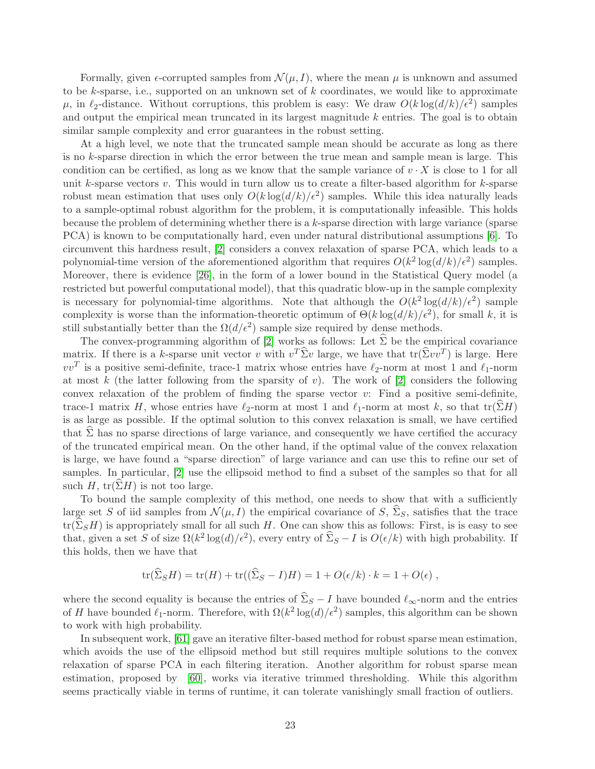Formally, given $\epsilon$-corrupted samples from $\mathcal{N}(\mu, I)$, where the mean $\mu$ is unknown and assumed to be $k$-sparse, i.e., supported on an unknown set of $k$ coordinates, we would like to approximate $\mu$, in $\ell_2$-distance. Without corruptions, this problem is easy: We draw $O(k \log(d/k)/\epsilon^2)$ samples and output the empirical mean truncated in its largest magnitude $k$ entries. The goal is to obtain similar sample complexity and error guarantees in the robust setting.

At a high level, we note that the truncated sample mean should be accurate as long as there is no $k$-sparse direction in which the error between the true mean and sample mean is large. This condition can be certified, as long as we know that the sample variance of $v \cdot X$ is close to 1 for all unit $k$-sparse vectors $v$. This would in turn allow us to create a filter-based algorithm for $k$-sparse robust mean estimation that uses only $O(k \log(d/k)/\epsilon^2)$ samples. While this idea naturally leads to a sample-optimal robust algorithm for the problem, it is computationally infeasible. This holds because the problem of determining whether there is a $k$-sparse direction with large variance (sparse PCA) is known to be computationally hard, even under natural distributional assumptions [6]. To circumvent this hardness result, [2] considers a convex relaxation of sparse PCA, which leads to a polynomial-time version of the aforementioned algorithm that requires $O(k^2 \log(d/k)/\epsilon^2)$ samples. Moreover, there is evidence [26], in the form of a lower bound in the Statistical Query model (a restricted but powerful computational model), that this quadratic blow-up in the sample complexity is necessary for polynomial-time algorithms. Note that although the $O(k^2 \log(d/k)/\epsilon^2)$ sample complexity is worse than the information-theoretic optimum of $\Theta(k \log(d/k)/\epsilon^2)$, for small $k$, it is still substantially better than the $\Omega(d/\epsilon^2)$ sample size required by dense methods.

The convex-programming algorithm of [2] works as follows: Let $\widehat{\Sigma}$ be the empirical covariance matrix. If there is a $k$-sparse unit vector $v$ with $v^T \widehat{\Sigma} v$ large, we have that $\mathrm{tr}(\widehat{\Sigma} v v^T)$ is large. Here $vv^T$ is a positive semi-definite, trace-1 matrix whose entries have $\ell_2$-norm at most 1 and $\ell_1$-norm at most $k$ (the latter following from the sparsity of $v$). The work of [2] considers the following convex relaxation of the problem of finding the sparse vector $v$: Find a positive semi-definite, trace-1 matrix $H$, whose entries have $\ell_2$-norm at most 1 and $\ell_1$-norm at most $k$, so that $\mathrm{tr}(\widehat{\Sigma} H)$ is as large as possible. If the optimal solution to this convex relaxation is small, we have certified that $\widehat{\Sigma}$ has no sparse directions of large variance, and consequently we have certified the accuracy of the truncated empirical mean. On the other hand, if the optimal value of the convex relaxation is large, we have found a "sparse direction" of large variance and can use this to refine our set of samples. In particular, [2] use the ellipsoid method to find a subset of the samples so that for all such $H$, $\mathrm{tr}(\widehat{\Sigma} H)$ is not too large.

To bound the sample complexity of this method, one needs to show that with a sufficiently large set $S$ of iid samples from $\mathcal{N}(\mu, I)$ the empirical covariance of $S$, $\widehat{\Sigma}_S$, satisfies that the trace $\mathrm{tr}(\widehat{\Sigma}_S H)$ is appropriately small for all such $H$. One can show this as follows: First, is is easy to see that, given a set $S$ of size $\Omega(k^2 \log(d)/\epsilon^2)$, every entry of $\widehat{\Sigma}_S - I$ is $O(\epsilon/k)$ with high probability. If this holds, then we have that

$$\mathrm{tr}(\widehat{\Sigma}_S H) = \mathrm{tr}(H) + \mathrm{tr}((\widehat{\Sigma}_S - I)H) = 1 + O(\epsilon/k) \cdot k = 1 + O(\epsilon) \ ,$$

where the second equality is because the entries of $\widehat{\Sigma}_S - I$ have bounded $\ell_\infty$-norm and the entries of $H$ have bounded $\ell_1$-norm. Therefore, with $\Omega(k^2 \log(d)/\epsilon^2)$ samples, this algorithm can be shown to work with high probability.

In subsequent work, [61] gave an iterative filter-based method for robust sparse mean estimation, which avoids the use of the ellipsoid method but still requires multiple solutions to the convex relaxation of sparse PCA in each filtering iteration. Another algorithm for robust sparse mean estimation, proposed by [60], works via iterative trimmed thresholding. While this algorithm seems practically viable in terms of runtime, it can tolerate vanishingly small fraction of outliers.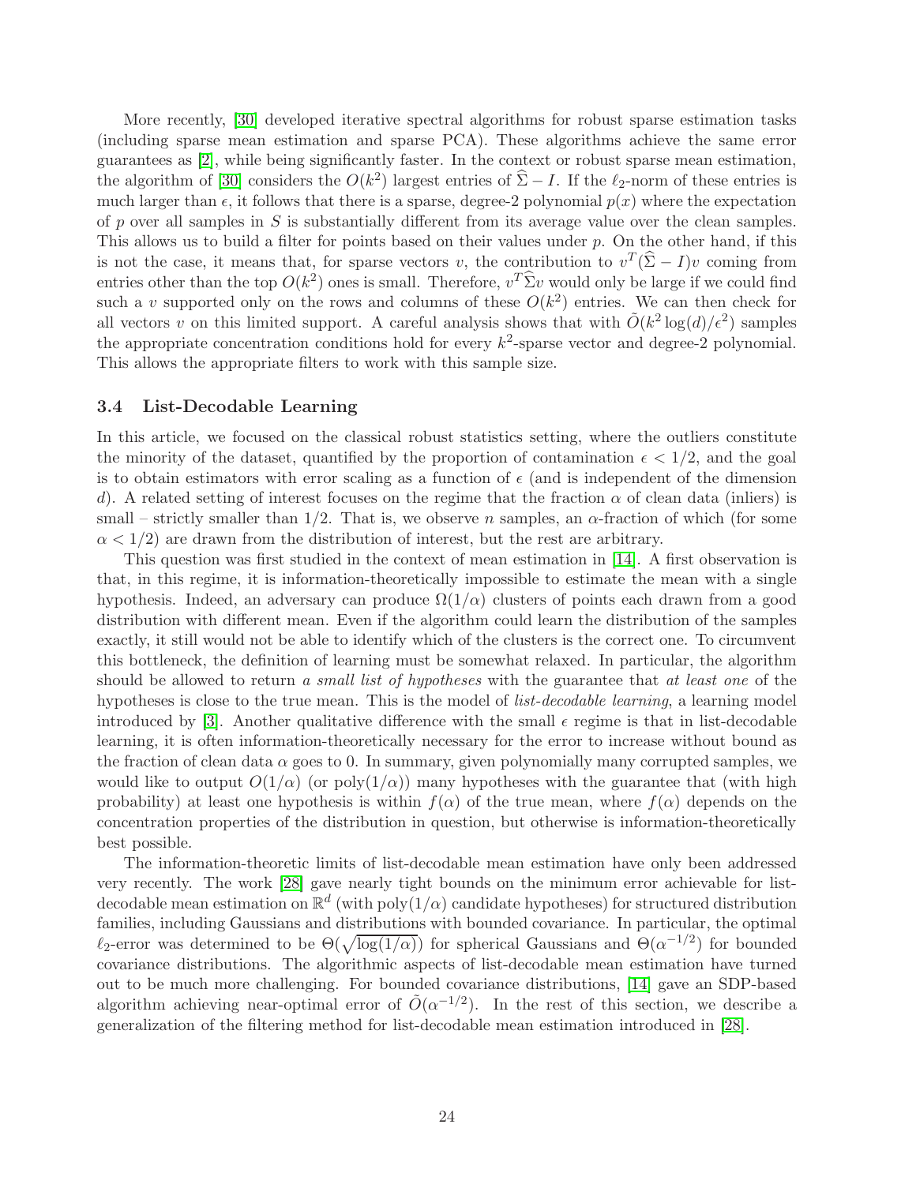More recently, [30] developed iterative spectral algorithms for robust sparse estimation tasks (including sparse mean estimation and sparse PCA). These algorithms achieve the same error guarantees as [2], while being significantly faster. In the context or robust sparse mean estimation, the algorithm of [30] considers the $O(k^2)$ largest entries of $\widehat{\Sigma} - I$. If the $\ell_2$-norm of these entries is much larger than $\epsilon$, it follows that there is a sparse, degree-2 polynomial $p(x)$ where the expectation of $p$ over all samples in $S$ is substantially different from its average value over the clean samples. This allows us to build a filter for points based on their values under $p$. On the other hand, if this is not the case, it means that, for sparse vectors $v$, the contribution to $v^T(\widehat{\Sigma} - I)v$ coming from entries other than the top $O(k^2)$ ones is small. Therefore, $v^T\widehat{\Sigma}v$ would only be large if we could find such a $v$ supported only on the rows and columns of these $O(k^2)$ entries. We can then check for all vectors $v$ on this limited support. A careful analysis shows that with $\tilde{O}(k^2 \log(d)/\epsilon^2)$ samples the appropriate concentration conditions hold for every $k^2$-sparse vector and degree-2 polynomial. This allows the appropriate filters to work with this sample size.

### 3.4 List-Decodable Learning

In this article, we focused on the classical robust statistics setting, where the outliers constitute the minority of the dataset, quantified by the proportion of contamination $\epsilon < 1/2$, and the goal is to obtain estimators with error scaling as a function of $\epsilon$ (and is independent of the dimension $d$). A related setting of interest focuses on the regime that the fraction $\alpha$ of clean data (inliers) is small – strictly smaller than $1/2$. That is, we observe $n$ samples, an $\alpha$-fraction of which (for some $\alpha < 1/2$) are drawn from the distribution of interest, but the rest are arbitrary.

This question was first studied in the context of mean estimation in [14]. A first observation is that, in this regime, it is information-theoretically impossible to estimate the mean with a single hypothesis. Indeed, an adversary can produce $\Omega(1/\alpha)$ clusters of points each drawn from a good distribution with different mean. Even if the algorithm could learn the distribution of the samples exactly, it still would not be able to identify which of the clusters is the correct one. To circumvent this bottleneck, the definition of learning must be somewhat relaxed. In particular, the algorithm should be allowed to return *a small list of hypotheses* with the guarantee that *at least one* of the hypotheses is close to the true mean. This is the model of *list-decodable learning*, a learning model introduced by [3]. Another qualitative difference with the small $\epsilon$ regime is that in list-decodable learning, it is often information-theoretically necessary for the error to increase without bound as the fraction of clean data $\alpha$ goes to 0. In summary, given polynomially many corrupted samples, we would like to output $O(1/\alpha)$ (or $\mathrm{poly}(1/\alpha)$) many hypotheses with the guarantee that (with high probability) at least one hypothesis is within $f(\alpha)$ of the true mean, where $f(\alpha)$ depends on the concentration properties of the distribution in question, but otherwise is information-theoretically best possible.

The information-theoretic limits of list-decodable mean estimation have only been addressed very recently. The work [28] gave nearly tight bounds on the minimum error achievable for list-decodable mean estimation on $\mathbb{R}^d$ (with $\mathrm{poly}(1/\alpha)$ candidate hypotheses) for structured distribution families, including Gaussians and distributions with bounded covariance. In particular, the optimal $\ell_2$-error was determined to be $\Theta(\sqrt{\log(1/\alpha)})$ for spherical Gaussians and $\Theta(\alpha^{-1/2})$ for bounded covariance distributions. The algorithmic aspects of list-decodable mean estimation have turned out to be much more challenging. For bounded covariance distributions, [14] gave an SDP-based algorithm achieving near-optimal error of $\tilde{O}(\alpha^{-1/2})$. In the rest of this section, we describe a generalization of the filtering method for list-decodable mean estimation introduced in [28].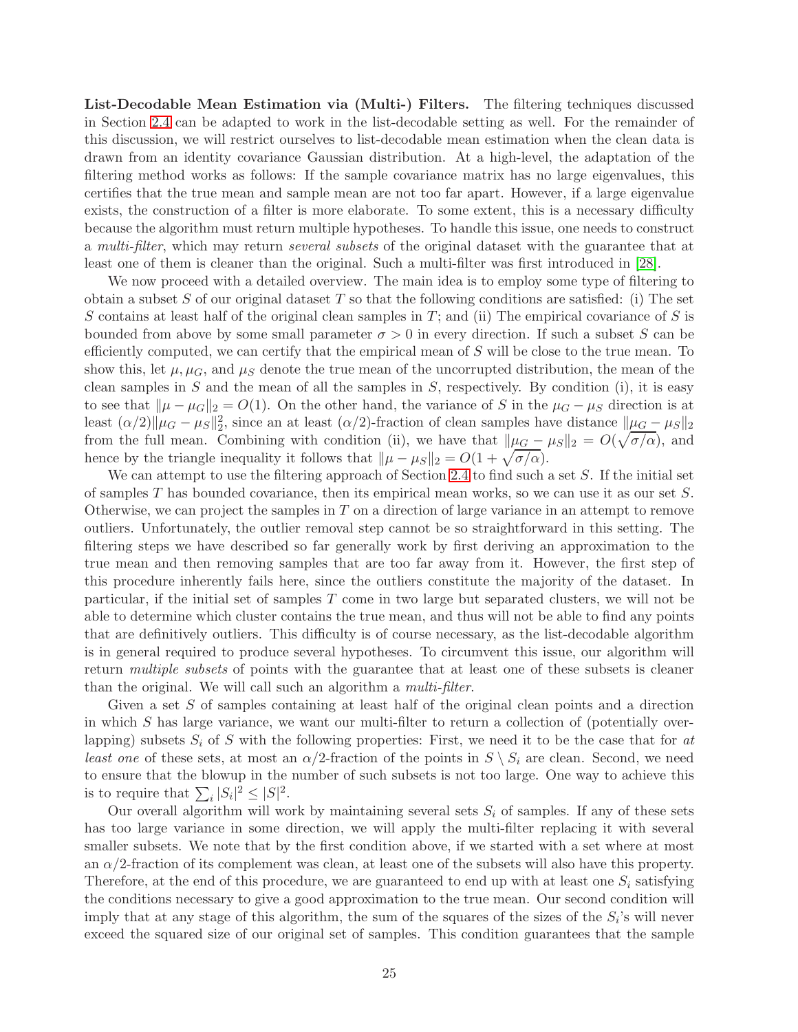**List-Decodable Mean Estimation via (Multi-) Filters.** The filtering techniques discussed in Section 2.4 can be adapted to work in the list-decodable setting as well. For the remainder of this discussion, we will restrict ourselves to list-decodable mean estimation when the clean data is drawn from an identity covariance Gaussian distribution. At a high-level, the adaptation of the filtering method works as follows: If the sample covariance matrix has no large eigenvalues, this certifies that the true mean and sample mean are not too far apart. However, if a large eigenvalue exists, the construction of a filter is more elaborate. To some extent, this is a necessary difficulty because the algorithm must return multiple hypotheses. To handle this issue, one needs to construct a *multi-filter*, which may return *several subsets* of the original dataset with the guarantee that at least one of them is cleaner than the original. Such a multi-filter was first introduced in [28].

We now proceed with a detailed overview. The main idea is to employ some type of filtering to obtain a subset $S$ of our original dataset $T$ so that the following conditions are satisfied: (i) The set $S$ contains at least half of the original clean samples in $T$; and (ii) The empirical covariance of $S$ is bounded from above by some small parameter $\sigma > 0$ in every direction. If such a subset $S$ can be efficiently computed, we can certify that the empirical mean of $S$ will be close to the true mean. To show this, let $\mu, \mu_G$, and $\mu_S$ denote the true mean of the uncorrupted distribution, the mean of the clean samples in $S$ and the mean of all the samples in $S$, respectively. By condition (i), it is easy to see that $\|\mu - \mu_G\|_2 = O(1)$. On the other hand, the variance of $S$ in the $\mu_G - \mu_S$ direction is at least $(\alpha/2)\|\mu_G - \mu_S\|_2^2$, since an at least $(\alpha/2)$-fraction of clean samples have distance $\|\mu_G - \mu_S\|_2$ from the full mean. Combining with condition (ii), we have that $\|\mu_G - \mu_S\|_2 = O(\sqrt{\sigma/\alpha})$, and hence by the triangle inequality it follows that $\|\mu - \mu_S\|_2 = O(1 + \sqrt{\sigma/\alpha})$.

We can attempt to use the filtering approach of Section 2.4 to find such a set $S$. If the initial set of samples $T$ has bounded covariance, then its empirical mean works, so we can use it as our set $S$. Otherwise, we can project the samples in $T$ on a direction of large variance in an attempt to remove outliers. Unfortunately, the outlier removal step cannot be so straightforward in this setting. The filtering steps we have described so far generally work by first deriving an approximation to the true mean and then removing samples that are too far away from it. However, the first step of this procedure inherently fails here, since the outliers constitute the majority of the dataset. In particular, if the initial set of samples $T$ come in two large but separated clusters, we will not be able to determine which cluster contains the true mean, and thus will not be able to find any points that are definitively outliers. This difficulty is of course necessary, as the list-decodable algorithm is in general required to produce several hypotheses. To circumvent this issue, our algorithm will return *multiple subsets* of points with the guarantee that at least one of these subsets is cleaner than the original. We will call such an algorithm a *multi-filter*.

Given a set $S$ of samples containing at least half of the original clean points and a direction in which $S$ has large variance, we want our multi-filter to return a collection of (potentially overlapping) subsets $S_i$ of $S$ with the following properties: First, we need it to be the case that for *at least one* of these sets, at most an $\alpha/2$-fraction of the points in $S \setminus S_i$ are clean. Second, we need to ensure that the blowup in the number of such subsets is not too large. One way to achieve this is to require that $\sum_i |S_i|^2 \leq |S|^2$.

Our overall algorithm will work by maintaining several sets $S_i$ of samples. If any of these sets has too large variance in some direction, we will apply the multi-filter replacing it with several smaller subsets. We note that by the first condition above, if we started with a set where at most an $\alpha/2$-fraction of its complement was clean, at least one of the subsets will also have this property. Therefore, at the end of this procedure, we are guaranteed to end up with at least one $S_i$ satisfying the conditions necessary to give a good approximation to the true mean. Our second condition will imply that at any stage of this algorithm, the sum of the squares of the sizes of the $S_i$'s will never exceed the squared size of our original set of samples. This condition guarantees that the sample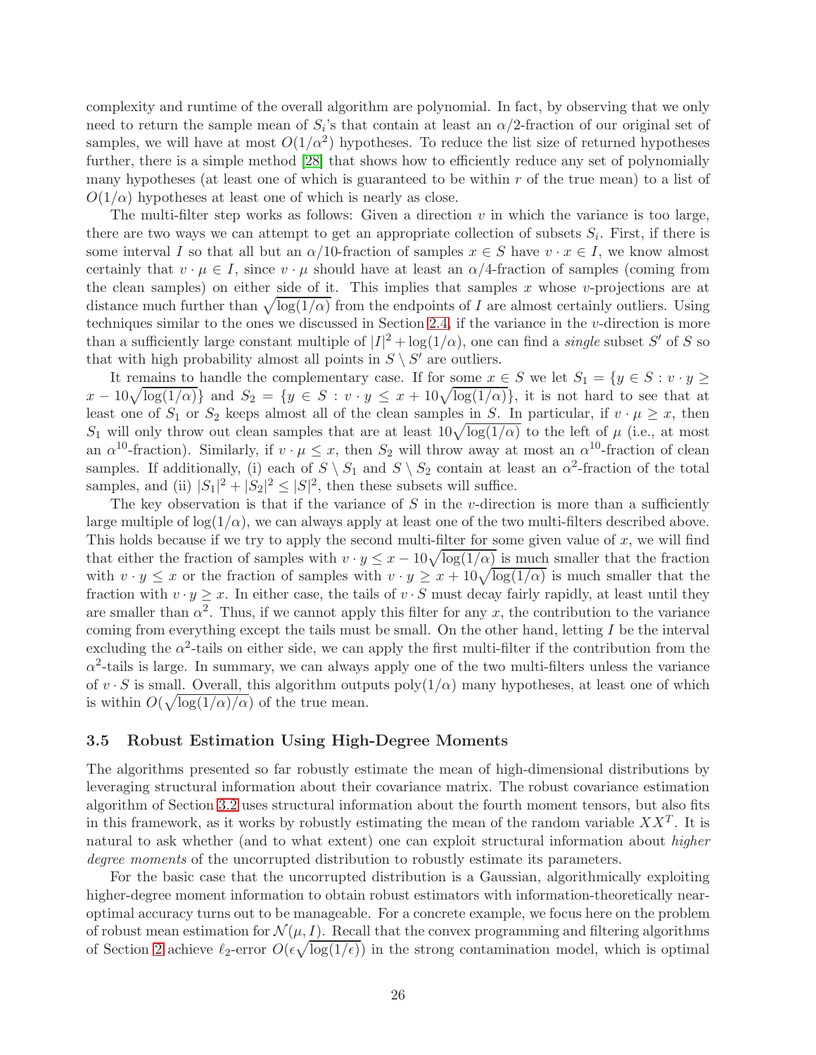complexity and runtime of the overall algorithm are polynomial. In fact, by observing that we only need to return the sample mean of $S_i$'s that contain at least an $\alpha/2$-fraction of our original set of samples, we will have at most $O(1/\alpha^2)$ hypotheses. To reduce the list size of returned hypotheses further, there is a simple method [28] that shows how to efficiently reduce any set of polynomially many hypotheses (at least one of which is guaranteed to be within $r$ of the true mean) to a list of $O(1/\alpha)$ hypotheses at least one of which is nearly as close.

The multi-filter step works as follows: Given a direction $v$ in which the variance is too large, there are two ways we can attempt to get an appropriate collection of subsets $S_i$. First, if there is some interval $I$ so that all but an $\alpha/10$-fraction of samples $x \in S$ have $v \cdot x \in I$, we know almost certainly that $v \cdot \mu \in I$, since $v \cdot \mu$ should have at least an $\alpha/4$-fraction of samples (coming from the clean samples) on either side of it. This implies that samples $x$ whose $v$-projections are at distance much further than $\sqrt{\log(1/\alpha)}$ from the endpoints of $I$ are almost certainly outliers. Using techniques similar to the ones we discussed in Section 2.4, if the variance in the $v$-direction is more than a sufficiently large constant multiple of $|I|^2 + \log(1/\alpha)$, one can find a *single* subset $S'$ of $S$ so that with high probability almost all points in $S \setminus S'$ are outliers.

It remains to handle the complementary case. If for some $x \in S$ we let $S_1 = \{y \in S : v \cdot y \geq x - 10\sqrt{\log(1/\alpha)}\}$ and $S_2 = \{y \in S : v \cdot y \leq x + 10\sqrt{\log(1/\alpha)}\}$, it is not hard to see that at least one of $S_1$ or $S_2$ keeps almost all of the clean samples in $S$. In particular, if $v \cdot \mu \geq x$, then $S_1$ will only throw out clean samples that are at least $10\sqrt{\log(1/\alpha)}$ to the left of $\mu$ (i.e., at most an $\alpha^{10}$-fraction). Similarly, if $v \cdot \mu \leq x$, then $S_2$ will throw away at most an $\alpha^{10}$-fraction of clean samples. If additionally, (i) each of $S \setminus S_1$ and $S \setminus S_2$ contain at least an $\alpha^2$-fraction of the total samples, and (ii) $|S_1|^2 + |S_2|^2 \leq |S|^2$, then these subsets will suffice.

The key observation is that if the variance of $S$ in the $v$-direction is more than a sufficiently large multiple of $\log(1/\alpha)$, we can always apply at least one of the two multi-filters described above. This holds because if we try to apply the second multi-filter for some given value of $x$, we will find that either the fraction of samples with $v \cdot y \leq x - 10\sqrt{\log(1/\alpha)}$ is much smaller that the fraction with $v \cdot y \leq x$ or the fraction of samples with $v \cdot y \geq x + 10\sqrt{\log(1/\alpha)}$ is much smaller that the fraction with $v \cdot y \geq x$. In either case, the tails of $v \cdot S$ must decay fairly rapidly, at least until they are smaller than $\alpha^2$. Thus, if we cannot apply this filter for any $x$, the contribution to the variance coming from everything except the tails must be small. On the other hand, letting $I$ be the interval excluding the $\alpha^2$-tails on either side, we can apply the first multi-filter if the contribution from the $\alpha^2$-tails is large. In summary, we can always apply one of the two multi-filters unless the variance of $v \cdot S$ is small. Overall, this algorithm outputs $\mathrm{poly}(1/\alpha)$ many hypotheses, at least one of which is within $O(\sqrt{\log(1/\alpha)/\alpha})$ of the true mean.

### 3.5 Robust Estimation Using High-Degree Moments

The algorithms presented so far robustly estimate the mean of high-dimensional distributions by leveraging structural information about their covariance matrix. The robust covariance estimation algorithm of Section 3.2 uses structural information about the fourth moment tensors, but also fits in this framework, as it works by robustly estimating the mean of the random variable $XX^T$. It is natural to ask whether (and to what extent) one can exploit structural information about *higher degree moments* of the uncorrupted distribution to robustly estimate its parameters.

For the basic case that the uncorrupted distribution is a Gaussian, algorithmically exploiting higher-degree moment information to obtain robust estimators with information-theoretically near-optimal accuracy turns out to be manageable. For a concrete example, we focus here on the problem of robust mean estimation for $\mathcal{N}(\mu, I)$. Recall that the convex programming and filtering algorithms of Section 2 achieve $\ell_2$-error $O(\epsilon\sqrt{\log(1/\epsilon)})$ in the strong contamination model, which is optimal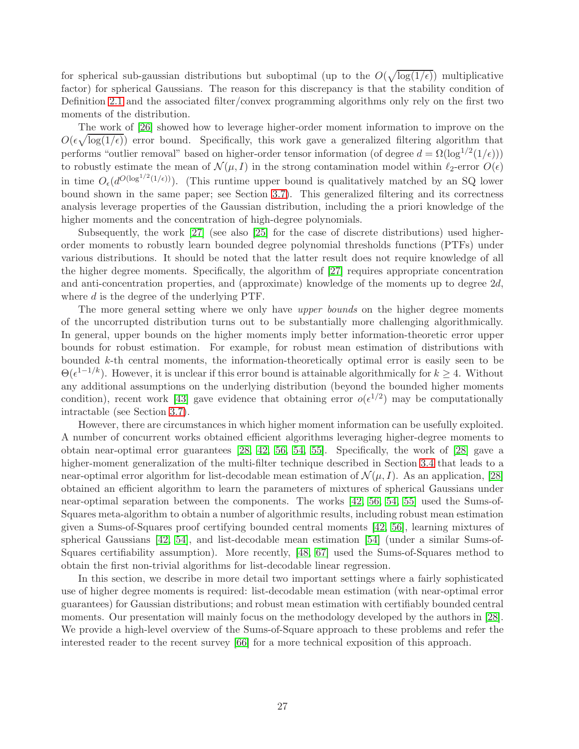for spherical sub-gaussian distributions but suboptimal (up to the $O(\sqrt{\log(1/\epsilon)})$ multiplicative factor) for spherical Gaussians. The reason for this discrepancy is that the stability condition of Definition 2.1 and the associated filter/convex programming algorithms only rely on the first two moments of the distribution.

The work of [26] showed how to leverage higher-order moment information to improve on the $O(\epsilon\sqrt{\log(1/\epsilon)})$ error bound. Specifically, this work gave a generalized filtering algorithm that performs "outlier removal" based on higher-order tensor information (of degree $d = \Omega(\log^{1/2}(1/\epsilon))$) to robustly estimate the mean of $\mathcal{N}(\mu, I)$ in the strong contamination model within $\ell_2$-error $O(\epsilon)$ in time $O_\epsilon(d^{O(\log^{1/2}(1/\epsilon))})$. (This runtime upper bound is qualitatively matched by an SQ lower bound shown in the same paper; see Section 3.7). This generalized filtering and its correctness analysis leverage properties of the Gaussian distribution, including the a priori knowledge of the higher moments and the concentration of high-degree polynomials.

Subsequently, the work [27] (see also [25] for the case of discrete distributions) used higher-order moments to robustly learn bounded degree polynomial thresholds functions (PTFs) under various distributions. It should be noted that the latter result does not require knowledge of all the higher degree moments. Specifically, the algorithm of [27] requires appropriate concentration and anti-concentration properties, and (approximate) knowledge of the moments up to degree $2d$, where $d$ is the degree of the underlying PTF.

The more general setting where we only have *upper bounds* on the higher degree moments of the uncorrupted distribution turns out to be substantially more challenging algorithmically. In general, upper bounds on the higher moments imply better information-theoretic error upper bounds for robust estimation. For example, for robust mean estimation of distributions with bounded $k$-th central moments, the information-theoretically optimal error is easily seen to be $\Theta(\epsilon^{1-1/k})$. However, it is unclear if this error bound is attainable algorithmically for $k \geq 4$. Without any additional assumptions on the underlying distribution (beyond the bounded higher moments condition), recent work [43] gave evidence that obtaining error $o(\epsilon^{1/2})$ may be computationally intractable (see Section 3.7).

However, there are circumstances in which higher moment information can be usefully exploited. A number of concurrent works obtained efficient algorithms leveraging higher-degree moments to obtain near-optimal error guarantees [28, 42, 56, 54, 55]. Specifically, the work of [28] gave a higher-moment generalization of the multi-filter technique described in Section 3.4 that leads to a near-optimal error algorithm for list-decodable mean estimation of $\mathcal{N}(\mu, I)$. As an application, [28] obtained an efficient algorithm to learn the parameters of mixtures of spherical Gaussians under near-optimal separation between the components. The works [42, 56, 54, 55] used the Sums-of-Squares meta-algorithm to obtain a number of algorithmic results, including robust mean estimation given a Sums-of-Squares proof certifying bounded central moments [42, 56], learning mixtures of spherical Gaussians [42, 54], and list-decodable mean estimation [54] (under a similar Sums-of-Squares certifiability assumption). More recently, [48, 67] used the Sums-of-Squares method to obtain the first non-trivial algorithms for list-decodable linear regression.

In this section, we describe in more detail two important settings where a fairly sophisticated use of higher degree moments is required: list-decodable mean estimation (with near-optimal error guarantees) for Gaussian distributions; and robust mean estimation with certifiably bounded central moments. Our presentation will mainly focus on the methodology developed by the authors in [28]. We provide a high-level overview of the Sums-of-Square approach to these problems and refer the interested reader to the recent survey [66] for a more technical exposition of this approach.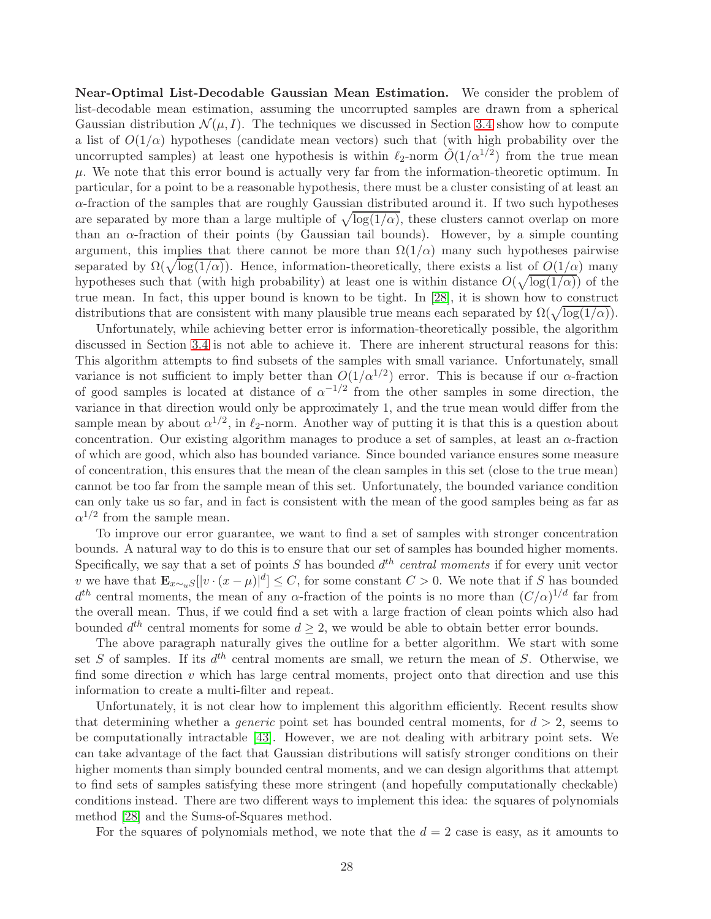**Near-Optimal List-Decodable Gaussian Mean Estimation.** We consider the problem of list-decodable mean estimation, assuming the uncorrupted samples are drawn from a spherical Gaussian distribution $\mathcal{N}(\mu, I)$. The techniques we discussed in Section 3.4 show how to compute a list of $O(1/\alpha)$ hypotheses (candidate mean vectors) such that (with high probability over the uncorrupted samples) at least one hypothesis is within $\ell_2$-norm $\tilde{O}(1/\alpha^{1/2})$ from the true mean $\mu$. We note that this error bound is actually very far from the information-theoretic optimum. In particular, for a point to be a reasonable hypothesis, there must be a cluster consisting of at least an $\alpha$-fraction of the samples that are roughly Gaussian distributed around it. If two such hypotheses are separated by more than a large multiple of $\sqrt{\log(1/\alpha)}$, these clusters cannot overlap on more than an $\alpha$-fraction of their points (by Gaussian tail bounds). However, by a simple counting argument, this implies that there cannot be more than $\Omega(1/\alpha)$ many such hypotheses pairwise separated by $\Omega(\sqrt{\log(1/\alpha)})$. Hence, information-theoretically, there exists a list of $O(1/\alpha)$ many hypotheses such that (with high probability) at least one is within distance $O(\sqrt{\log(1/\alpha)})$ of the true mean. In fact, this upper bound is known to be tight. In [28], it is shown how to construct distributions that are consistent with many plausible true means each separated by $\Omega(\sqrt{\log(1/\alpha)})$.

Unfortunately, while achieving better error is information-theoretically possible, the algorithm discussed in Section 3.4 is not able to achieve it. There are inherent structural reasons for this: This algorithm attempts to find subsets of the samples with small variance. Unfortunately, small variance is not sufficient to imply better than $O(1/\alpha^{1/2})$ error. This is because if our $\alpha$-fraction of good samples is located at distance of $\alpha^{-1/2}$ from the other samples in some direction, the variance in that direction would only be approximately 1, and the true mean would differ from the sample mean by about $\alpha^{1/2}$, in $\ell_2$-norm. Another way of putting it is that this is a question about concentration. Our existing algorithm manages to produce a set of samples, at least an $\alpha$-fraction of which are good, which also has bounded variance. Since bounded variance ensures some measure of concentration, this ensures that the mean of the clean samples in this set (close to the true mean) cannot be too far from the sample mean of this set. Unfortunately, the bounded variance condition can only take us so far, and in fact is consistent with the mean of the good samples being as far as $\alpha^{1/2}$ from the sample mean.

To improve our error guarantee, we want to find a set of samples with stronger concentration bounds. A natural way to do this is to ensure that our set of samples has bounded higher moments. Specifically, we say that a set of points $S$ has bounded $d^{th}$ *central moments* if for every unit vector $v$ we have that $\mathbf{E}_{x\sim_u S}[|v \cdot (x-\mu)|^d] \leq C$, for some constant $C > 0$. We note that if $S$ has bounded $d^{th}$ central moments, the mean of any $\alpha$-fraction of the points is no more than $(C/\alpha)^{1/d}$ far from the overall mean. Thus, if we could find a set with a large fraction of clean points which also had bounded $d^{th}$ central moments for some $d \geq 2$, we would be able to obtain better error bounds.

The above paragraph naturally gives the outline for a better algorithm. We start with some set $S$ of samples. If its $d^{th}$ central moments are small, we return the mean of $S$. Otherwise, we find some direction $v$ which has large central moments, project onto that direction and use this information to create a multi-filter and repeat.

Unfortunately, it is not clear how to implement this algorithm efficiently. Recent results show that determining whether a *generic* point set has bounded central moments, for $d > 2$, seems to be computationally intractable [43]. However, we are not dealing with arbitrary point sets. We can take advantage of the fact that Gaussian distributions will satisfy stronger conditions on their higher moments than simply bounded central moments, and we can design algorithms that attempt to find sets of samples satisfying these more stringent (and hopefully computationally checkable) conditions instead. There are two different ways to implement this idea: the squares of polynomials method [28] and the Sums-of-Squares method.

For the squares of polynomials method, we note that the $d = 2$ case is easy, as it amounts to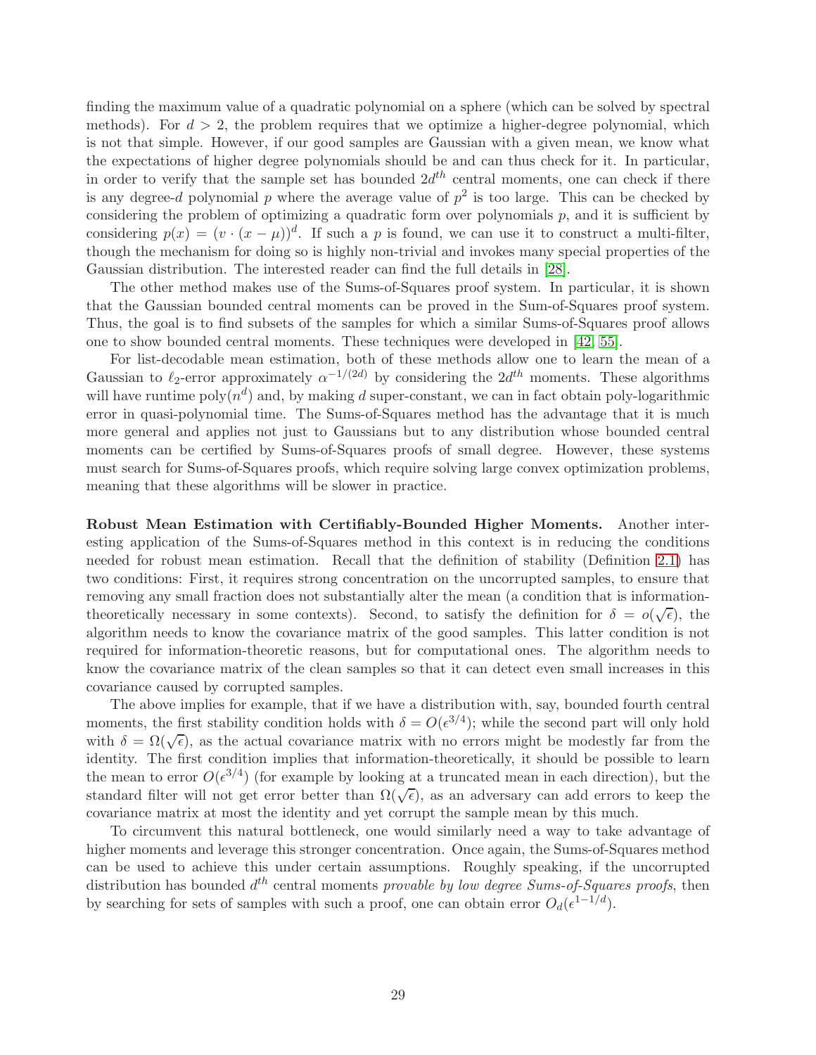finding the maximum value of a quadratic polynomial on a sphere (which can be solved by spectral methods). For $d > 2$, the problem requires that we optimize a higher-degree polynomial, which is not that simple. However, if our good samples are Gaussian with a given mean, we know what the expectations of higher degree polynomials should be and can thus check for it. In particular, in order to verify that the sample set has bounded $2d^{th}$ central moments, one can check if there is any degree-$d$ polynomial $p$ where the average value of $p^2$ is too large. This can be checked by considering the problem of optimizing a quadratic form over polynomials $p$, and it is sufficient by considering $p(x) = (v \cdot (x - \mu))^d$. If such a $p$ is found, we can use it to construct a multi-filter, though the mechanism for doing so is highly non-trivial and invokes many special properties of the Gaussian distribution. The interested reader can find the full details in [28].

The other method makes use of the Sums-of-Squares proof system. In particular, it is shown that the Gaussian bounded central moments can be proved in the Sum-of-Squares proof system. Thus, the goal is to find subsets of the samples for which a similar Sums-of-Squares proof allows one to show bounded central moments. These techniques were developed in [42, 55].

For list-decodable mean estimation, both of these methods allow one to learn the mean of a Gaussian to $\ell_2$-error approximately $\alpha^{-1/(2d)}$ by considering the $2d^{th}$ moments. These algorithms will have runtime $\mathrm{poly}(n^d)$ and, by making $d$ super-constant, we can in fact obtain poly-logarithmic error in quasi-polynomial time. The Sums-of-Squares method has the advantage that it is much more general and applies not just to Gaussians but to any distribution whose bounded central moments can be certified by Sums-of-Squares proofs of small degree. However, these systems must search for Sums-of-Squares proofs, which require solving large convex optimization problems, meaning that these algorithms will be slower in practice.

**Robust Mean Estimation with Certifiably-Bounded Higher Moments.** Another interesting application of the Sums-of-Squares method in this context is in reducing the conditions needed for robust mean estimation. Recall that the definition of stability (Definition 2.1) has two conditions: First, it requires strong concentration on the uncorrupted samples, to ensure that removing any small fraction does not substantially alter the mean (a condition that is information-theoretically necessary in some contexts). Second, to satisfy the definition for $\delta = o(\sqrt{\epsilon})$, the algorithm needs to know the covariance matrix of the good samples. This latter condition is not required for information-theoretic reasons, but for computational ones. The algorithm needs to know the covariance matrix of the clean samples so that it can detect even small increases in this covariance caused by corrupted samples.

The above implies for example, that if we have a distribution with, say, bounded fourth central moments, the first stability condition holds with $\delta = O(\epsilon^{3/4})$; while the second part will only hold with $\delta = \Omega(\sqrt{\epsilon})$, as the actual covariance matrix with no errors might be modestly far from the identity. The first condition implies that information-theoretically, it should be possible to learn the mean to error $O(\epsilon^{3/4})$ (for example by looking at a truncated mean in each direction), but the standard filter will not get error better than $\Omega(\sqrt{\epsilon})$, as an adversary can add errors to keep the covariance matrix at most the identity and yet corrupt the sample mean by this much.

To circumvent this natural bottleneck, one would similarly need a way to take advantage of higher moments and leverage this stronger concentration. Once again, the Sums-of-Squares method can be used to achieve this under certain assumptions. Roughly speaking, if the uncorrupted distribution has bounded $d^{th}$ central moments *provable by low degree Sums-of-Squares proofs*, then by searching for sets of samples with such a proof, one can obtain error $O_d(\epsilon^{1-1/d})$.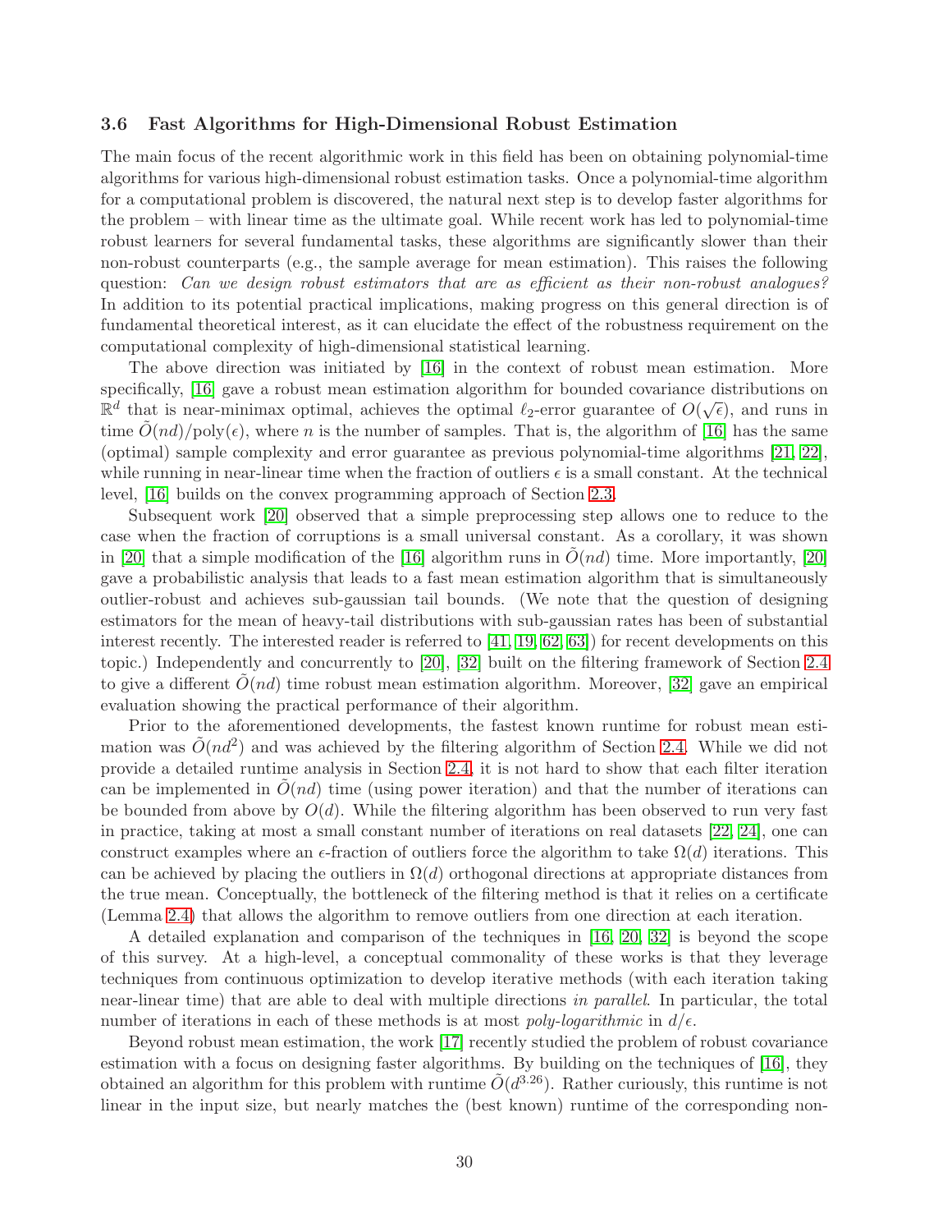### 3.6 Fast Algorithms for High-Dimensional Robust Estimation

The main focus of the recent algorithmic work in this field has been on obtaining polynomial-time algorithms for various high-dimensional robust estimation tasks. Once a polynomial-time algorithm for a computational problem is discovered, the natural next step is to develop faster algorithms for the problem – with linear time as the ultimate goal. While recent work has led to polynomial-time robust learners for several fundamental tasks, these algorithms are significantly slower than their non-robust counterparts (e.g., the sample average for mean estimation). This raises the following question: *Can we design robust estimators that are as efficient as their non-robust analogues?* In addition to its potential practical implications, making progress on this general direction is of fundamental theoretical interest, as it can elucidate the effect of the robustness requirement on the computational complexity of high-dimensional statistical learning.

The above direction was initiated by [16] in the context of robust mean estimation. More specifically, [16] gave a robust mean estimation algorithm for bounded covariance distributions on $\mathbb{R}^d$ that is near-minimax optimal, achieves the optimal $\ell_2$-error guarantee of $O(\sqrt{\epsilon})$, and runs in time $\tilde{O}(nd)/\mathrm{poly}(\epsilon)$, where $n$ is the number of samples. That is, the algorithm of [16] has the same (optimal) sample complexity and error guarantee as previous polynomial-time algorithms [21, 22], while running in near-linear time when the fraction of outliers $\epsilon$ is a small constant. At the technical level, [16] builds on the convex programming approach of Section 2.3.

Subsequent work [20] observed that a simple preprocessing step allows one to reduce to the case when the fraction of corruptions is a small universal constant. As a corollary, it was shown in [20] that a simple modification of the [16] algorithm runs in $\tilde{O}(nd)$ time. More importantly, [20] gave a probabilistic analysis that leads to a fast mean estimation algorithm that is simultaneously outlier-robust and achieves sub-gaussian tail bounds. (We note that the question of designing estimators for the mean of heavy-tail distributions with sub-gaussian rates has been of substantial interest recently. The interested reader is referred to [41, 19, 62, 63]) for recent developments on this topic.) Independently and concurrently to [20], [32] built on the filtering framework of Section 2.4 to give a different $\tilde{O}(nd)$ time robust mean estimation algorithm. Moreover, [32] gave an empirical evaluation showing the practical performance of their algorithm.

Prior to the aforementioned developments, the fastest known runtime for robust mean estimation was $\tilde{O}(nd^2)$ and was achieved by the filtering algorithm of Section 2.4. While we did not provide a detailed runtime analysis in Section 2.4, it is not hard to show that each filter iteration can be implemented in $\tilde{O}(nd)$ time (using power iteration) and that the number of iterations can be bounded from above by $O(d)$. While the filtering algorithm has been observed to run very fast in practice, taking at most a small constant number of iterations on real datasets [22, 24], one can construct examples where an $\epsilon$-fraction of outliers force the algorithm to take $\Omega(d)$ iterations. This can be achieved by placing the outliers in $\Omega(d)$ orthogonal directions at appropriate distances from the true mean. Conceptually, the bottleneck of the filtering method is that it relies on a certificate (Lemma 2.4) that allows the algorithm to remove outliers from one direction at each iteration.

A detailed explanation and comparison of the techniques in [16, 20, 32] is beyond the scope of this survey. At a high-level, a conceptual commonality of these works is that they leverage techniques from continuous optimization to develop iterative methods (with each iteration taking near-linear time) that are able to deal with multiple directions *in parallel*. In particular, the total number of iterations in each of these methods is at most *poly-logarithmic* in $d/\epsilon$.

Beyond robust mean estimation, the work [17] recently studied the problem of robust covariance estimation with a focus on designing faster algorithms. By building on the techniques of [16], they obtained an algorithm for this problem with runtime $\tilde{O}(d^{3.26})$. Rather curiously, this runtime is not linear in the input size, but nearly matches the (best known) runtime of the corresponding non-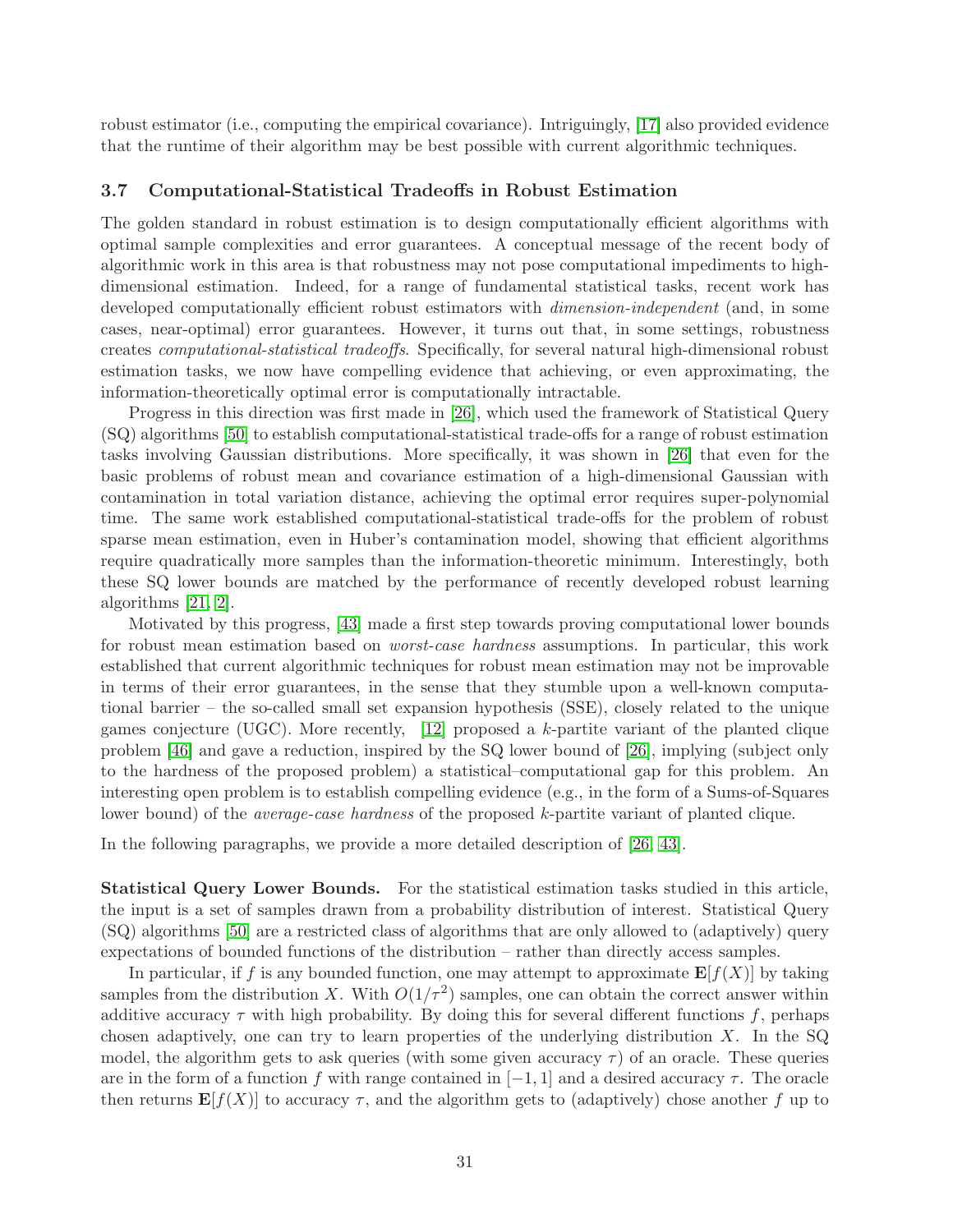robust estimator (i.e., computing the empirical covariance). Intriguingly, [17] also provided evidence that the runtime of their algorithm may be best possible with current algorithmic techniques.

### 3.7 Computational-Statistical Tradeoffs in Robust Estimation

The golden standard in robust estimation is to design computationally efficient algorithms with optimal sample complexities and error guarantees. A conceptual message of the recent body of algorithmic work in this area is that robustness may not pose computational impediments to high-dimensional estimation. Indeed, for a range of fundamental statistical tasks, recent work has developed computationally efficient robust estimators with *dimension-independent* (and, in some cases, near-optimal) error guarantees. However, it turns out that, in some settings, robustness creates *computational-statistical tradeoffs*. Specifically, for several natural high-dimensional robust estimation tasks, we now have compelling evidence that achieving, or even approximating, the information-theoretically optimal error is computationally intractable.

Progress in this direction was first made in [26], which used the framework of Statistical Query (SQ) algorithms [50] to establish computational-statistical trade-offs for a range of robust estimation tasks involving Gaussian distributions. More specifically, it was shown in [26] that even for the basic problems of robust mean and covariance estimation of a high-dimensional Gaussian with contamination in total variation distance, achieving the optimal error requires super-polynomial time. The same work established computational-statistical trade-offs for the problem of robust sparse mean estimation, even in Huber's contamination model, showing that efficient algorithms require quadratically more samples than the information-theoretic minimum. Interestingly, both these SQ lower bounds are matched by the performance of recently developed robust learning algorithms [21, 2].

Motivated by this progress, [43] made a first step towards proving computational lower bounds for robust mean estimation based on *worst-case hardness* assumptions. In particular, this work established that current algorithmic techniques for robust mean estimation may not be improvable in terms of their error guarantees, in the sense that they stumble upon a well-known computational barrier – the so-called small set expansion hypothesis (SSE), closely related to the unique games conjecture (UGC). More recently, [12] proposed a $k$-partite variant of the planted clique problem [46] and gave a reduction, inspired by the SQ lower bound of [26], implying (subject only to the hardness of the proposed problem) a statistical–computational gap for this problem. An interesting open problem is to establish compelling evidence (e.g., in the form of a Sums-of-Squares lower bound) of the *average-case hardness* of the proposed $k$-partite variant of planted clique.

In the following paragraphs, we provide a more detailed description of [26, 43].

**Statistical Query Lower Bounds.** For the statistical estimation tasks studied in this article, the input is a set of samples drawn from a probability distribution of interest. Statistical Query (SQ) algorithms [50] are a restricted class of algorithms that are only allowed to (adaptively) query expectations of bounded functions of the distribution – rather than directly access samples.

In particular, if $f$ is any bounded function, one may attempt to approximate $\mathbf{E}[f(X)]$ by taking samples from the distribution $X$. With $O(1/\tau^2)$ samples, one can obtain the correct answer within additive accuracy $\tau$ with high probability. By doing this for several different functions $f$, perhaps chosen adaptively, one can try to learn properties of the underlying distribution $X$. In the SQ model, the algorithm gets to ask queries (with some given accuracy $\tau$) of an oracle. These queries are in the form of a function $f$ with range contained in $[-1, 1]$ and a desired accuracy $\tau$. The oracle then returns $\mathbf{E}[f(X)]$ to accuracy $\tau$, and the algorithm gets to (adaptively) chose another $f$ up to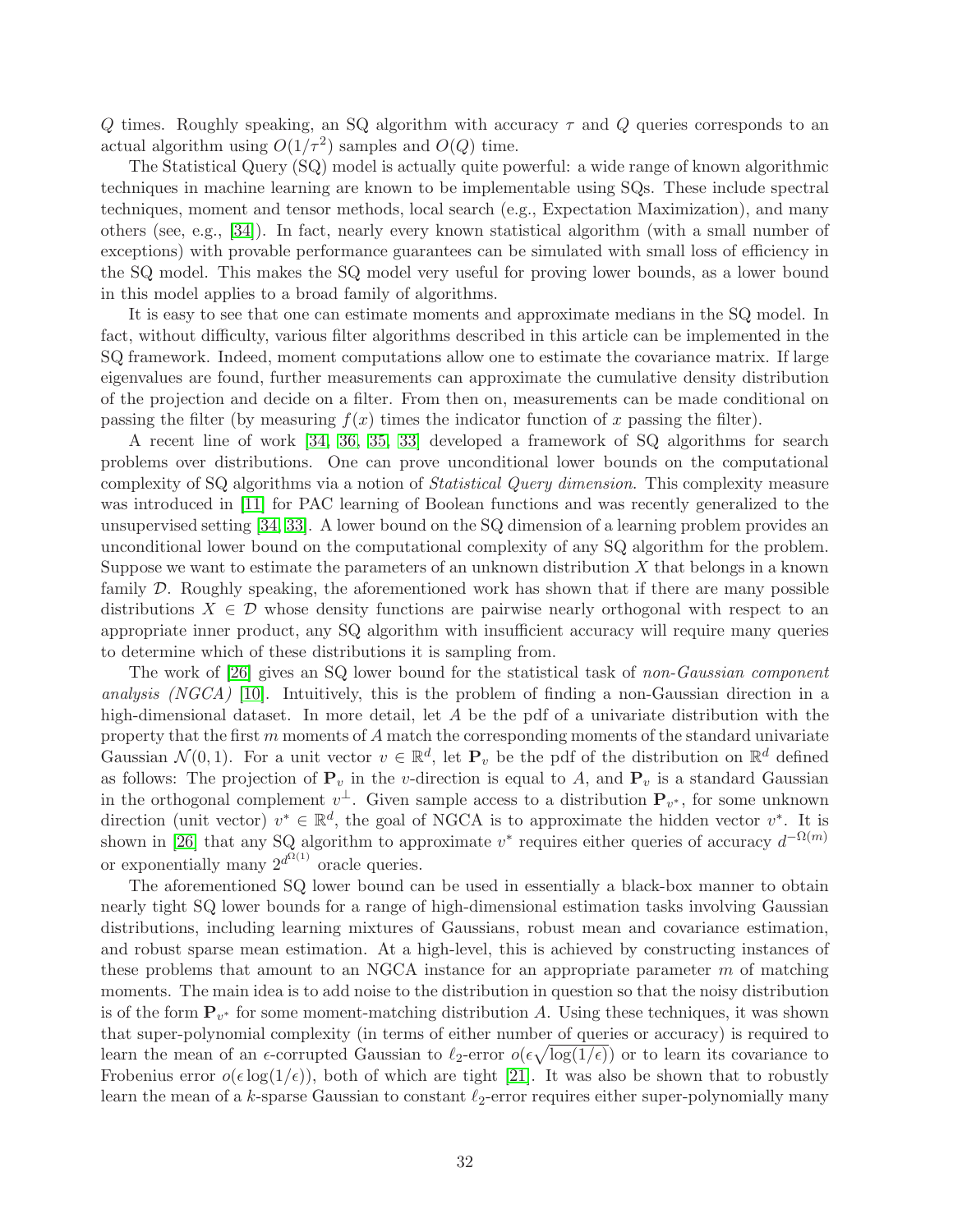$Q$ times. Roughly speaking, an SQ algorithm with accuracy $\tau$ and $Q$ queries corresponds to an actual algorithm using $O(1/\tau^2)$ samples and $O(Q)$ time.

The Statistical Query (SQ) model is actually quite powerful: a wide range of known algorithmic techniques in machine learning are known to be implementable using SQs. These include spectral techniques, moment and tensor methods, local search (e.g., Expectation Maximization), and many others (see, e.g., [34]). In fact, nearly every known statistical algorithm (with a small number of exceptions) with provable performance guarantees can be simulated with small loss of efficiency in the SQ model. This makes the SQ model very useful for proving lower bounds, as a lower bound in this model applies to a broad family of algorithms.

It is easy to see that one can estimate moments and approximate medians in the SQ model. In fact, without difficulty, various filter algorithms described in this article can be implemented in the SQ framework. Indeed, moment computations allow one to estimate the covariance matrix. If large eigenvalues are found, further measurements can approximate the cumulative density distribution of the projection and decide on a filter. From then on, measurements can be made conditional on passing the filter (by measuring $f(x)$ times the indicator function of $x$ passing the filter).

A recent line of work [34, 36, 35, 33] developed a framework of SQ algorithms for search problems over distributions. One can prove unconditional lower bounds on the computational complexity of SQ algorithms via a notion of *Statistical Query dimension*. This complexity measure was introduced in [11] for PAC learning of Boolean functions and was recently generalized to the unsupervised setting [34, 33]. A lower bound on the SQ dimension of a learning problem provides an unconditional lower bound on the computational complexity of any SQ algorithm for the problem. Suppose we want to estimate the parameters of an unknown distribution $X$ that belongs in a known family $\mathcal{D}$. Roughly speaking, the aforementioned work has shown that if there are many possible distributions $X \in \mathcal{D}$ whose density functions are pairwise nearly orthogonal with respect to an appropriate inner product, any SQ algorithm with insufficient accuracy will require many queries to determine which of these distributions it is sampling from.

The work of [26] gives an SQ lower bound for the statistical task of *non-Gaussian component analysis (NGCA)* [10]. Intuitively, this is the problem of finding a non-Gaussian direction in a high-dimensional dataset. In more detail, let $A$ be the pdf of a univariate distribution with the property that the first $m$ moments of $A$ match the corresponding moments of the standard univariate Gaussian $\mathcal{N}(0, 1)$. For a unit vector $v \in \mathbb{R}^d$, let $\mathbf{P}_v$ be the pdf of the distribution on $\mathbb{R}^d$ defined as follows: The projection of $\mathbf{P}_v$ in the $v$-direction is equal to $A$, and $\mathbf{P}_v$ is a standard Gaussian in the orthogonal complement $v^{\perp}$. Given sample access to a distribution $\mathbf{P}_{v^*}$, for some unknown direction (unit vector) $v^* \in \mathbb{R}^d$, the goal of NGCA is to approximate the hidden vector $v^*$. It is shown in [26] that any SQ algorithm to approximate $v^*$ requires either queries of accuracy $d^{-\Omega(m)}$ or exponentially many $2^{d^{\Omega(1)}}$ oracle queries.

The aforementioned SQ lower bound can be used in essentially a black-box manner to obtain nearly tight SQ lower bounds for a range of high-dimensional estimation tasks involving Gaussian distributions, including learning mixtures of Gaussians, robust mean and covariance estimation, and robust sparse mean estimation. At a high-level, this is achieved by constructing instances of these problems that amount to an NGCA instance for an appropriate parameter $m$ of matching moments. The main idea is to add noise to the distribution in question so that the noisy distribution is of the form $\mathbf{P}_{v^*}$ for some moment-matching distribution $A$. Using these techniques, it was shown that super-polynomial complexity (in terms of either number of queries or accuracy) is required to learn the mean of an $\epsilon$-corrupted Gaussian to $\ell_2$-error $o(\epsilon\sqrt{\log(1/\epsilon)})$ or to learn its covariance to Frobenius error $o(\epsilon \log(1/\epsilon))$, both of which are tight [21]. It was also be shown that to robustly learn the mean of a $k$-sparse Gaussian to constant $\ell_2$-error requires either super-polynomially many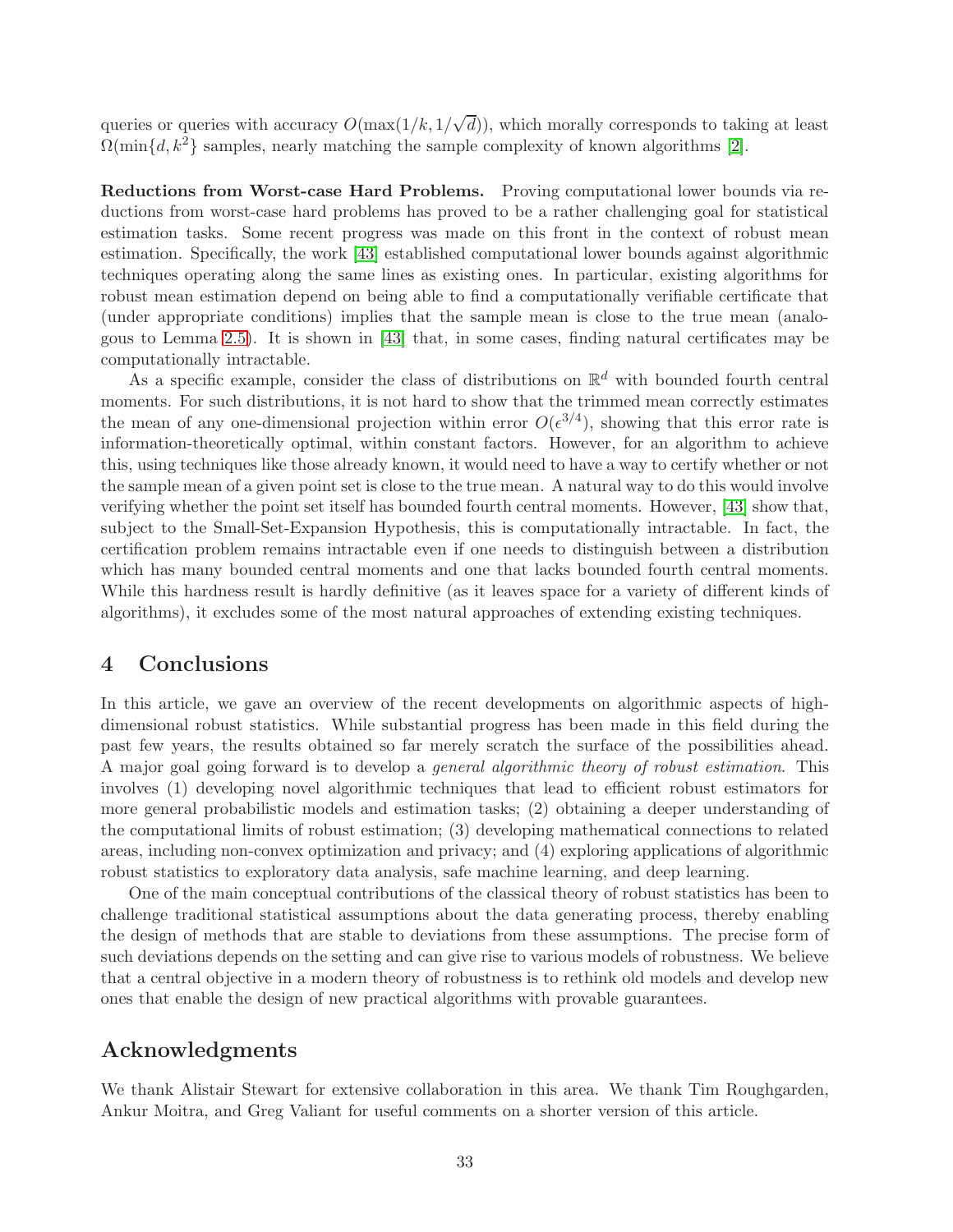queries or queries with accuracy $O(\max(1/k, 1/\sqrt{d}))$, which morally corresponds to taking at least $\Omega(\min\{d, k^2\}$ samples, nearly matching the sample complexity of known algorithms [2].

**Reductions from Worst-case Hard Problems.** Proving computational lower bounds via reductions from worst-case hard problems has proved to be a rather challenging goal for statistical estimation tasks. Some recent progress was made on this front in the context of robust mean estimation. Specifically, the work [43] established computational lower bounds against algorithmic techniques operating along the same lines as existing ones. In particular, existing algorithms for robust mean estimation depend on being able to find a computationally verifiable certificate that (under appropriate conditions) implies that the sample mean is close to the true mean (analogous to Lemma 2.5). It is shown in [43] that, in some cases, finding natural certificates may be computationally intractable.

As a specific example, consider the class of distributions on $\mathbb{R}^d$ with bounded fourth central moments. For such distributions, it is not hard to show that the trimmed mean correctly estimates the mean of any one-dimensional projection within error $O(\epsilon^{3/4})$, showing that this error rate is information-theoretically optimal, within constant factors. However, for an algorithm to achieve this, using techniques like those already known, it would need to have a way to certify whether or not the sample mean of a given point set is close to the true mean. A natural way to do this would involve verifying whether the point set itself has bounded fourth central moments. However, [43] show that, subject to the Small-Set-Expansion Hypothesis, this is computationally intractable. In fact, the certification problem remains intractable even if one needs to distinguish between a distribution which has many bounded central moments and one that lacks bounded fourth central moments. While this hardness result is hardly definitive (as it leaves space for a variety of different kinds of algorithms), it excludes some of the most natural approaches of extending existing techniques.

# 4 Conclusions

In this article, we gave an overview of the recent developments on algorithmic aspects of high-dimensional robust statistics. While substantial progress has been made in this field during the past few years, the results obtained so far merely scratch the surface of the possibilities ahead. A major goal going forward is to develop a *general algorithmic theory of robust estimation*. This involves (1) developing novel algorithmic techniques that lead to efficient robust estimators for more general probabilistic models and estimation tasks; (2) obtaining a deeper understanding of the computational limits of robust estimation; (3) developing mathematical connections to related areas, including non-convex optimization and privacy; and (4) exploring applications of algorithmic robust statistics to exploratory data analysis, safe machine learning, and deep learning.

One of the main conceptual contributions of the classical theory of robust statistics has been to challenge traditional statistical assumptions about the data generating process, thereby enabling the design of methods that are stable to deviations from these assumptions. The precise form of such deviations depends on the setting and can give rise to various models of robustness. We believe that a central objective in a modern theory of robustness is to rethink old models and develop new ones that enable the design of new practical algorithms with provable guarantees.

# Acknowledgments

We thank Alistair Stewart for extensive collaboration in this area. We thank Tim Roughgarden, Ankur Moitra, and Greg Valiant for useful comments on a shorter version of this article.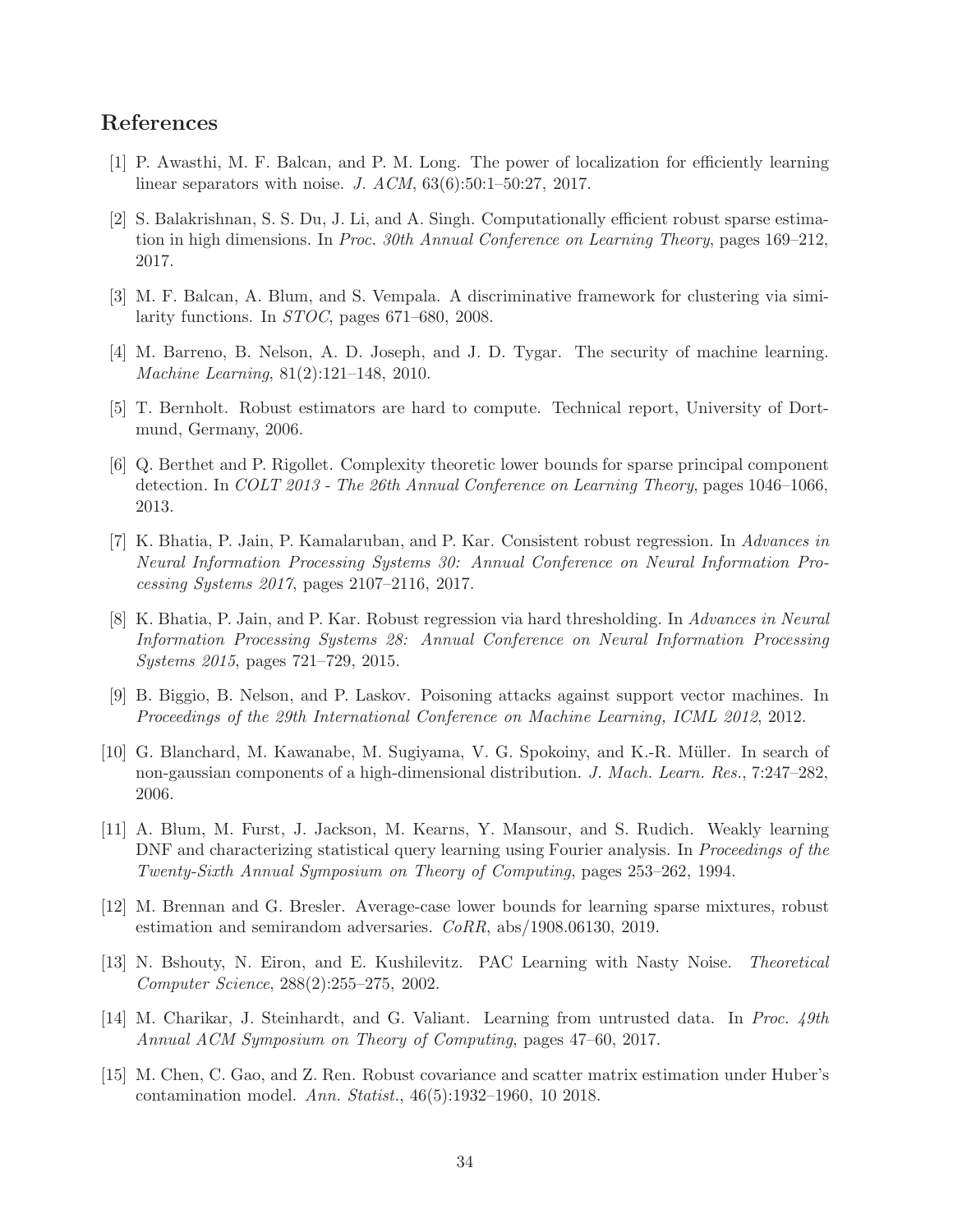## References

[1] P. Awasthi, M. F. Balcan, and P. M. Long. The power of localization for efficiently learning linear separators with noise. *J. ACM*, 63(6):50:1–50:27, 2017.

[2] S. Balakrishnan, S. S. Du, J. Li, and A. Singh. Computationally efficient robust sparse estimation in high dimensions. In *Proc. 30th Annual Conference on Learning Theory*, pages 169–212, 2017.

[3] M. F. Balcan, A. Blum, and S. Vempala. A discriminative framework for clustering via similarity functions. In *STOC*, pages 671–680, 2008.

[4] M. Barreno, B. Nelson, A. D. Joseph, and J. D. Tygar. The security of machine learning. *Machine Learning*, 81(2):121–148, 2010.

[5] T. Bernholt. Robust estimators are hard to compute. Technical report, University of Dortmund, Germany, 2006.

[6] Q. Berthet and P. Rigollet. Complexity theoretic lower bounds for sparse principal component detection. In *COLT 2013 - The 26th Annual Conference on Learning Theory*, pages 1046–1066, 2013.

[7] K. Bhatia, P. Jain, P. Kamalaruban, and P. Kar. Consistent robust regression. In *Advances in Neural Information Processing Systems 30: Annual Conference on Neural Information Processing Systems 2017*, pages 2107–2116, 2017.

[8] K. Bhatia, P. Jain, and P. Kar. Robust regression via hard thresholding. In *Advances in Neural Information Processing Systems 28: Annual Conference on Neural Information Processing Systems 2015*, pages 721–729, 2015.

[9] B. Biggio, B. Nelson, and P. Laskov. Poisoning attacks against support vector machines. In *Proceedings of the 29th International Conference on Machine Learning, ICML 2012*, 2012.

[10] G. Blanchard, M. Kawanabe, M. Sugiyama, V. G. Spokoiny, and K.-R. Müller. In search of non-gaussian components of a high-dimensional distribution. *J. Mach. Learn. Res.*, 7:247–282, 2006.

[11] A. Blum, M. Furst, J. Jackson, M. Kearns, Y. Mansour, and S. Rudich. Weakly learning DNF and characterizing statistical query learning using Fourier analysis. In *Proceedings of the Twenty-Sixth Annual Symposium on Theory of Computing*, pages 253–262, 1994.

[12] M. Brennan and G. Bresler. Average-case lower bounds for learning sparse mixtures, robust estimation and semirandom adversaries. *CoRR*, abs/1908.06130, 2019.

[13] N. Bshouty, N. Eiron, and E. Kushilevitz. PAC Learning with Nasty Noise. *Theoretical Computer Science*, 288(2):255–275, 2002.

[14] M. Charikar, J. Steinhardt, and G. Valiant. Learning from untrusted data. In *Proc. 49th Annual ACM Symposium on Theory of Computing*, pages 47–60, 2017.

[15] M. Chen, C. Gao, and Z. Ren. Robust covariance and scatter matrix estimation under Huber's contamination model. *Ann. Statist.*, 46(5):1932–1960, 10 2018.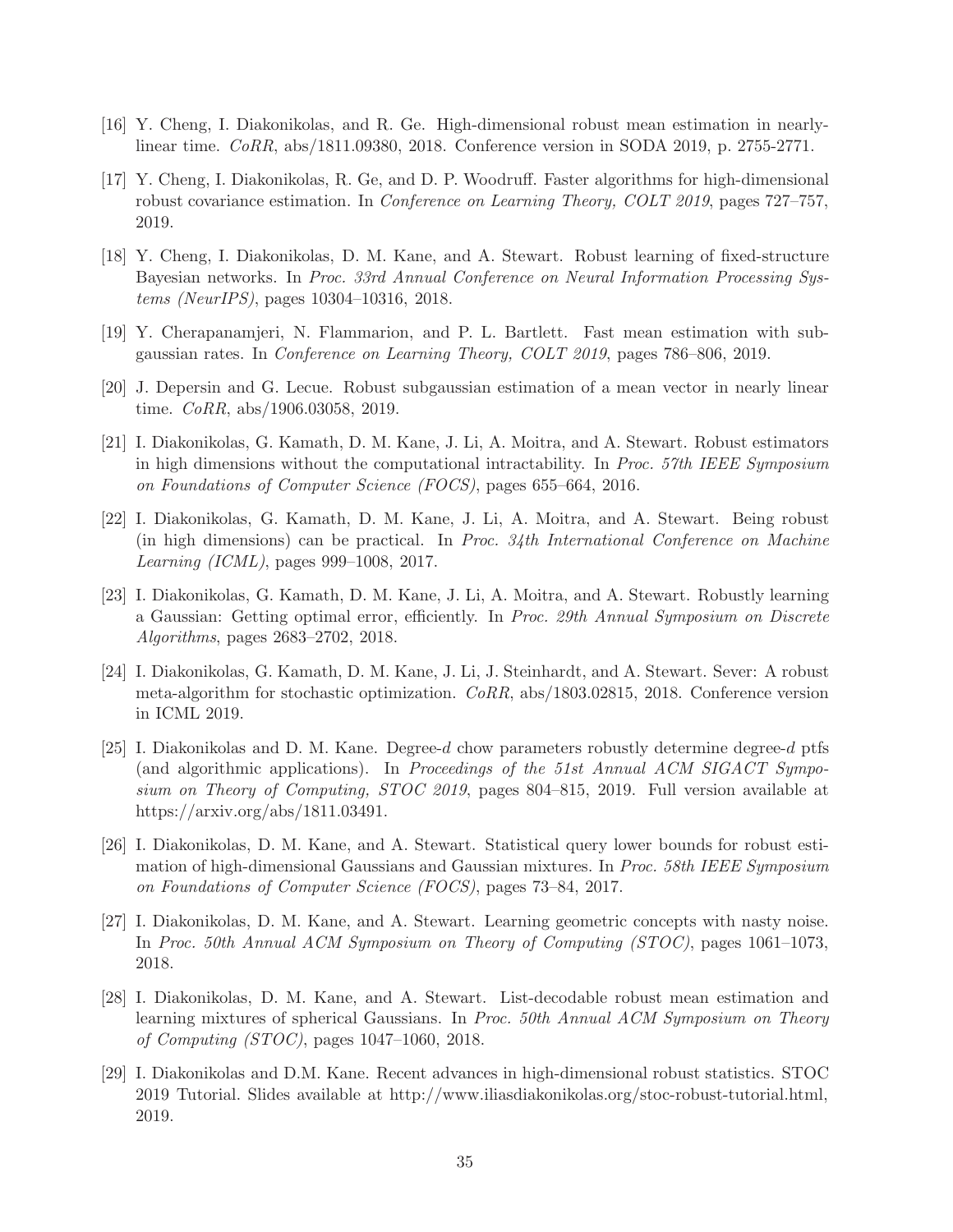[16] Y. Cheng, I. Diakonikolas, and R. Ge. High-dimensional robust mean estimation in nearly-linear time. *CoRR*, abs/1811.09380, 2018. Conference version in SODA 2019, p. 2755-2771.

[17] Y. Cheng, I. Diakonikolas, R. Ge, and D. P. Woodruff. Faster algorithms for high-dimensional robust covariance estimation. In *Conference on Learning Theory, COLT 2019*, pages 727–757, 2019.

[18] Y. Cheng, I. Diakonikolas, D. M. Kane, and A. Stewart. Robust learning of fixed-structure Bayesian networks. In *Proc. 33rd Annual Conference on Neural Information Processing Systems (NeurIPS)*, pages 10304–10316, 2018.

[19] Y. Cherapanamjeri, N. Flammarion, and P. L. Bartlett. Fast mean estimation with sub-gaussian rates. In *Conference on Learning Theory, COLT 2019*, pages 786–806, 2019.

[20] J. Depersin and G. Lecue. Robust subgaussian estimation of a mean vector in nearly linear time. *CoRR*, abs/1906.03058, 2019.

[21] I. Diakonikolas, G. Kamath, D. M. Kane, J. Li, A. Moitra, and A. Stewart. Robust estimators in high dimensions without the computational intractability. In *Proc. 57th IEEE Symposium on Foundations of Computer Science (FOCS)*, pages 655–664, 2016.

[22] I. Diakonikolas, G. Kamath, D. M. Kane, J. Li, A. Moitra, and A. Stewart. Being robust (in high dimensions) can be practical. In *Proc. 34th International Conference on Machine Learning (ICML)*, pages 999–1008, 2017.

[23] I. Diakonikolas, G. Kamath, D. M. Kane, J. Li, A. Moitra, and A. Stewart. Robustly learning a Gaussian: Getting optimal error, efficiently. In *Proc. 29th Annual Symposium on Discrete Algorithms*, pages 2683–2702, 2018.

[24] I. Diakonikolas, G. Kamath, D. M. Kane, J. Li, J. Steinhardt, and A. Stewart. Sever: A robust meta-algorithm for stochastic optimization. *CoRR*, abs/1803.02815, 2018. Conference version in ICML 2019.

[25] I. Diakonikolas and D. M. Kane. Degree-$d$ chow parameters robustly determine degree-$d$ ptfs (and algorithmic applications). In *Proceedings of the 51st Annual ACM SIGACT Symposium on Theory of Computing, STOC 2019*, pages 804–815, 2019. Full version available at https://arxiv.org/abs/1811.03491.

[26] I. Diakonikolas, D. M. Kane, and A. Stewart. Statistical query lower bounds for robust estimation of high-dimensional Gaussians and Gaussian mixtures. In *Proc. 58th IEEE Symposium on Foundations of Computer Science (FOCS)*, pages 73–84, 2017.

[27] I. Diakonikolas, D. M. Kane, and A. Stewart. Learning geometric concepts with nasty noise. In *Proc. 50th Annual ACM Symposium on Theory of Computing (STOC)*, pages 1061–1073, 2018.

[28] I. Diakonikolas, D. M. Kane, and A. Stewart. List-decodable robust mean estimation and learning mixtures of spherical Gaussians. In *Proc. 50th Annual ACM Symposium on Theory of Computing (STOC)*, pages 1047–1060, 2018.

[29] I. Diakonikolas and D.M. Kane. Recent advances in high-dimensional robust statistics. STOC 2019 Tutorial. Slides available at http://www.iliasdiakonikolas.org/stoc-robust-tutorial.html, 2019.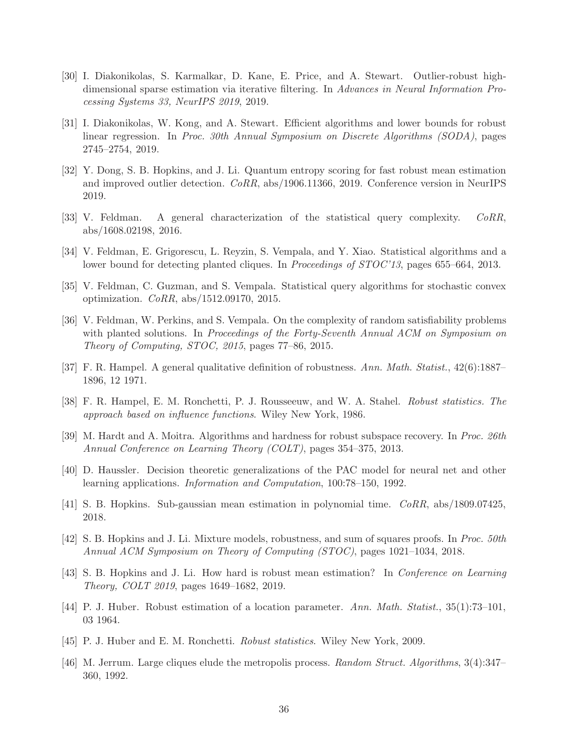[30] I. Diakonikolas, S. Karmalkar, D. Kane, E. Price, and A. Stewart. Outlier-robust high-dimensional sparse estimation via iterative filtering. In *Advances in Neural Information Processing Systems 33, NeurIPS 2019*, 2019.

[31] I. Diakonikolas, W. Kong, and A. Stewart. Efficient algorithms and lower bounds for robust linear regression. In *Proc. 30th Annual Symposium on Discrete Algorithms (SODA)*, pages 2745–2754, 2019.

[32] Y. Dong, S. B. Hopkins, and J. Li. Quantum entropy scoring for fast robust mean estimation and improved outlier detection. *CoRR*, abs/1906.11366, 2019. Conference version in NeurIPS 2019.

[33] V. Feldman. A general characterization of the statistical query complexity. *CoRR*, abs/1608.02198, 2016.

[34] V. Feldman, E. Grigorescu, L. Reyzin, S. Vempala, and Y. Xiao. Statistical algorithms and a lower bound for detecting planted cliques. In *Proceedings of STOC'13*, pages 655–664, 2013.

[35] V. Feldman, C. Guzman, and S. Vempala. Statistical query algorithms for stochastic convex optimization. *CoRR*, abs/1512.09170, 2015.

[36] V. Feldman, W. Perkins, and S. Vempala. On the complexity of random satisfiability problems with planted solutions. In *Proceedings of the Forty-Seventh Annual ACM on Symposium on Theory of Computing, STOC, 2015*, pages 77–86, 2015.

[37] F. R. Hampel. A general qualitative definition of robustness. *Ann. Math. Statist.*, 42(6):1887–1896, 12 1971.

[38] F. R. Hampel, E. M. Ronchetti, P. J. Rousseeuw, and W. A. Stahel. *Robust statistics. The approach based on influence functions*. Wiley New York, 1986.

[39] M. Hardt and A. Moitra. Algorithms and hardness for robust subspace recovery. In *Proc. 26th Annual Conference on Learning Theory (COLT)*, pages 354–375, 2013.

[40] D. Haussler. Decision theoretic generalizations of the PAC model for neural net and other learning applications. *Information and Computation*, 100:78–150, 1992.

[41] S. B. Hopkins. Sub-gaussian mean estimation in polynomial time. *CoRR*, abs/1809.07425, 2018.

[42] S. B. Hopkins and J. Li. Mixture models, robustness, and sum of squares proofs. In *Proc. 50th Annual ACM Symposium on Theory of Computing (STOC)*, pages 1021–1034, 2018.

[43] S. B. Hopkins and J. Li. How hard is robust mean estimation? In *Conference on Learning Theory, COLT 2019*, pages 1649–1682, 2019.

[44] P. J. Huber. Robust estimation of a location parameter. *Ann. Math. Statist.*, 35(1):73–101, 03 1964.

[45] P. J. Huber and E. M. Ronchetti. *Robust statistics*. Wiley New York, 2009.

[46] M. Jerrum. Large cliques elude the metropolis process. *Random Struct. Algorithms*, 3(4):347–360, 1992.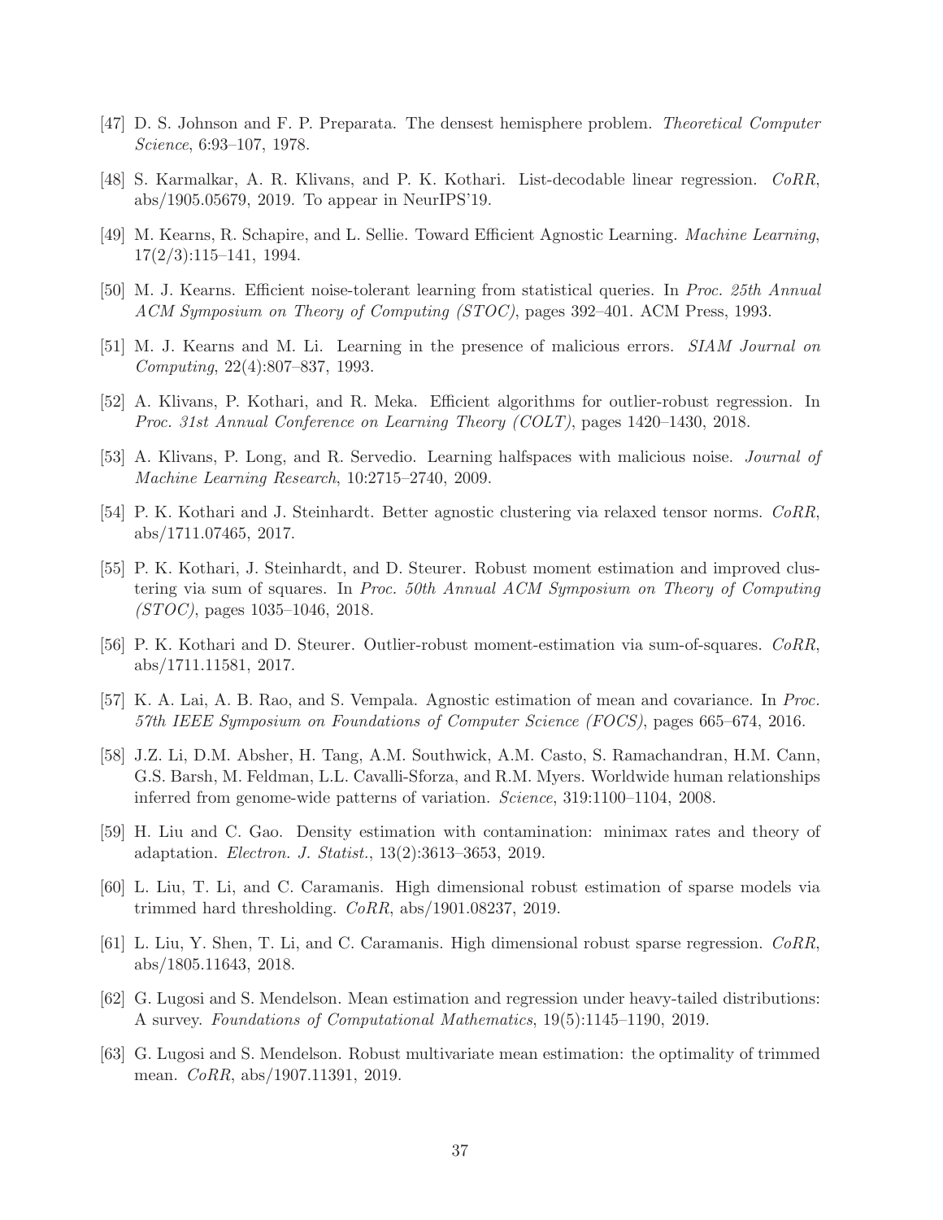[47] D. S. Johnson and F. P. Preparata. The densest hemisphere problem. *Theoretical Computer Science*, 6:93–107, 1978.

[48] S. Karmalkar, A. R. Klivans, and P. K. Kothari. List-decodable linear regression. *CoRR*, abs/1905.05679, 2019. To appear in NeurIPS'19.

[49] M. Kearns, R. Schapire, and L. Sellie. Toward Efficient Agnostic Learning. *Machine Learning*, 17(2/3):115–141, 1994.

[50] M. J. Kearns. Efficient noise-tolerant learning from statistical queries. In *Proc. 25th Annual ACM Symposium on Theory of Computing (STOC)*, pages 392–401. ACM Press, 1993.

[51] M. J. Kearns and M. Li. Learning in the presence of malicious errors. *SIAM Journal on Computing*, 22(4):807–837, 1993.

[52] A. Klivans, P. Kothari, and R. Meka. Efficient algorithms for outlier-robust regression. In *Proc. 31st Annual Conference on Learning Theory (COLT)*, pages 1420–1430, 2018.

[53] A. Klivans, P. Long, and R. Servedio. Learning halfspaces with malicious noise. *Journal of Machine Learning Research*, 10:2715–2740, 2009.

[54] P. K. Kothari and J. Steinhardt. Better agnostic clustering via relaxed tensor norms. *CoRR*, abs/1711.07465, 2017.

[55] P. K. Kothari, J. Steinhardt, and D. Steurer. Robust moment estimation and improved clustering via sum of squares. In *Proc. 50th Annual ACM Symposium on Theory of Computing (STOC)*, pages 1035–1046, 2018.

[56] P. K. Kothari and D. Steurer. Outlier-robust moment-estimation via sum-of-squares. *CoRR*, abs/1711.11581, 2017.

[57] K. A. Lai, A. B. Rao, and S. Vempala. Agnostic estimation of mean and covariance. In *Proc. 57th IEEE Symposium on Foundations of Computer Science (FOCS)*, pages 665–674, 2016.

[58] J.Z. Li, D.M. Absher, H. Tang, A.M. Southwick, A.M. Casto, S. Ramachandran, H.M. Cann, G.S. Barsh, M. Feldman, L.L. Cavalli-Sforza, and R.M. Myers. Worldwide human relationships inferred from genome-wide patterns of variation. *Science*, 319:1100–1104, 2008.

[59] H. Liu and C. Gao. Density estimation with contamination: minimax rates and theory of adaptation. *Electron. J. Statist.*, 13(2):3613–3653, 2019.

[60] L. Liu, T. Li, and C. Caramanis. High dimensional robust estimation of sparse models via trimmed hard thresholding. *CoRR*, abs/1901.08237, 2019.

[61] L. Liu, Y. Shen, T. Li, and C. Caramanis. High dimensional robust sparse regression. *CoRR*, abs/1805.11643, 2018.

[62] G. Lugosi and S. Mendelson. Mean estimation and regression under heavy-tailed distributions: A survey. *Foundations of Computational Mathematics*, 19(5):1145–1190, 2019.

[63] G. Lugosi and S. Mendelson. Robust multivariate mean estimation: the optimality of trimmed mean. *CoRR*, abs/1907.11391, 2019.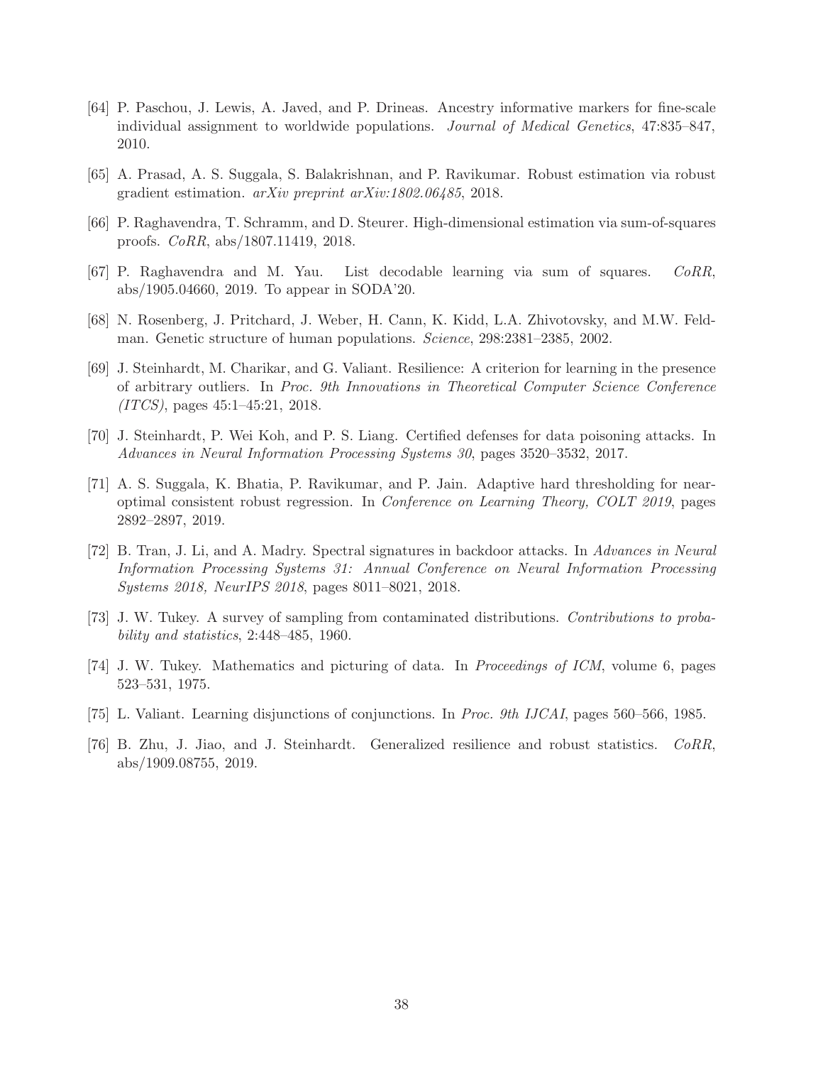[64] P. Paschou, J. Lewis, A. Javed, and P. Drineas. Ancestry informative markers for fine-scale individual assignment to worldwide populations. *Journal of Medical Genetics*, 47:835–847, 2010.

[65] A. Prasad, A. S. Suggala, S. Balakrishnan, and P. Ravikumar. Robust estimation via robust gradient estimation. *arXiv preprint arXiv:1802.06485*, 2018.

[66] P. Raghavendra, T. Schramm, and D. Steurer. High-dimensional estimation via sum-of-squares proofs. *CoRR*, abs/1807.11419, 2018.

[67] P. Raghavendra and M. Yau. List decodable learning via sum of squares. *CoRR*, abs/1905.04660, 2019. To appear in SODA'20.

[68] N. Rosenberg, J. Pritchard, J. Weber, H. Cann, K. Kidd, L.A. Zhivotovsky, and M.W. Feldman. Genetic structure of human populations. *Science*, 298:2381–2385, 2002.

[69] J. Steinhardt, M. Charikar, and G. Valiant. Resilience: A criterion for learning in the presence of arbitrary outliers. In *Proc. 9th Innovations in Theoretical Computer Science Conference (ITCS)*, pages 45:1–45:21, 2018.

[70] J. Steinhardt, P. Wei Koh, and P. S. Liang. Certified defenses for data poisoning attacks. In *Advances in Neural Information Processing Systems 30*, pages 3520–3532, 2017.

[71] A. S. Suggala, K. Bhatia, P. Ravikumar, and P. Jain. Adaptive hard thresholding for near-optimal consistent robust regression. In *Conference on Learning Theory, COLT 2019*, pages 2892–2897, 2019.

[72] B. Tran, J. Li, and A. Madry. Spectral signatures in backdoor attacks. In *Advances in Neural Information Processing Systems 31: Annual Conference on Neural Information Processing Systems 2018, NeurIPS 2018*, pages 8011–8021, 2018.

[73] J. W. Tukey. A survey of sampling from contaminated distributions. *Contributions to probability and statistics*, 2:448–485, 1960.

[74] J. W. Tukey. Mathematics and picturing of data. In *Proceedings of ICM*, volume 6, pages 523–531, 1975.

[75] L. Valiant. Learning disjunctions of conjunctions. In *Proc. 9th IJCAI*, pages 560–566, 1985.

[76] B. Zhu, J. Jiao, and J. Steinhardt. Generalized resilience and robust statistics. *CoRR*, abs/1909.08755, 2019.